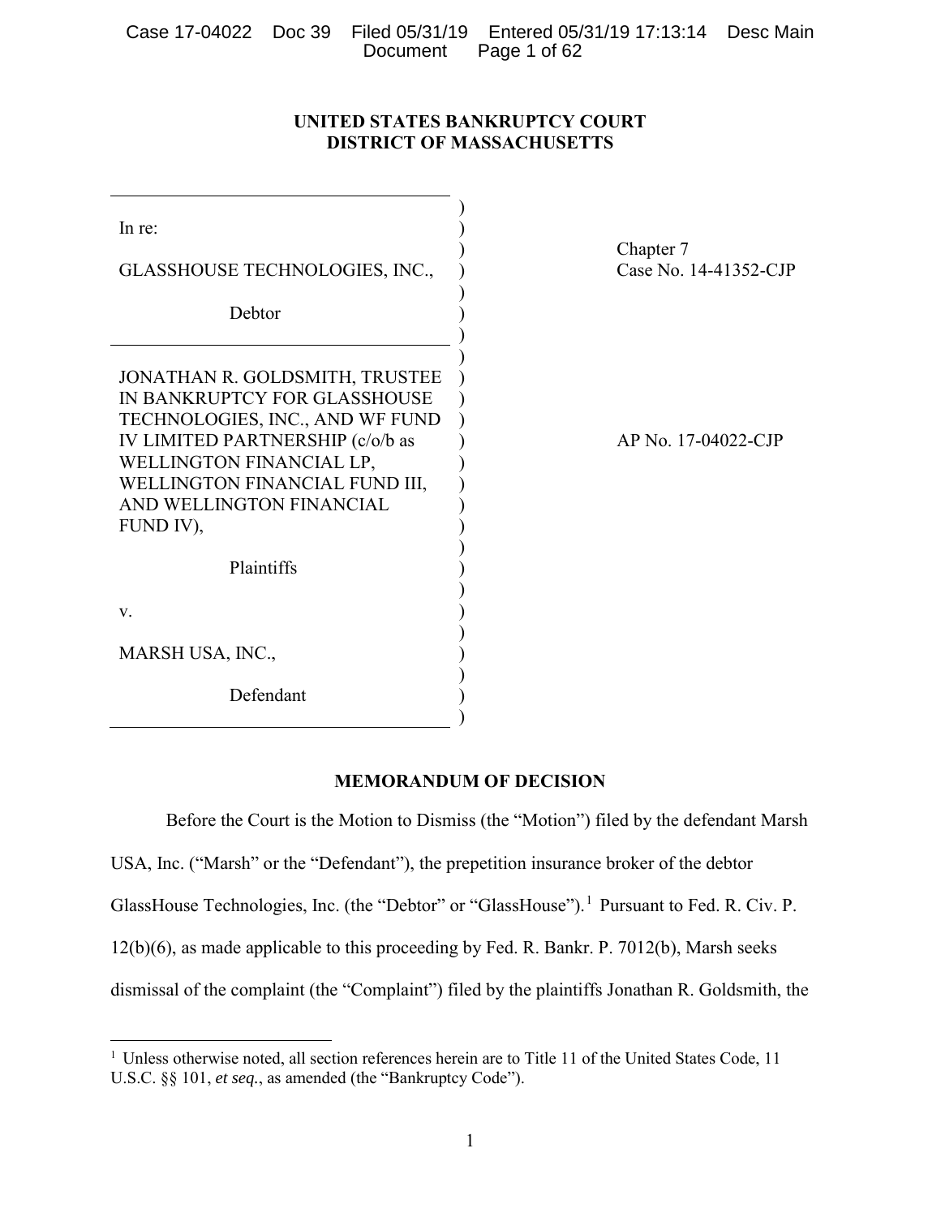**UNITED STATES BANKRUPTCY COURT**
**DISTRICT OF MASSACHUSETTS**

| | |
|---|---|
| In re:<br><br>GLASSHOUSE TECHNOLOGIES, INC.,<br><br>Debtor | Chapter 7<br>Case No. 14-41352-CJP |
| JONATHAN R. GOLDSMITH, TRUSTEE IN BANKRUPTCY FOR GLASSHOUSE TECHNOLOGIES, INC., AND WF FUND IV LIMITED PARTNERSHIP (c/o/b as WELLINGTON FINANCIAL LP, WELLINGTON FINANCIAL FUND III, AND WELLINGTON FINANCIAL FUND IV),<br><br>Plaintiffs<br><br>v.<br><br>MARSH USA, INC.,<br><br>Defendant | AP No. 17-04022-CJP |

**MEMORANDUM OF DECISION**

Before the Court is the Motion to Dismiss (the "Motion") filed by the defendant Marsh USA, Inc. ("Marsh" or the "Defendant"), the prepetition insurance broker of the debtor GlassHouse Technologies, Inc. (the "Debtor" or "GlassHouse").[1] Pursuant to Fed. R. Civ. P. 12(b)(6), as made applicable to this proceeding by Fed. R. Bankr. P. 7012(b), Marsh seeks dismissal of the complaint (the "Complaint") filed by the plaintiffs Jonathan R. Goldsmith, the

[1] Unless otherwise noted, all section references herein are to Title 11 of the United States Code, 11 U.S.C. §§ 101, *et seq.*, as amended (the "Bankruptcy Code").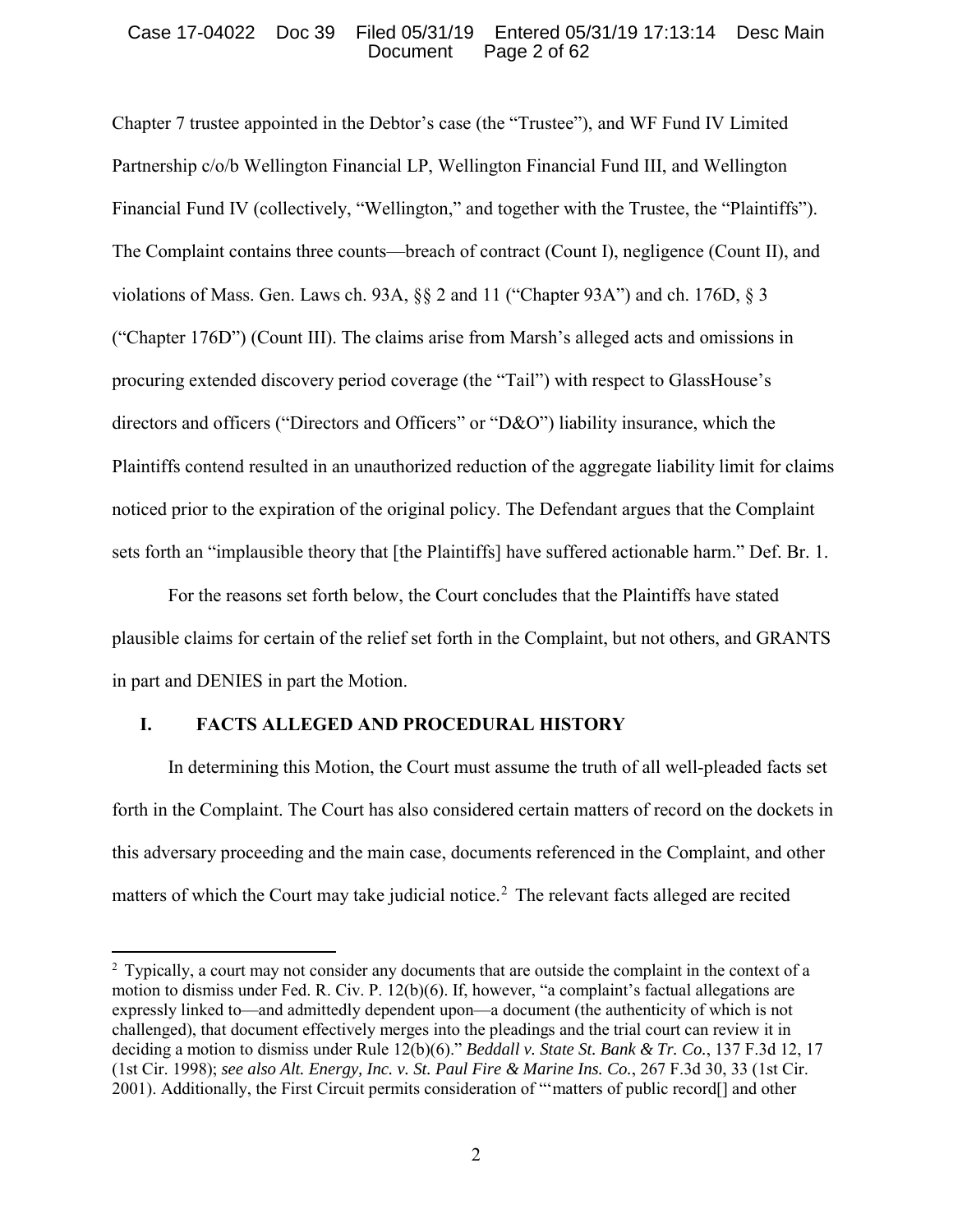Chapter 7 trustee appointed in the Debtor's case (the "Trustee"), and WF Fund IV Limited Partnership c/o/b Wellington Financial LP, Wellington Financial Fund III, and Wellington Financial Fund IV (collectively, "Wellington," and together with the Trustee, the "Plaintiffs"). The Complaint contains three counts—breach of contract (Count I), negligence (Count II), and violations of Mass. Gen. Laws ch. 93A, §§ 2 and 11 ("Chapter 93A") and ch. 176D, § 3 ("Chapter 176D") (Count III). The claims arise from Marsh's alleged acts and omissions in procuring extended discovery period coverage (the "Tail") with respect to GlassHouse's directors and officers ("Directors and Officers" or "D&O") liability insurance, which the Plaintiffs contend resulted in an unauthorized reduction of the aggregate liability limit for claims noticed prior to the expiration of the original policy. The Defendant argues that the Complaint sets forth an "implausible theory that [the Plaintiffs] have suffered actionable harm." Def. Br. 1.

For the reasons set forth below, the Court concludes that the Plaintiffs have stated plausible claims for certain of the relief set forth in the Complaint, but not others, and GRANTS in part and DENIES in part the Motion.

## I. FACTS ALLEGED AND PROCEDURAL HISTORY

In determining this Motion, the Court must assume the truth of all well-pleaded facts set forth in the Complaint. The Court has also considered certain matters of record on the dockets in this adversary proceeding and the main case, documents referenced in the Complaint, and other matters of which the Court may take judicial notice.[2] The relevant facts alleged are recited

---

[2] Typically, a court may not consider any documents that are outside the complaint in the context of a motion to dismiss under Fed. R. Civ. P. 12(b)(6). If, however, "a complaint's factual allegations are expressly linked to—and admittedly dependent upon—a document (the authenticity of which is not challenged), that document effectively merges into the pleadings and the trial court can review it in deciding a motion to dismiss under Rule 12(b)(6)." *Beddall v. State St. Bank & Tr. Co.*, 137 F.3d 12, 17 (1st Cir. 1998); *see also Alt. Energy, Inc. v. St. Paul Fire & Marine Ins. Co.*, 267 F.3d 30, 33 (1st Cir. 2001). Additionally, the First Circuit permits consideration of "'matters of public record[] and other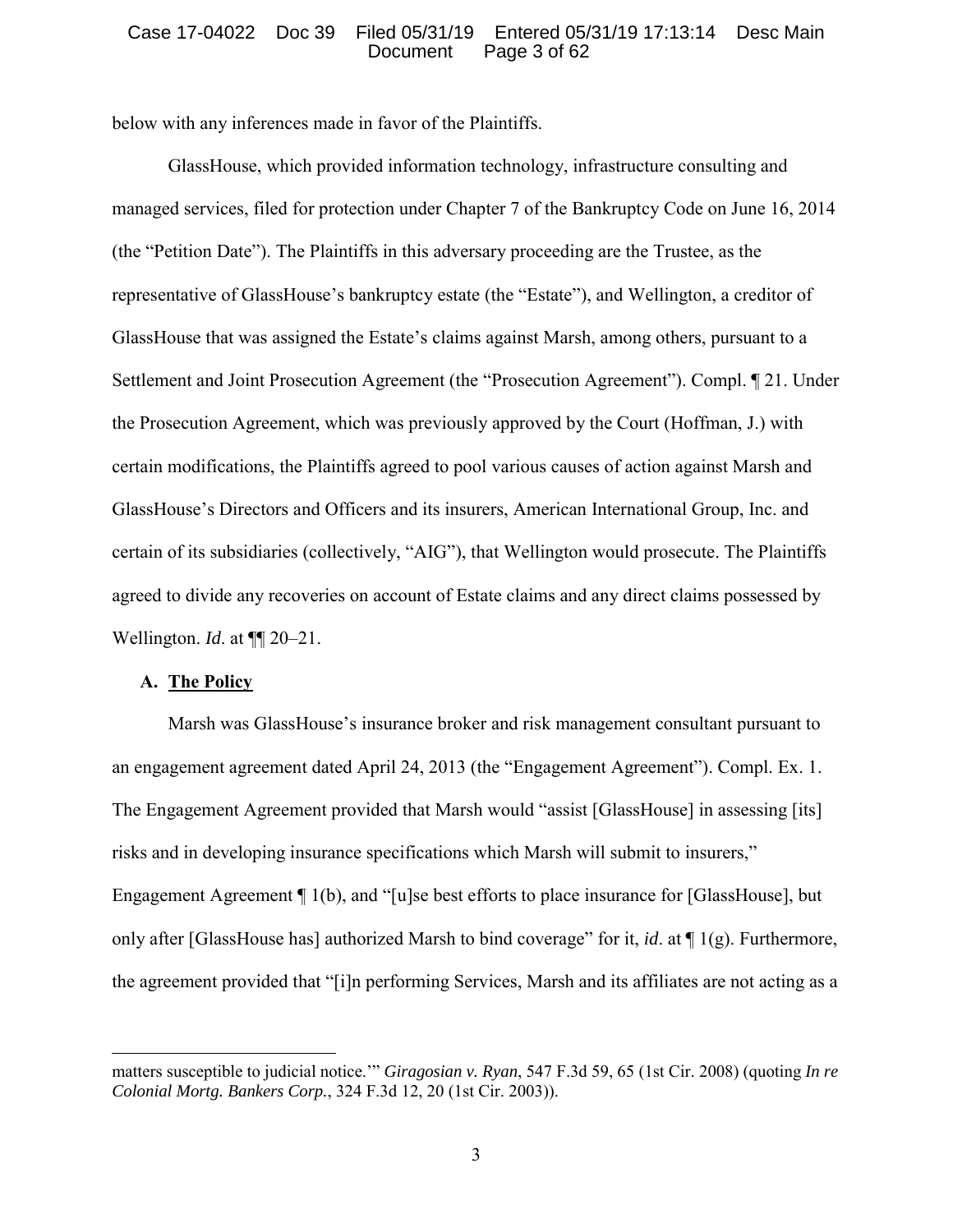below with any inferences made in favor of the Plaintiffs.

GlassHouse, which provided information technology, infrastructure consulting and managed services, filed for protection under Chapter 7 of the Bankruptcy Code on June 16, 2014 (the "Petition Date"). The Plaintiffs in this adversary proceeding are the Trustee, as the representative of GlassHouse's bankruptcy estate (the "Estate"), and Wellington, a creditor of GlassHouse that was assigned the Estate's claims against Marsh, among others, pursuant to a Settlement and Joint Prosecution Agreement (the "Prosecution Agreement"). Compl. ¶ 21. Under the Prosecution Agreement, which was previously approved by the Court (Hoffman, J.) with certain modifications, the Plaintiffs agreed to pool various causes of action against Marsh and GlassHouse's Directors and Officers and its insurers, American International Group, Inc. and certain of its subsidiaries (collectively, "AIG"), that Wellington would prosecute. The Plaintiffs agreed to divide any recoveries on account of Estate claims and any direct claims possessed by Wellington. *Id*. at ¶¶ 20–21.

### A. The Policy

Marsh was GlassHouse's insurance broker and risk management consultant pursuant to an engagement agreement dated April 24, 2013 (the "Engagement Agreement"). Compl. Ex. 1. The Engagement Agreement provided that Marsh would "assist [GlassHouse] in assessing [its] risks and in developing insurance specifications which Marsh will submit to insurers," Engagement Agreement ¶ 1(b), and "[u]se best efforts to place insurance for [GlassHouse], but only after [GlassHouse has] authorized Marsh to bind coverage" for it, *id*. at ¶ 1(g). Furthermore, the agreement provided that "[i]n performing Services, Marsh and its affiliates are not acting as a

---

matters susceptible to judicial notice.'" *Giragosian v. Ryan*, 547 F.3d 59, 65 (1st Cir. 2008) (quoting *In re Colonial Mortg. Bankers Corp.*, 324 F.3d 12, 20 (1st Cir. 2003)).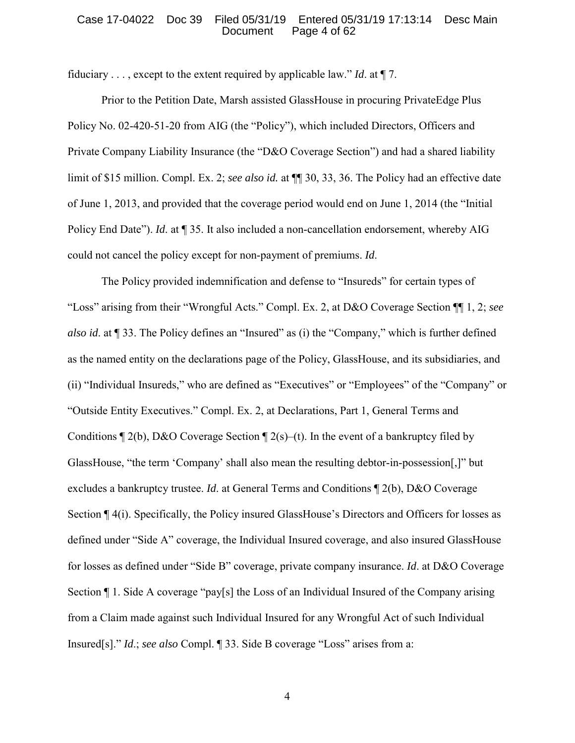fiduciary . . . , except to the extent required by applicable law." *Id*. at ¶ 7.

Prior to the Petition Date, Marsh assisted GlassHouse in procuring PrivateEdge Plus Policy No. 02-420-51-20 from AIG (the "Policy"), which included Directors, Officers and Private Company Liability Insurance (the "D&O Coverage Section") and had a shared liability limit of $15 million. Compl. Ex. 2; *see also id.* at ¶¶ 30, 33, 36. The Policy had an effective date of June 1, 2013, and provided that the coverage period would end on June 1, 2014 (the "Initial Policy End Date"). *Id*. at ¶ 35. It also included a non-cancellation endorsement, whereby AIG could not cancel the policy except for non-payment of premiums. *Id*.

The Policy provided indemnification and defense to "Insureds" for certain types of "Loss" arising from their "Wrongful Acts." Compl. Ex. 2, at D&O Coverage Section ¶¶ 1, 2; *see also id.* at ¶ 33. The Policy defines an "Insured" as (i) the "Company," which is further defined as the named entity on the declarations page of the Policy, GlassHouse, and its subsidiaries, and (ii) "Individual Insureds," who are defined as "Executives" or "Employees" of the "Company" or "Outside Entity Executives." Compl. Ex. 2, at Declarations, Part 1, General Terms and Conditions ¶ 2(b), D&O Coverage Section ¶ 2(s)–(t). In the event of a bankruptcy filed by GlassHouse, "the term 'Company' shall also mean the resulting debtor-in-possession[,]" but excludes a bankruptcy trustee. *Id*. at General Terms and Conditions ¶ 2(b), D&O Coverage Section ¶ 4(i). Specifically, the Policy insured GlassHouse's Directors and Officers for losses as defined under "Side A" coverage, the Individual Insured coverage, and also insured GlassHouse for losses as defined under "Side B" coverage, private company insurance. *Id*. at D&O Coverage Section ¶ 1. Side A coverage "pay[s] the Loss of an Individual Insured of the Company arising from a Claim made against such Individual Insured for any Wrongful Act of such Individual Insured[s]." *Id*.; *see also* Compl. ¶ 33. Side B coverage "Loss" arises from a: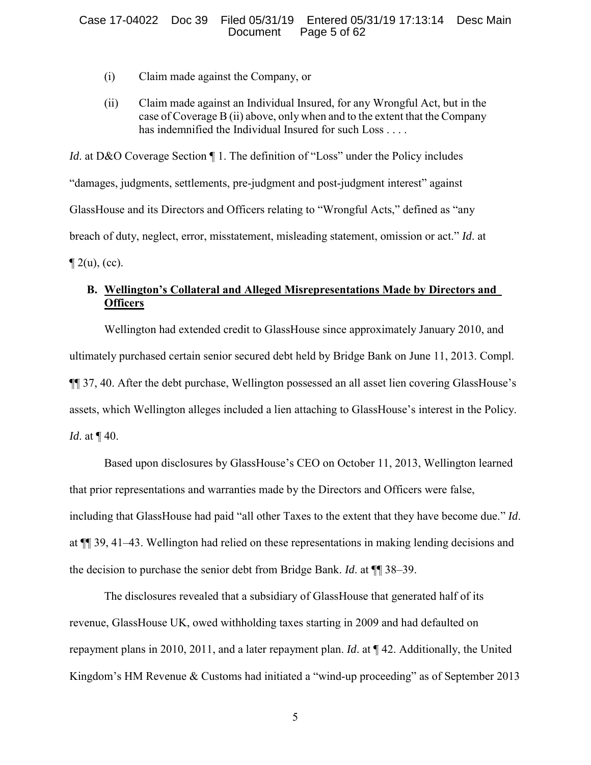(i) Claim made against the Company, or

(ii) Claim made against an Individual Insured, for any Wrongful Act, but in the case of Coverage B (ii) above, only when and to the extent that the Company has indemnified the Individual Insured for such Loss . . . .

*Id*. at D&O Coverage Section ¶ 1. The definition of "Loss" under the Policy includes "damages, judgments, settlements, pre-judgment and post-judgment interest" against GlassHouse and its Directors and Officers relating to "Wrongful Acts," defined as "any breach of duty, neglect, error, misstatement, misleading statement, omission or act." *Id*. at ¶ 2(u), (cc).

### B. Wellington's Collateral and Alleged Misrepresentations Made by Directors and Officers

Wellington had extended credit to GlassHouse since approximately January 2010, and ultimately purchased certain senior secured debt held by Bridge Bank on June 11, 2013. Compl. ¶¶ 37, 40. After the debt purchase, Wellington possessed an all asset lien covering GlassHouse's assets, which Wellington alleges included a lien attaching to GlassHouse's interest in the Policy. *Id*. at ¶ 40.

Based upon disclosures by GlassHouse's CEO on October 11, 2013, Wellington learned that prior representations and warranties made by the Directors and Officers were false, including that GlassHouse had paid "all other Taxes to the extent that they have become due." *Id*. at ¶¶ 39, 41–43. Wellington had relied on these representations in making lending decisions and the decision to purchase the senior debt from Bridge Bank. *Id*. at ¶¶ 38–39.

The disclosures revealed that a subsidiary of GlassHouse that generated half of its revenue, GlassHouse UK, owed withholding taxes starting in 2009 and had defaulted on repayment plans in 2010, 2011, and a later repayment plan. *Id*. at ¶ 42. Additionally, the United Kingdom's HM Revenue & Customs had initiated a "wind-up proceeding" as of September 2013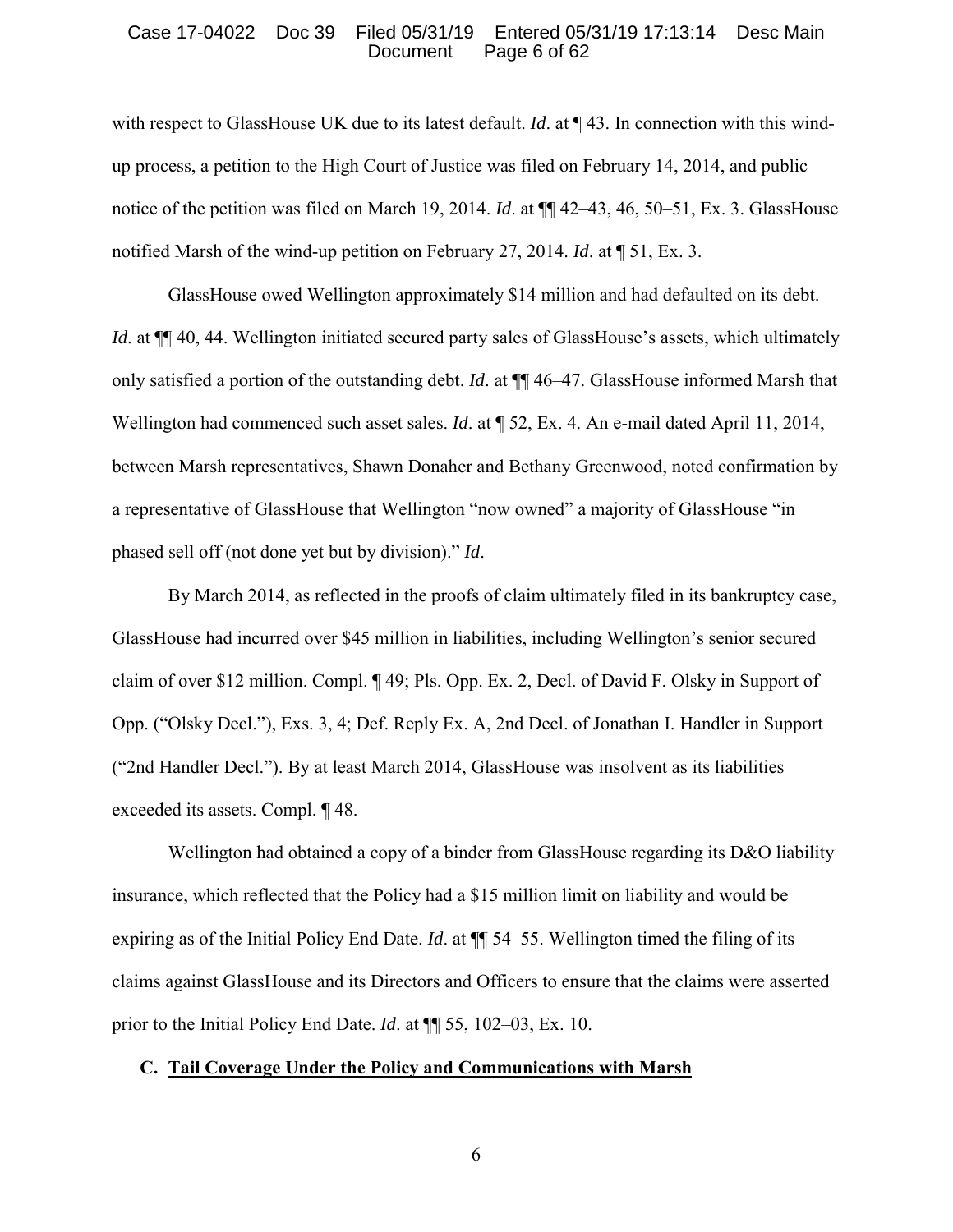with respect to GlassHouse UK due to its latest default. *Id*. at ¶ 43. In connection with this wind-up process, a petition to the High Court of Justice was filed on February 14, 2014, and public notice of the petition was filed on March 19, 2014. *Id*. at ¶¶ 42–43, 46, 50–51, Ex. 3. GlassHouse notified Marsh of the wind-up petition on February 27, 2014. *Id*. at ¶ 51, Ex. 3.

GlassHouse owed Wellington approximately $14 million and had defaulted on its debt. *Id*. at ¶¶ 40, 44. Wellington initiated secured party sales of GlassHouse's assets, which ultimately only satisfied a portion of the outstanding debt. *Id*. at ¶¶ 46–47. GlassHouse informed Marsh that Wellington had commenced such asset sales. *Id*. at ¶ 52, Ex. 4. An e-mail dated April 11, 2014, between Marsh representatives, Shawn Donaher and Bethany Greenwood, noted confirmation by a representative of GlassHouse that Wellington "now owned" a majority of GlassHouse "in phased sell off (not done yet but by division)." *Id*.

By March 2014, as reflected in the proofs of claim ultimately filed in its bankruptcy case, GlassHouse had incurred over $45 million in liabilities, including Wellington's senior secured claim of over $12 million. Compl. ¶ 49; Pls. Opp. Ex. 2, Decl. of David F. Olsky in Support of Opp. ("Olsky Decl."), Exs. 3, 4; Def. Reply Ex. A, 2nd Decl. of Jonathan I. Handler in Support ("2nd Handler Decl."). By at least March 2014, GlassHouse was insolvent as its liabilities exceeded its assets. Compl. ¶ 48.

Wellington had obtained a copy of a binder from GlassHouse regarding its D&O liability insurance, which reflected that the Policy had a $15 million limit on liability and would be expiring as of the Initial Policy End Date. *Id*. at ¶¶ 54–55. Wellington timed the filing of its claims against GlassHouse and its Directors and Officers to ensure that the claims were asserted prior to the Initial Policy End Date. *Id*. at ¶¶ 55, 102–03, Ex. 10.

### C. Tail Coverage Under the Policy and Communications with Marsh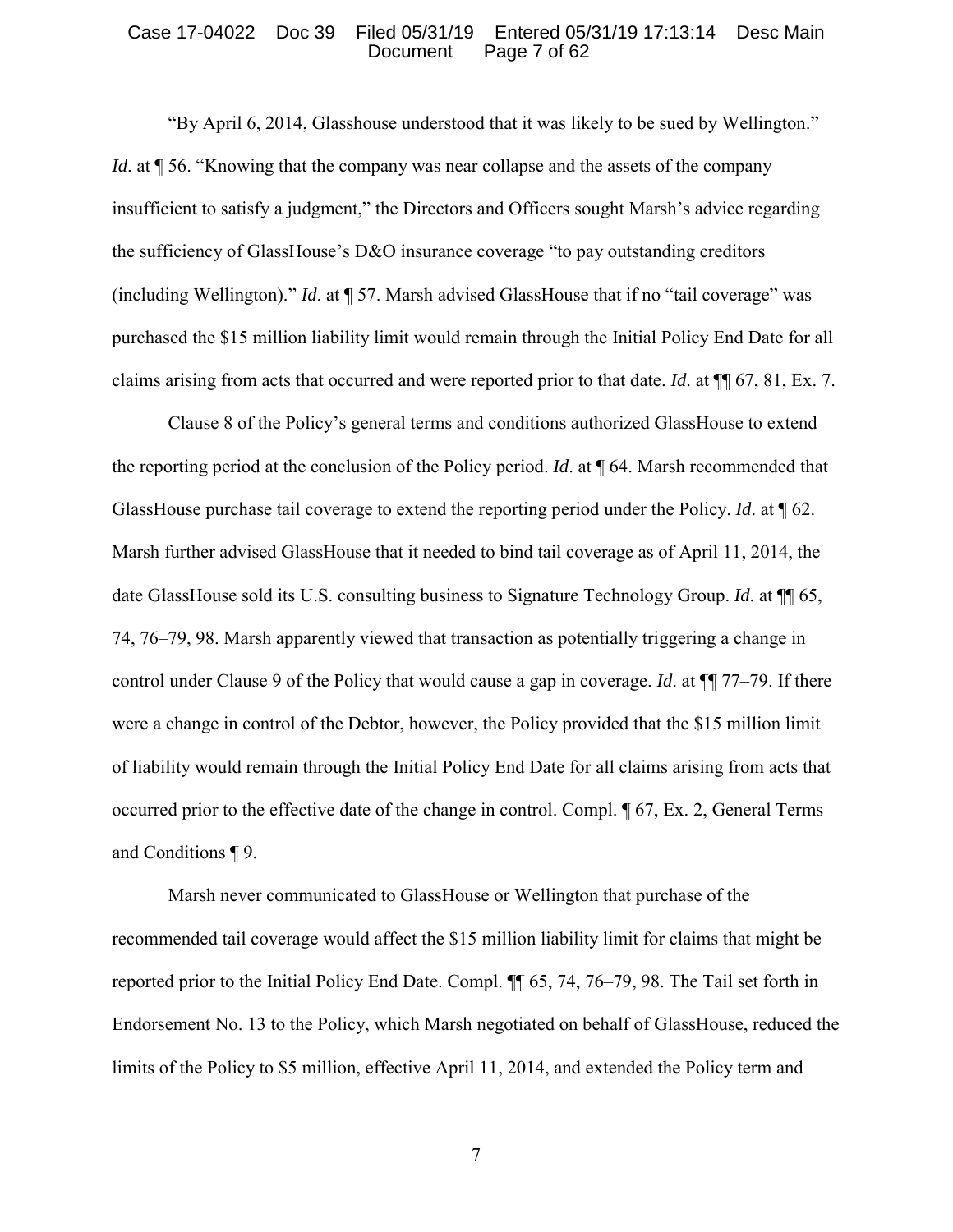"By April 6, 2014, Glasshouse understood that it was likely to be sued by Wellington." *Id.* at ¶ 56. "Knowing that the company was near collapse and the assets of the company insufficient to satisfy a judgment," the Directors and Officers sought Marsh's advice regarding the sufficiency of GlassHouse's D&O insurance coverage "to pay outstanding creditors (including Wellington)." *Id.* at ¶ 57. Marsh advised GlassHouse that if no "tail coverage" was purchased the $15 million liability limit would remain through the Initial Policy End Date for all claims arising from acts that occurred and were reported prior to that date. *Id.* at ¶¶ 67, 81, Ex. 7.

Clause 8 of the Policy's general terms and conditions authorized GlassHouse to extend the reporting period at the conclusion of the Policy period. *Id*. at ¶ 64. Marsh recommended that GlassHouse purchase tail coverage to extend the reporting period under the Policy. *Id*. at ¶ 62. Marsh further advised GlassHouse that it needed to bind tail coverage as of April 11, 2014, the date GlassHouse sold its U.S. consulting business to Signature Technology Group. *Id.* at ¶¶ 65, 74, 76–79, 98. Marsh apparently viewed that transaction as potentially triggering a change in control under Clause 9 of the Policy that would cause a gap in coverage. *Id.* at ¶¶ 77–79. If there were a change in control of the Debtor, however, the Policy provided that the $15 million limit of liability would remain through the Initial Policy End Date for all claims arising from acts that occurred prior to the effective date of the change in control. Compl. ¶ 67, Ex. 2, General Terms and Conditions ¶ 9.

Marsh never communicated to GlassHouse or Wellington that purchase of the recommended tail coverage would affect the $15 million liability limit for claims that might be reported prior to the Initial Policy End Date. Compl. ¶¶ 65, 74, 76–79, 98. The Tail set forth in Endorsement No. 13 to the Policy, which Marsh negotiated on behalf of GlassHouse, reduced the limits of the Policy to $5 million, effective April 11, 2014, and extended the Policy term and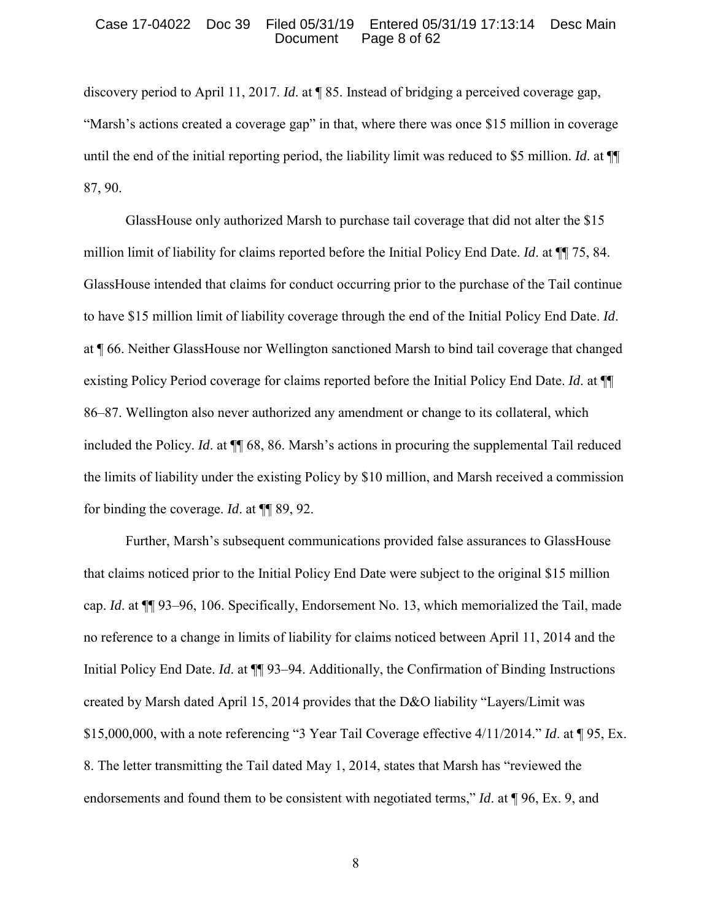discovery period to April 11, 2017. *Id*. at ¶ 85. Instead of bridging a perceived coverage gap, "Marsh's actions created a coverage gap" in that, where there was once $15 million in coverage until the end of the initial reporting period, the liability limit was reduced to $5 million. *Id*. at ¶¶ 87, 90.

GlassHouse only authorized Marsh to purchase tail coverage that did not alter the $15 million limit of liability for claims reported before the Initial Policy End Date. *Id*. at ¶¶ 75, 84. GlassHouse intended that claims for conduct occurring prior to the purchase of the Tail continue to have $15 million limit of liability coverage through the end of the Initial Policy End Date. *Id*. at ¶ 66. Neither GlassHouse nor Wellington sanctioned Marsh to bind tail coverage that changed existing Policy Period coverage for claims reported before the Initial Policy End Date. *Id*. at ¶¶ 86–87. Wellington also never authorized any amendment or change to its collateral, which included the Policy. *Id*. at ¶¶ 68, 86. Marsh's actions in procuring the supplemental Tail reduced the limits of liability under the existing Policy by $10 million, and Marsh received a commission for binding the coverage. *Id*. at ¶¶ 89, 92.

Further, Marsh's subsequent communications provided false assurances to GlassHouse that claims noticed prior to the Initial Policy End Date were subject to the original $15 million cap. *Id*. at ¶¶ 93–96, 106. Specifically, Endorsement No. 13, which memorialized the Tail, made no reference to a change in limits of liability for claims noticed between April 11, 2014 and the Initial Policy End Date. *Id*. at ¶¶ 93–94. Additionally, the Confirmation of Binding Instructions created by Marsh dated April 15, 2014 provides that the D&O liability "Layers/Limit was $15,000,000, with a note referencing "3 Year Tail Coverage effective 4/11/2014." *Id*. at ¶ 95, Ex. 8. The letter transmitting the Tail dated May 1, 2014, states that Marsh has "reviewed the endorsements and found them to be consistent with negotiated terms," *Id*. at ¶ 96, Ex. 9, and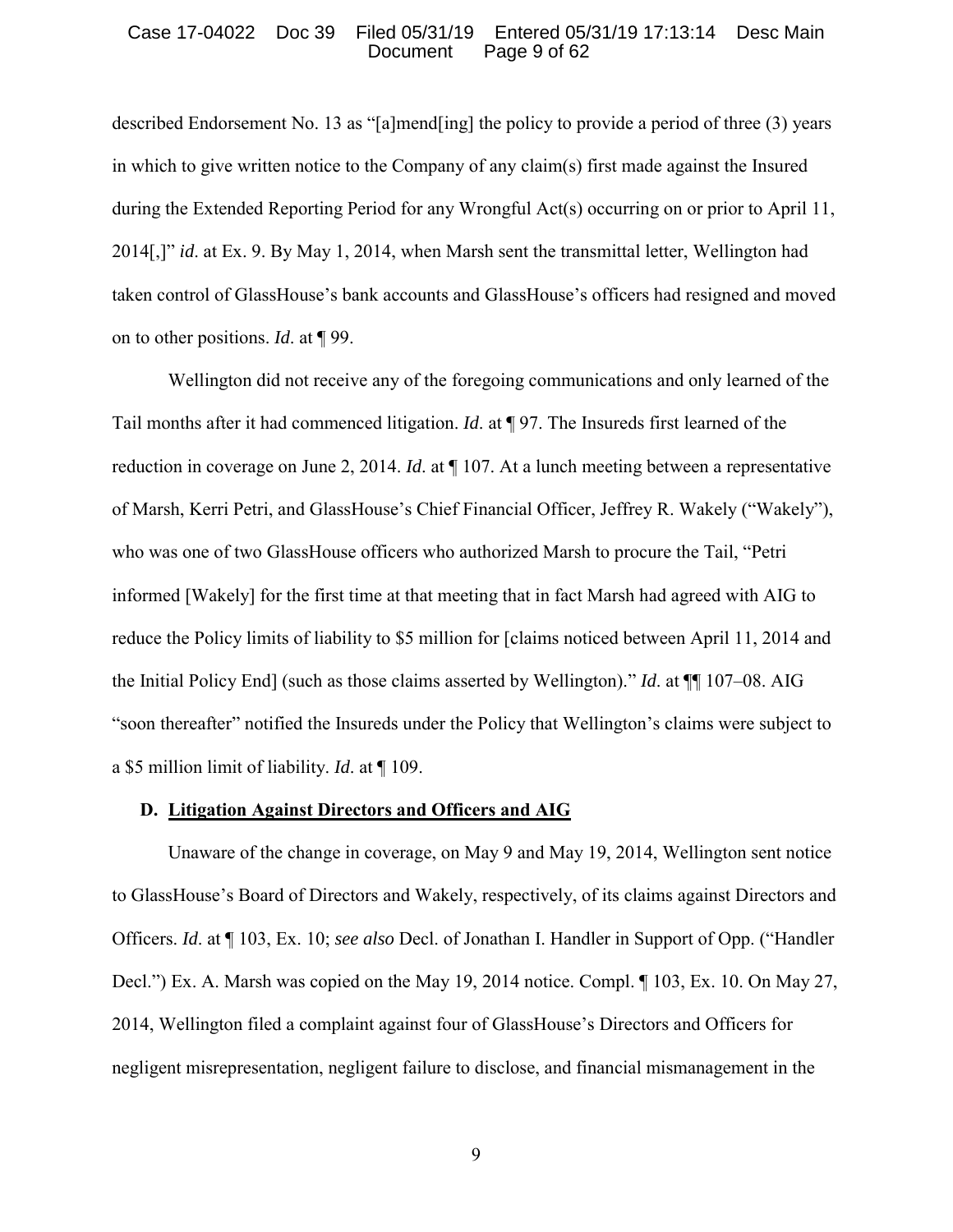described Endorsement No. 13 as "[a]mend[ing] the policy to provide a period of three (3) years in which to give written notice to the Company of any claim(s) first made against the Insured during the Extended Reporting Period for any Wrongful Act(s) occurring on or prior to April 11, 2014[,]" *id*. at Ex. 9. By May 1, 2014, when Marsh sent the transmittal letter, Wellington had taken control of GlassHouse's bank accounts and GlassHouse's officers had resigned and moved on to other positions. *Id*. at ¶ 99.

Wellington did not receive any of the foregoing communications and only learned of the Tail months after it had commenced litigation. *Id*. at ¶ 97. The Insureds first learned of the reduction in coverage on June 2, 2014. *Id*. at ¶ 107. At a lunch meeting between a representative of Marsh, Kerri Petri, and GlassHouse's Chief Financial Officer, Jeffrey R. Wakely ("Wakely"), who was one of two GlassHouse officers who authorized Marsh to procure the Tail, "Petri informed [Wakely] for the first time at that meeting that in fact Marsh had agreed with AIG to reduce the Policy limits of liability to $5 million for [claims noticed between April 11, 2014 and the Initial Policy End] (such as those claims asserted by Wellington)." *Id*. at ¶¶ 107–08. AIG "soon thereafter" notified the Insureds under the Policy that Wellington's claims were subject to a $5 million limit of liability. *Id*. at ¶ 109.

### D. Litigation Against Directors and Officers and AIG

Unaware of the change in coverage, on May 9 and May 19, 2014, Wellington sent notice to GlassHouse's Board of Directors and Wakely, respectively, of its claims against Directors and Officers. *Id*. at ¶ 103, Ex. 10; *see also* Decl. of Jonathan I. Handler in Support of Opp. ("Handler Decl.") Ex. A. Marsh was copied on the May 19, 2014 notice. Compl. ¶ 103, Ex. 10. On May 27, 2014, Wellington filed a complaint against four of GlassHouse's Directors and Officers for negligent misrepresentation, negligent failure to disclose, and financial mismanagement in the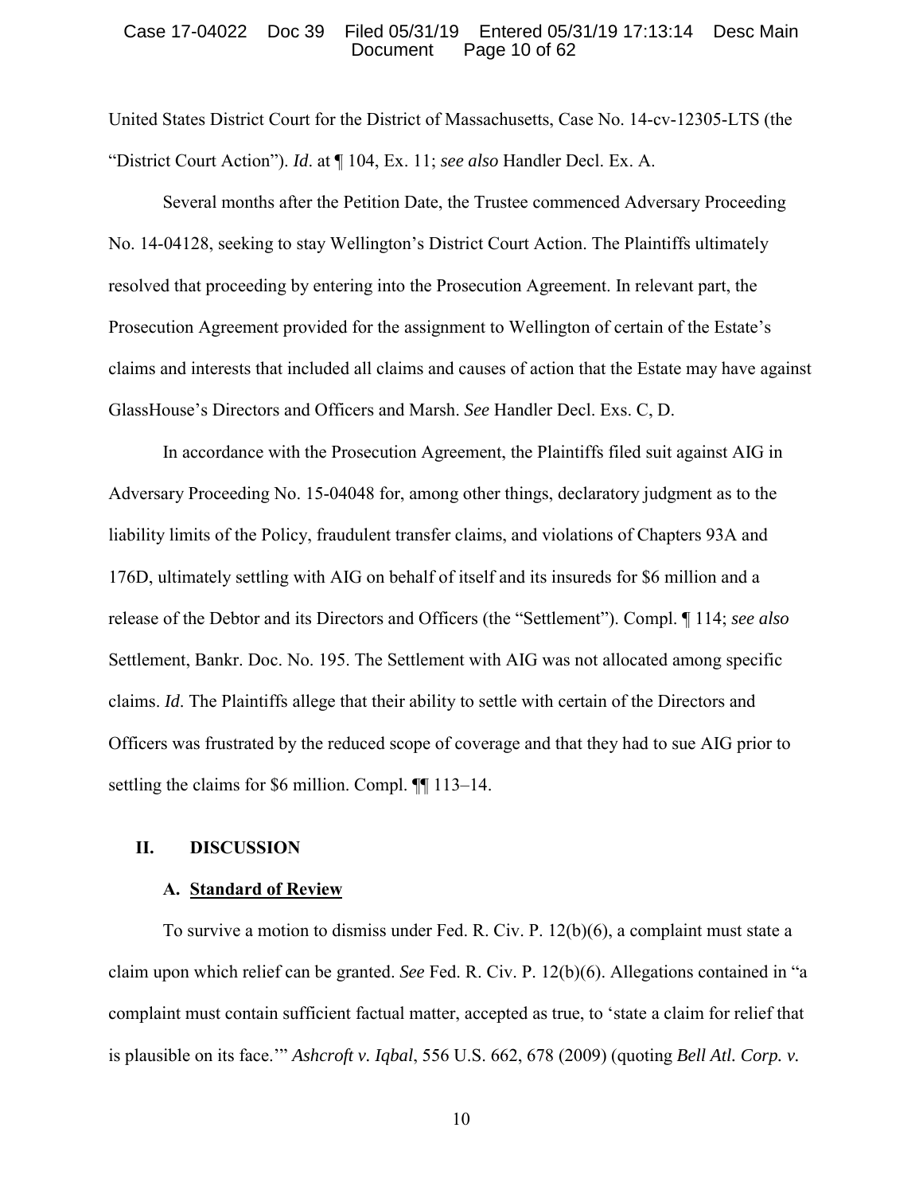United States District Court for the District of Massachusetts, Case No. 14-cv-12305-LTS (the "District Court Action"). *Id*. at ¶ 104, Ex. 11; *see also* Handler Decl. Ex. A.

Several months after the Petition Date, the Trustee commenced Adversary Proceeding No. 14-04128, seeking to stay Wellington's District Court Action. The Plaintiffs ultimately resolved that proceeding by entering into the Prosecution Agreement. In relevant part, the Prosecution Agreement provided for the assignment to Wellington of certain of the Estate's claims and interests that included all claims and causes of action that the Estate may have against GlassHouse's Directors and Officers and Marsh. *See* Handler Decl. Exs. C, D.

In accordance with the Prosecution Agreement, the Plaintiffs filed suit against AIG in Adversary Proceeding No. 15-04048 for, among other things, declaratory judgment as to the liability limits of the Policy, fraudulent transfer claims, and violations of Chapters 93A and 176D, ultimately settling with AIG on behalf of itself and its insureds for \$6 million and a release of the Debtor and its Directors and Officers (the "Settlement"). Compl. ¶ 114; *see also* Settlement, Bankr. Doc. No. 195. The Settlement with AIG was not allocated among specific claims. *Id*. The Plaintiffs allege that their ability to settle with certain of the Directors and Officers was frustrated by the reduced scope of coverage and that they had to sue AIG prior to settling the claims for \$6 million. Compl. ¶¶ 113–14.

## II. DISCUSSION

### A. Standard of Review

To survive a motion to dismiss under Fed. R. Civ. P. 12(b)(6), a complaint must state a claim upon which relief can be granted. *See* Fed. R. Civ. P. 12(b)(6). Allegations contained in "a complaint must contain sufficient factual matter, accepted as true, to 'state a claim for relief that is plausible on its face.'" *Ashcroft v. Iqbal*, 556 U.S. 662, 678 (2009) (quoting *Bell Atl. Corp. v.*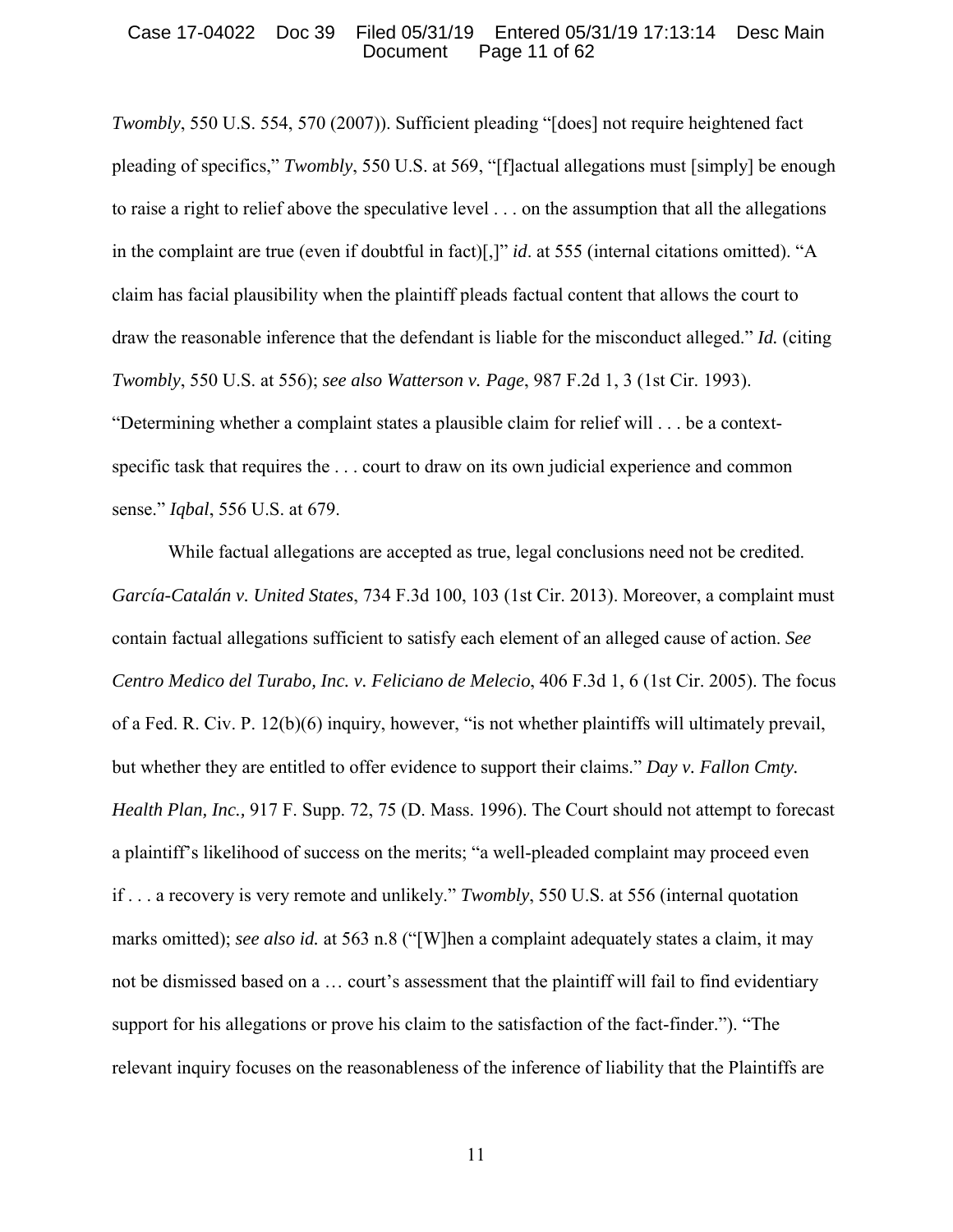*Twombly*, 550 U.S. 554, 570 (2007)). Sufficient pleading "[does] not require heightened fact pleading of specifics," *Twombly*, 550 U.S. at 569, "[f]actual allegations must [simply] be enough to raise a right to relief above the speculative level . . . on the assumption that all the allegations in the complaint are true (even if doubtful in fact)[,]" *id*. at 555 (internal citations omitted). "A claim has facial plausibility when the plaintiff pleads factual content that allows the court to draw the reasonable inference that the defendant is liable for the misconduct alleged." *Id.* (citing *Twombly*, 550 U.S. at 556); *see also Watterson v. Page*, 987 F.2d 1, 3 (1st Cir. 1993). "Determining whether a complaint states a plausible claim for relief will . . . be a context-specific task that requires the . . . court to draw on its own judicial experience and common sense." *Iqbal*, 556 U.S. at 679.

While factual allegations are accepted as true, legal conclusions need not be credited. *García-Catalán v. United States*, 734 F.3d 100, 103 (1st Cir. 2013). Moreover, a complaint must contain factual allegations sufficient to satisfy each element of an alleged cause of action. *See Centro Medico del Turabo, Inc. v. Feliciano de Melecio*, 406 F.3d 1, 6 (1st Cir. 2005). The focus of a Fed. R. Civ. P. 12(b)(6) inquiry, however, "is not whether plaintiffs will ultimately prevail, but whether they are entitled to offer evidence to support their claims." *Day v. Fallon Cmty. Health Plan, Inc.,* 917 F. Supp. 72, 75 (D. Mass. 1996). The Court should not attempt to forecast a plaintiff's likelihood of success on the merits; "a well-pleaded complaint may proceed even if . . . a recovery is very remote and unlikely." *Twombly*, 550 U.S. at 556 (internal quotation marks omitted); *see also id.* at 563 n.8 ("[W]hen a complaint adequately states a claim, it may not be dismissed based on a … court's assessment that the plaintiff will fail to find evidentiary support for his allegations or prove his claim to the satisfaction of the fact-finder."). "The relevant inquiry focuses on the reasonableness of the inference of liability that the Plaintiffs are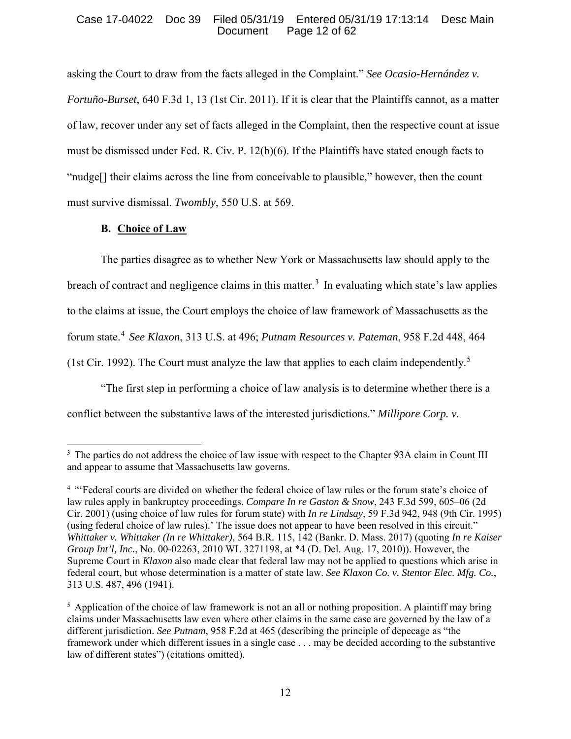asking the Court to draw from the facts alleged in the Complaint." *See Ocasio-Hernández v. Fortuño-Burset*, 640 F.3d 1, 13 (1st Cir. 2011). If it is clear that the Plaintiffs cannot, as a matter of law, recover under any set of facts alleged in the Complaint, then the respective count at issue must be dismissed under Fed. R. Civ. P. 12(b)(6). If the Plaintiffs have stated enough facts to "nudge[] their claims across the line from conceivable to plausible," however, then the count must survive dismissal. *Twombly*, 550 U.S. at 569.

### B. Choice of Law

The parties disagree as to whether New York or Massachusetts law should apply to the breach of contract and negligence claims in this matter.[3] In evaluating which state's law applies to the claims at issue, the Court employs the choice of law framework of Massachusetts as the forum state.[4] *See Klaxon*, 313 U.S. at 496; *Putnam Resources v. Pateman*, 958 F.2d 448, 464 (1st Cir. 1992). The Court must analyze the law that applies to each claim independently.[5]

"The first step in performing a choice of law analysis is to determine whether there is a conflict between the substantive laws of the interested jurisdictions." *Millipore Corp. v.*

---

[3] The parties do not address the choice of law issue with respect to the Chapter 93A claim in Count III and appear to assume that Massachusetts law governs.

[4] "'Federal courts are divided on whether the federal choice of law rules or the forum state's choice of law rules apply in bankruptcy proceedings. *Compare In re Gaston & Snow*, 243 F.3d 599, 605–06 (2d Cir. 2001) (using choice of law rules for forum state) with *In re Lindsay*, 59 F.3d 942, 948 (9th Cir. 1995) (using federal choice of law rules).' The issue does not appear to have been resolved in this circuit." *Whittaker v. Whittaker (In re Whittaker)*, 564 B.R. 115, 142 (Bankr. D. Mass. 2017) (quoting *In re Kaiser Group Int'l, Inc.*, No. 00-02263, 2010 WL 3271198, at *4 (D. Del. Aug. 17, 2010)). However, the Supreme Court in *Klaxon* also made clear that federal law may not be applied to questions which arise in federal court, but whose determination is a matter of state law. *See Klaxon Co. v. Stentor Elec. Mfg. Co.*, 313 U.S. 487, 496 (1941).

[5] Application of the choice of law framework is not an all or nothing proposition. A plaintiff may bring claims under Massachusetts law even where other claims in the same case are governed by the law of a different jurisdiction. *See Putnam*, 958 F.2d at 465 (describing the principle of depecage as "the framework under which different issues in a single case . . . may be decided according to the substantive law of different states") (citations omitted).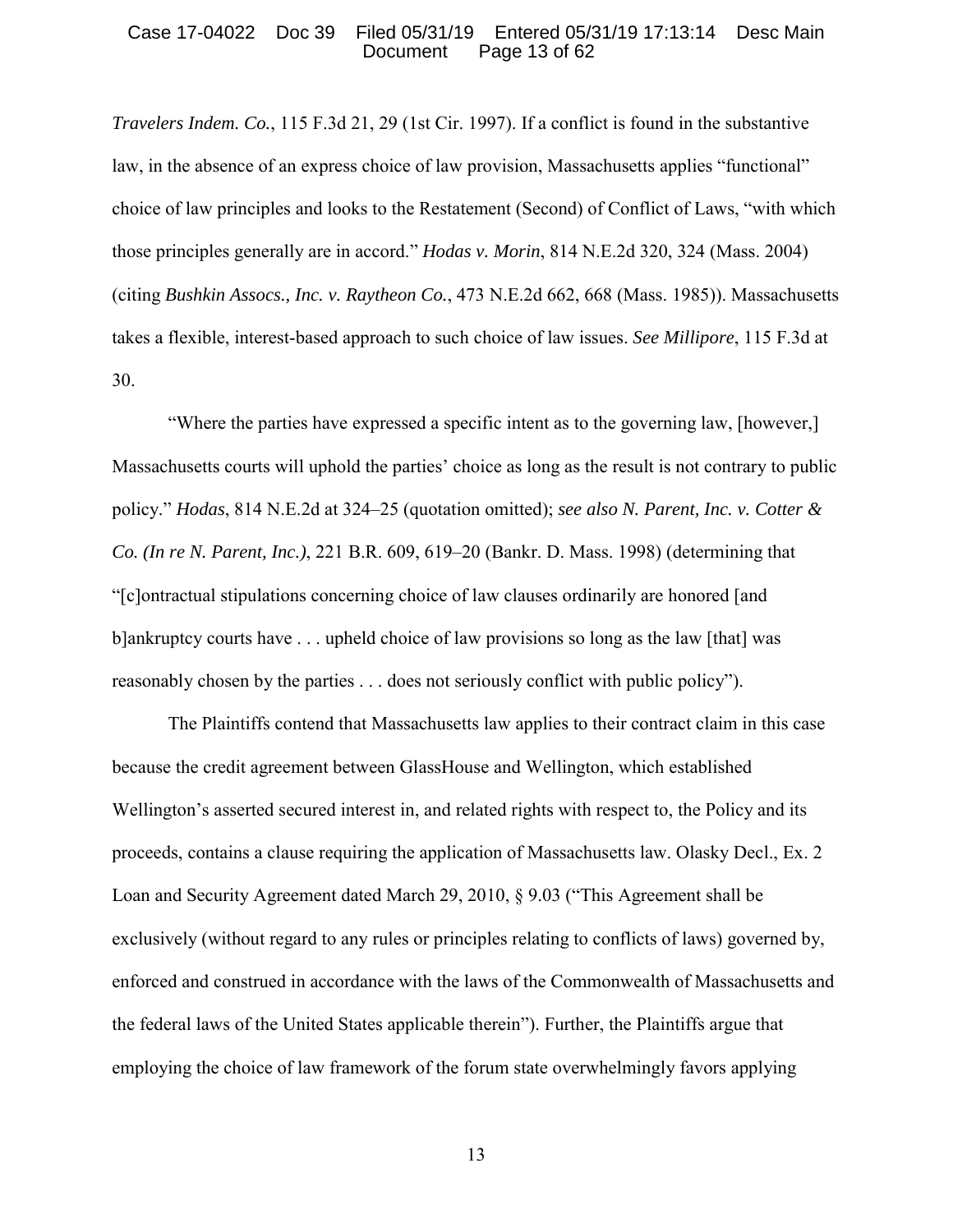*Travelers Indem. Co.*, 115 F.3d 21, 29 (1st Cir. 1997). If a conflict is found in the substantive law, in the absence of an express choice of law provision, Massachusetts applies "functional" choice of law principles and looks to the Restatement (Second) of Conflict of Laws, "with which those principles generally are in accord." *Hodas v. Morin*, 814 N.E.2d 320, 324 (Mass. 2004) (citing *Bushkin Assocs., Inc. v. Raytheon Co.*, 473 N.E.2d 662, 668 (Mass. 1985)). Massachusetts takes a flexible, interest-based approach to such choice of law issues. *See Millipore*, 115 F.3d at 30.

"Where the parties have expressed a specific intent as to the governing law, [however,] Massachusetts courts will uphold the parties' choice as long as the result is not contrary to public policy." *Hodas*, 814 N.E.2d at 324–25 (quotation omitted); *see also N. Parent, Inc. v. Cotter & Co. (In re N. Parent, Inc.)*, 221 B.R. 609, 619–20 (Bankr. D. Mass. 1998) (determining that "[c]ontractual stipulations concerning choice of law clauses ordinarily are honored [and b]ankruptcy courts have . . . upheld choice of law provisions so long as the law [that] was reasonably chosen by the parties . . . does not seriously conflict with public policy").

The Plaintiffs contend that Massachusetts law applies to their contract claim in this case because the credit agreement between GlassHouse and Wellington, which established Wellington's asserted secured interest in, and related rights with respect to, the Policy and its proceeds, contains a clause requiring the application of Massachusetts law. Olasky Decl., Ex. 2 Loan and Security Agreement dated March 29, 2010, § 9.03 ("This Agreement shall be exclusively (without regard to any rules or principles relating to conflicts of laws) governed by, enforced and construed in accordance with the laws of the Commonwealth of Massachusetts and the federal laws of the United States applicable therein"). Further, the Plaintiffs argue that employing the choice of law framework of the forum state overwhelmingly favors applying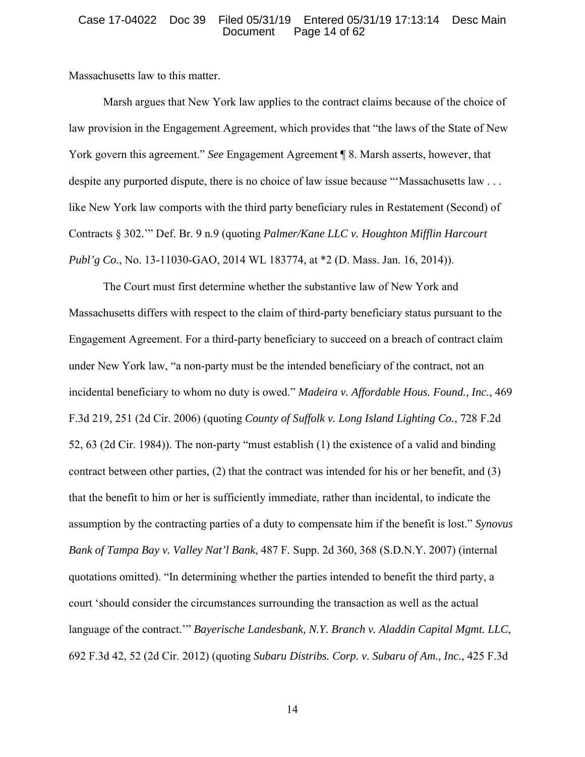Massachusetts law to this matter.

Marsh argues that New York law applies to the contract claims because of the choice of law provision in the Engagement Agreement, which provides that "the laws of the State of New York govern this agreement." *See* Engagement Agreement ¶ 8. Marsh asserts, however, that despite any purported dispute, there is no choice of law issue because "'Massachusetts law . . . like New York law comports with the third party beneficiary rules in Restatement (Second) of Contracts § 302.'" Def. Br. 9 n.9 (quoting *Palmer/Kane LLC v. Houghton Mifflin Harcourt Publ'g Co.*, No. 13-11030-GAO, 2014 WL 183774, at *2 (D. Mass. Jan. 16, 2014)).

The Court must first determine whether the substantive law of New York and Massachusetts differs with respect to the claim of third-party beneficiary status pursuant to the Engagement Agreement. For a third-party beneficiary to succeed on a breach of contract claim under New York law, "a non-party must be the intended beneficiary of the contract, not an incidental beneficiary to whom no duty is owed." *Madeira v. Affordable Hous. Found., Inc.*, 469 F.3d 219, 251 (2d Cir. 2006) (quoting *County of Suffolk v. Long Island Lighting Co.*, 728 F.2d 52, 63 (2d Cir. 1984)). The non-party "must establish (1) the existence of a valid and binding contract between other parties, (2) that the contract was intended for his or her benefit, and (3) that the benefit to him or her is sufficiently immediate, rather than incidental, to indicate the assumption by the contracting parties of a duty to compensate him if the benefit is lost." *Synovus Bank of Tampa Bay v. Valley Nat'l Bank*, 487 F. Supp. 2d 360, 368 (S.D.N.Y. 2007) (internal quotations omitted). "In determining whether the parties intended to benefit the third party, a court 'should consider the circumstances surrounding the transaction as well as the actual language of the contract.'" *Bayerische Landesbank, N.Y. Branch v. Aladdin Capital Mgmt. LLC*, 692 F.3d 42, 52 (2d Cir. 2012) (quoting *Subaru Distribs. Corp. v. Subaru of Am., Inc.*, 425 F.3d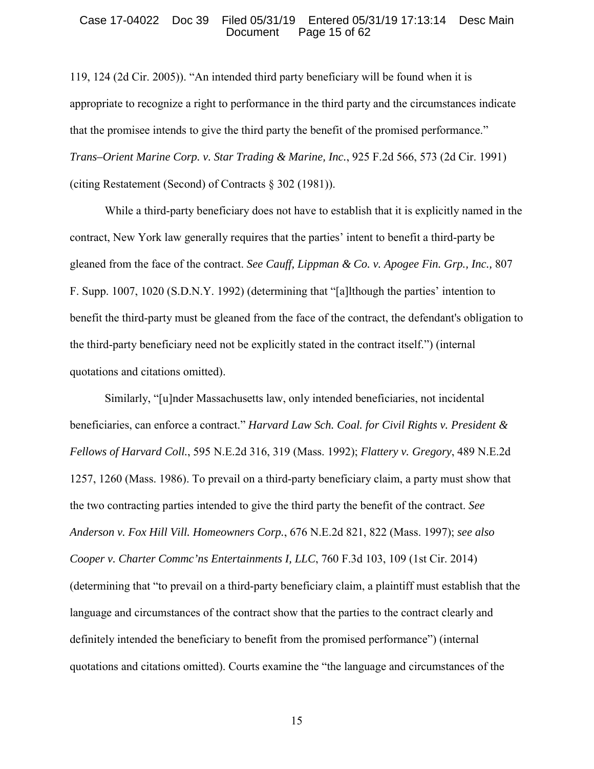119, 124 (2d Cir. 2005)). "An intended third party beneficiary will be found when it is appropriate to recognize a right to performance in the third party and the circumstances indicate that the promisee intends to give the third party the benefit of the promised performance." *Trans–Orient Marine Corp. v. Star Trading & Marine, Inc.*, 925 F.2d 566, 573 (2d Cir. 1991) (citing Restatement (Second) of Contracts § 302 (1981)).

While a third-party beneficiary does not have to establish that it is explicitly named in the contract, New York law generally requires that the parties' intent to benefit a third-party be gleaned from the face of the contract. *See Cauff, Lippman & Co. v. Apogee Fin. Grp., Inc.,* 807 F. Supp. 1007, 1020 (S.D.N.Y. 1992) (determining that "[a]lthough the parties' intention to benefit the third-party must be gleaned from the face of the contract, the defendant's obligation to the third-party beneficiary need not be explicitly stated in the contract itself.") (internal quotations and citations omitted).

Similarly, "[u]nder Massachusetts law, only intended beneficiaries, not incidental beneficiaries, can enforce a contract." *Harvard Law Sch. Coal. for Civil Rights v. President & Fellows of Harvard Coll.*, 595 N.E.2d 316, 319 (Mass. 1992); *Flattery v. Gregory*, 489 N.E.2d 1257, 1260 (Mass. 1986). To prevail on a third-party beneficiary claim, a party must show that the two contracting parties intended to give the third party the benefit of the contract. *See Anderson v. Fox Hill Vill. Homeowners Corp.*, 676 N.E.2d 821, 822 (Mass. 1997); *see also Cooper v. Charter Commc'ns Entertainments I, LLC*, 760 F.3d 103, 109 (1st Cir. 2014) (determining that "to prevail on a third-party beneficiary claim, a plaintiff must establish that the language and circumstances of the contract show that the parties to the contract clearly and definitely intended the beneficiary to benefit from the promised performance") (internal quotations and citations omitted). Courts examine the "the language and circumstances of the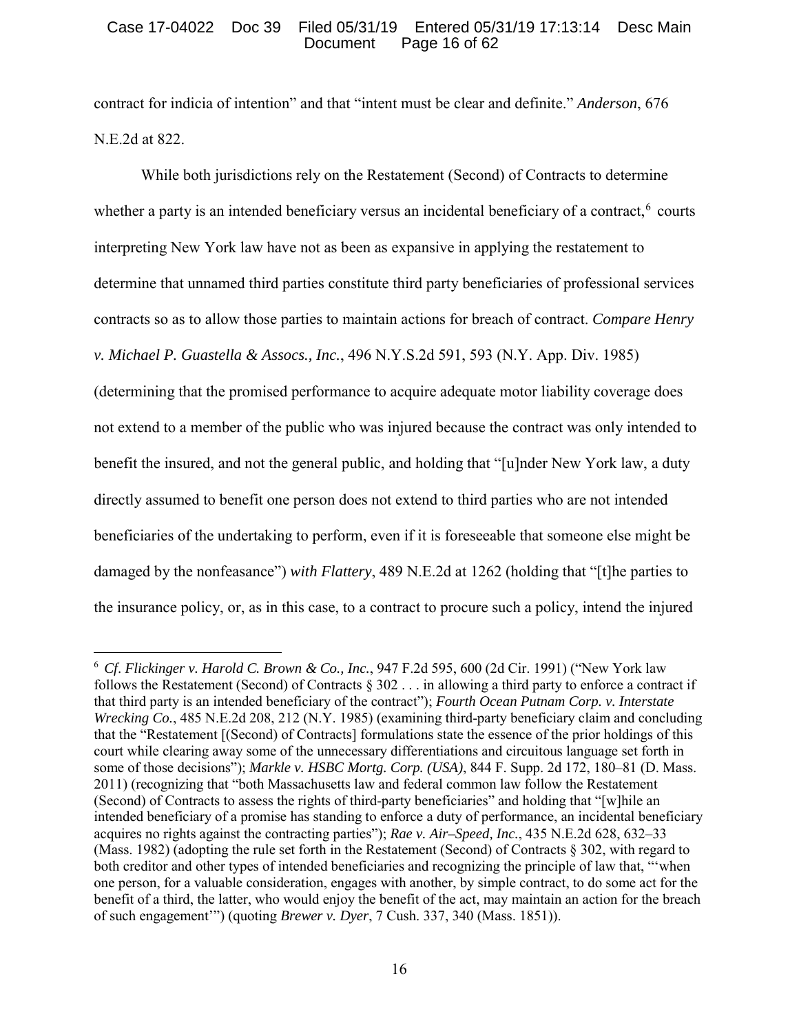contract for indicia of intention" and that "intent must be clear and definite." *Anderson*, 676 N.E.2d at 822.

While both jurisdictions rely on the Restatement (Second) of Contracts to determine whether a party is an intended beneficiary versus an incidental beneficiary of a contract,[6] courts interpreting New York law have not as been as expansive in applying the restatement to determine that unnamed third parties constitute third party beneficiaries of professional services contracts so as to allow those parties to maintain actions for breach of contract. *Compare Henry v. Michael P. Guastella & Assocs., Inc.*, 496 N.Y.S.2d 591, 593 (N.Y. App. Div. 1985) (determining that the promised performance to acquire adequate motor liability coverage does not extend to a member of the public who was injured because the contract was only intended to benefit the insured, and not the general public, and holding that "[u]nder New York law, a duty directly assumed to benefit one person does not extend to third parties who are not intended beneficiaries of the undertaking to perform, even if it is foreseeable that someone else might be damaged by the nonfeasance") *with Flattery*, 489 N.E.2d at 1262 (holding that "[t]he parties to the insurance policy, or, as in this case, to a contract to procure such a policy, intend the injured

---

[6] *Cf. Flickinger v. Harold C. Brown & Co., Inc.*, 947 F.2d 595, 600 (2d Cir. 1991) ("New York law follows the Restatement (Second) of Contracts § 302 . . . in allowing a third party to enforce a contract if that third party is an intended beneficiary of the contract"); *Fourth Ocean Putnam Corp. v. Interstate Wrecking Co.*, 485 N.E.2d 208, 212 (N.Y. 1985) (examining third-party beneficiary claim and concluding that the "Restatement [(Second) of Contracts] formulations state the essence of the prior holdings of this court while clearing away some of the unnecessary differentiations and circuitous language set forth in some of those decisions"); *Markle v. HSBC Mortg. Corp. (USA)*, 844 F. Supp. 2d 172, 180–81 (D. Mass. 2011) (recognizing that "both Massachusetts law and federal common law follow the Restatement (Second) of Contracts to assess the rights of third-party beneficiaries" and holding that "[w]hile an intended beneficiary of a promise has standing to enforce a duty of performance, an incidental beneficiary acquires no rights against the contracting parties"); *Rae v. Air–Speed, Inc.*, 435 N.E.2d 628, 632–33 (Mass. 1982) (adopting the rule set forth in the Restatement (Second) of Contracts § 302, with regard to both creditor and other types of intended beneficiaries and recognizing the principle of law that, "'when one person, for a valuable consideration, engages with another, by simple contract, to do some act for the benefit of a third, the latter, who would enjoy the benefit of the act, may maintain an action for the breach of such engagement'") (quoting *Brewer v. Dyer*, 7 Cush. 337, 340 (Mass. 1851)).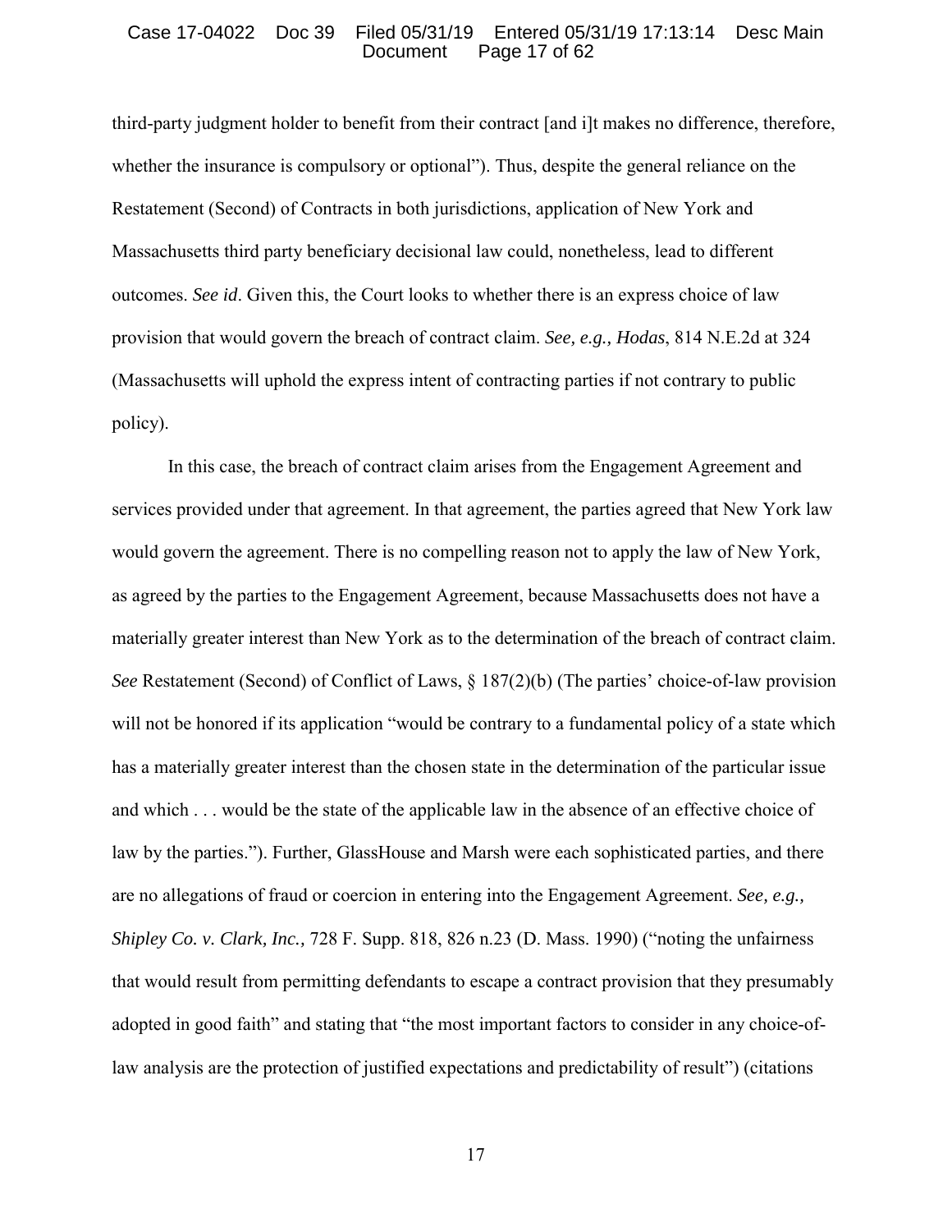third-party judgment holder to benefit from their contract [and i]t makes no difference, therefore, whether the insurance is compulsory or optional"). Thus, despite the general reliance on the Restatement (Second) of Contracts in both jurisdictions, application of New York and Massachusetts third party beneficiary decisional law could, nonetheless, lead to different outcomes. *See id*. Given this, the Court looks to whether there is an express choice of law provision that would govern the breach of contract claim. *See, e.g., Hodas*, 814 N.E.2d at 324 (Massachusetts will uphold the express intent of contracting parties if not contrary to public policy).

In this case, the breach of contract claim arises from the Engagement Agreement and services provided under that agreement. In that agreement, the parties agreed that New York law would govern the agreement. There is no compelling reason not to apply the law of New York, as agreed by the parties to the Engagement Agreement, because Massachusetts does not have a materially greater interest than New York as to the determination of the breach of contract claim. *See* Restatement (Second) of Conflict of Laws, § 187(2)(b) (The parties' choice-of-law provision will not be honored if its application "would be contrary to a fundamental policy of a state which has a materially greater interest than the chosen state in the determination of the particular issue and which . . . would be the state of the applicable law in the absence of an effective choice of law by the parties."). Further, GlassHouse and Marsh were each sophisticated parties, and there are no allegations of fraud or coercion in entering into the Engagement Agreement. *See, e.g., Shipley Co. v. Clark, Inc.,* 728 F. Supp. 818, 826 n.23 (D. Mass. 1990) ("noting the unfairness that would result from permitting defendants to escape a contract provision that they presumably adopted in good faith" and stating that "the most important factors to consider in any choice-of-law analysis are the protection of justified expectations and predictability of result") (citations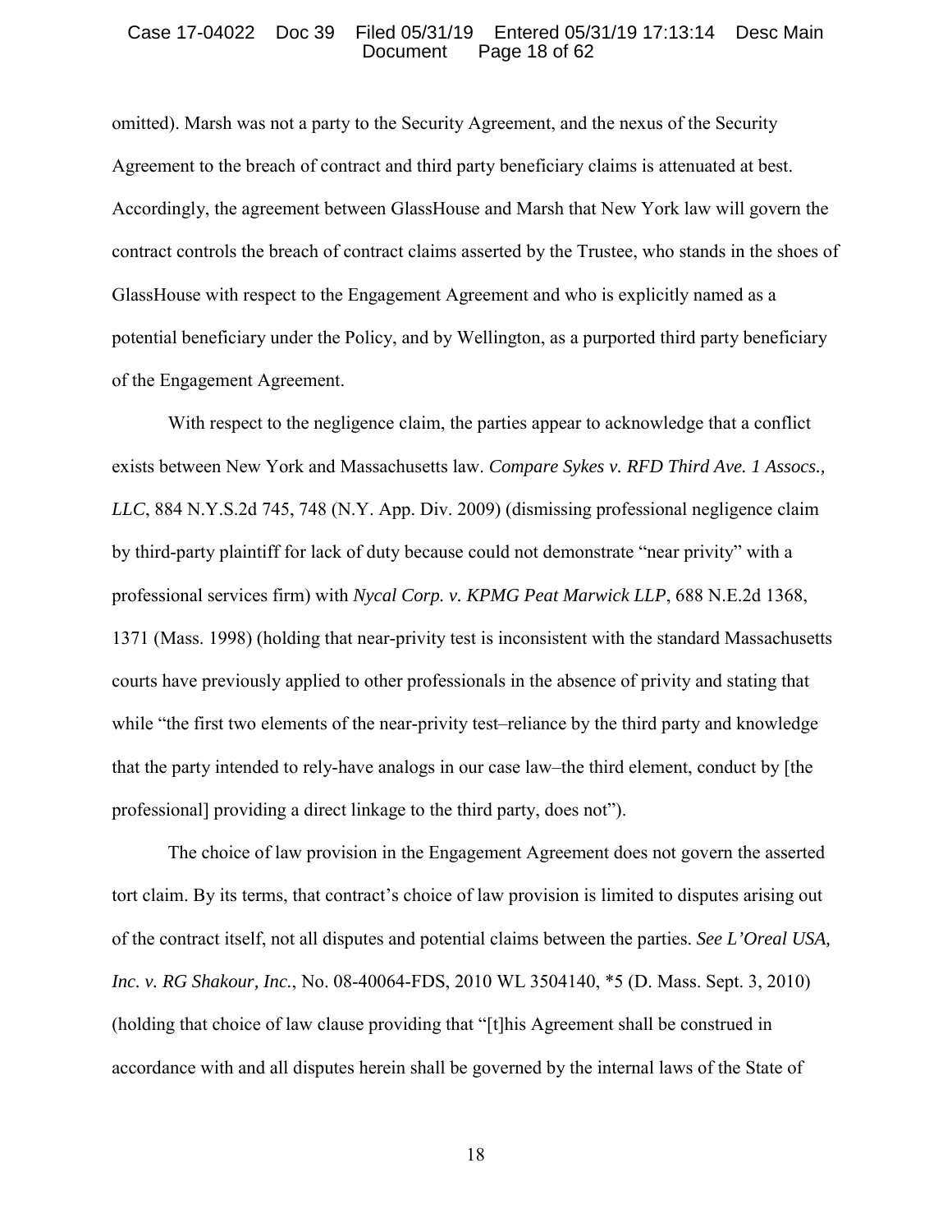omitted). Marsh was not a party to the Security Agreement, and the nexus of the Security Agreement to the breach of contract and third party beneficiary claims is attenuated at best. Accordingly, the agreement between GlassHouse and Marsh that New York law will govern the contract controls the breach of contract claims asserted by the Trustee, who stands in the shoes of GlassHouse with respect to the Engagement Agreement and who is explicitly named as a potential beneficiary under the Policy, and by Wellington, as a purported third party beneficiary of the Engagement Agreement.

With respect to the negligence claim, the parties appear to acknowledge that a conflict exists between New York and Massachusetts law. *Compare Sykes v. RFD Third Ave. 1 Assocs., LLC*, 884 N.Y.S.2d 745, 748 (N.Y. App. Div. 2009) (dismissing professional negligence claim by third-party plaintiff for lack of duty because could not demonstrate "near privity" with a professional services firm) with *Nycal Corp. v. KPMG Peat Marwick LLP*, 688 N.E.2d 1368, 1371 (Mass. 1998) (holding that near-privity test is inconsistent with the standard Massachusetts courts have previously applied to other professionals in the absence of privity and stating that while "the first two elements of the near-privity test–reliance by the third party and knowledge that the party intended to rely-have analogs in our case law–the third element, conduct by [the professional] providing a direct linkage to the third party, does not").

The choice of law provision in the Engagement Agreement does not govern the asserted tort claim. By its terms, that contract's choice of law provision is limited to disputes arising out of the contract itself, not all disputes and potential claims between the parties. *See L'Oreal USA, Inc. v. RG Shakour, Inc.*, No. 08-40064-FDS, 2010 WL 3504140, *5 (D. Mass. Sept. 3, 2010) (holding that choice of law clause providing that "[t]his Agreement shall be construed in accordance with and all disputes herein shall be governed by the internal laws of the State of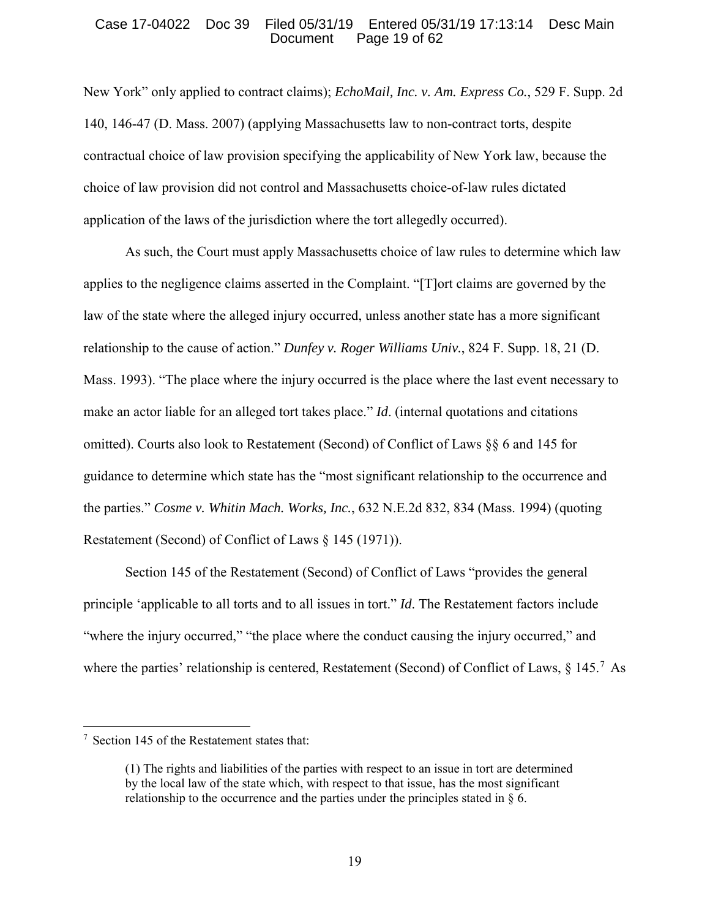New York" only applied to contract claims); *EchoMail, Inc. v. Am. Express Co.*, 529 F. Supp. 2d 140, 146-47 (D. Mass. 2007) (applying Massachusetts law to non-contract torts, despite contractual choice of law provision specifying the applicability of New York law, because the choice of law provision did not control and Massachusetts choice-of-law rules dictated application of the laws of the jurisdiction where the tort allegedly occurred).

As such, the Court must apply Massachusetts choice of law rules to determine which law applies to the negligence claims asserted in the Complaint. "[T]ort claims are governed by the law of the state where the alleged injury occurred, unless another state has a more significant relationship to the cause of action." *Dunfey v. Roger Williams Univ.*, 824 F. Supp. 18, 21 (D. Mass. 1993). "The place where the injury occurred is the place where the last event necessary to make an actor liable for an alleged tort takes place." *Id*. (internal quotations and citations omitted). Courts also look to Restatement (Second) of Conflict of Laws §§ 6 and 145 for guidance to determine which state has the "most significant relationship to the occurrence and the parties." *Cosme v. Whitin Mach. Works, Inc.*, 632 N.E.2d 832, 834 (Mass. 1994) (quoting Restatement (Second) of Conflict of Laws § 145 (1971)).

Section 145 of the Restatement (Second) of Conflict of Laws "provides the general principle 'applicable to all torts and to all issues in tort." *Id.* The Restatement factors include "where the injury occurred," "the place where the conduct causing the injury occurred," and where the parties' relationship is centered, Restatement (Second) of Conflict of Laws, § 145.[7] As

---

[7] Section 145 of the Restatement states that:

> (1) The rights and liabilities of the parties with respect to an issue in tort are determined by the local law of the state which, with respect to that issue, has the most significant relationship to the occurrence and the parties under the principles stated in § 6.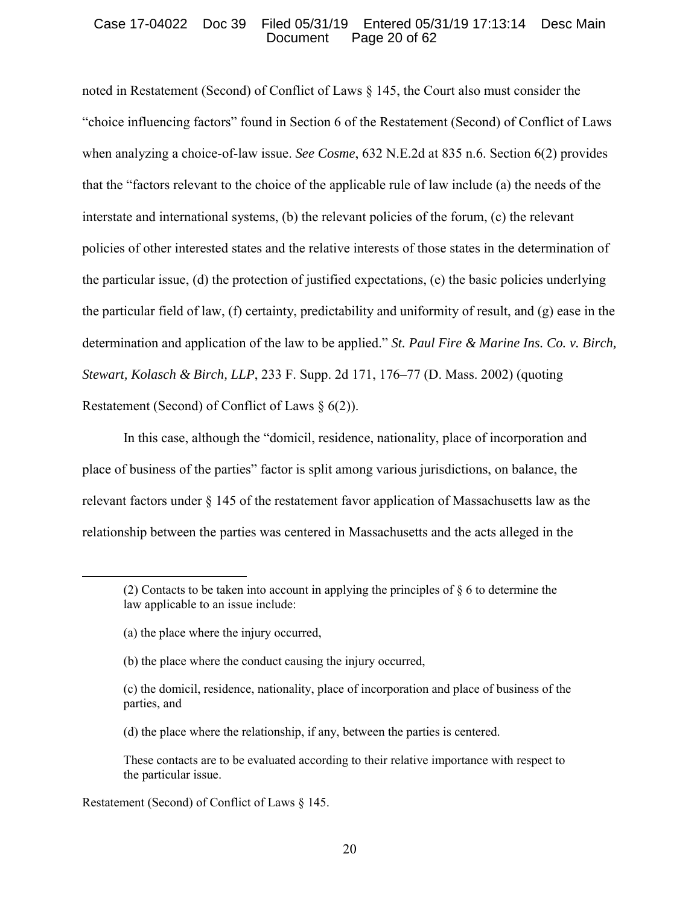noted in Restatement (Second) of Conflict of Laws § 145, the Court also must consider the "choice influencing factors" found in Section 6 of the Restatement (Second) of Conflict of Laws when analyzing a choice-of-law issue. *See Cosme*, 632 N.E.2d at 835 n.6. Section 6(2) provides that the "factors relevant to the choice of the applicable rule of law include (a) the needs of the interstate and international systems, (b) the relevant policies of the forum, (c) the relevant policies of other interested states and the relative interests of those states in the determination of the particular issue, (d) the protection of justified expectations, (e) the basic policies underlying the particular field of law, (f) certainty, predictability and uniformity of result, and (g) ease in the determination and application of the law to be applied." *St. Paul Fire & Marine Ins. Co. v. Birch, Stewart, Kolasch & Birch, LLP*, 233 F. Supp. 2d 171, 176–77 (D. Mass. 2002) (quoting Restatement (Second) of Conflict of Laws § 6(2)).

In this case, although the "domicil, residence, nationality, place of incorporation and place of business of the parties" factor is split among various jurisdictions, on balance, the relevant factors under § 145 of the restatement favor application of Massachusetts law as the relationship between the parties was centered in Massachusetts and the acts alleged in the

---

> (2) Contacts to be taken into account in applying the principles of § 6 to determine the law applicable to an issue include:
>
> (a) the place where the injury occurred,
>
> (b) the place where the conduct causing the injury occurred,
>
> (c) the domicil, residence, nationality, place of incorporation and place of business of the parties, and
>
> (d) the place where the relationship, if any, between the parties is centered.
>
> These contacts are to be evaluated according to their relative importance with respect to the particular issue.

Restatement (Second) of Conflict of Laws § 145.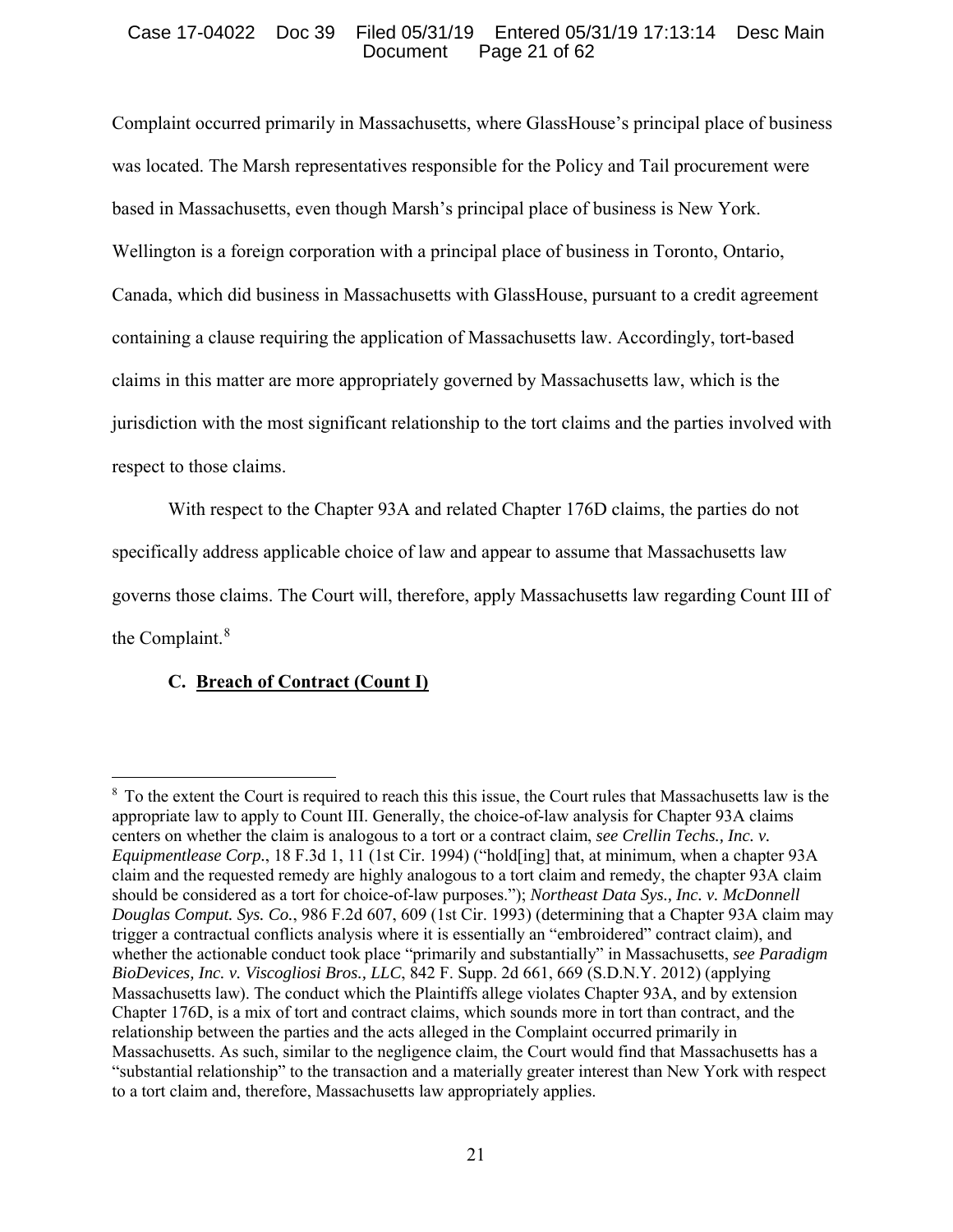Complaint occurred primarily in Massachusetts, where GlassHouse's principal place of business was located. The Marsh representatives responsible for the Policy and Tail procurement were based in Massachusetts, even though Marsh's principal place of business is New York. Wellington is a foreign corporation with a principal place of business in Toronto, Ontario, Canada, which did business in Massachusetts with GlassHouse, pursuant to a credit agreement containing a clause requiring the application of Massachusetts law. Accordingly, tort-based claims in this matter are more appropriately governed by Massachusetts law, which is the jurisdiction with the most significant relationship to the tort claims and the parties involved with respect to those claims.

With respect to the Chapter 93A and related Chapter 176D claims, the parties do not specifically address applicable choice of law and appear to assume that Massachusetts law governs those claims. The Court will, therefore, apply Massachusetts law regarding Count III of the Complaint.[8]

### C. Breach of Contract (Count I)

---

[8] To the extent the Court is required to reach this this issue, the Court rules that Massachusetts law is the appropriate law to apply to Count III. Generally, the choice-of-law analysis for Chapter 93A claims centers on whether the claim is analogous to a tort or a contract claim, *see Crellin Techs., Inc. v. Equipmentlease Corp.*, 18 F.3d 1, 11 (1st Cir. 1994) ("hold[ing] that, at minimum, when a chapter 93A claim and the requested remedy are highly analogous to a tort claim and remedy, the chapter 93A claim should be considered as a tort for choice-of-law purposes."); *Northeast Data Sys., Inc. v. McDonnell Douglas Comput. Sys. Co.*, 986 F.2d 607, 609 (1st Cir. 1993) (determining that a Chapter 93A claim may trigger a contractual conflicts analysis where it is essentially an "embroidered" contract claim), and whether the actionable conduct took place "primarily and substantially" in Massachusetts, *see Paradigm BioDevices, Inc. v. Viscogliosi Bros., LLC*, 842 F. Supp. 2d 661, 669 (S.D.N.Y. 2012) (applying Massachusetts law). The conduct which the Plaintiffs allege violates Chapter 93A, and by extension Chapter 176D, is a mix of tort and contract claims, which sounds more in tort than contract, and the relationship between the parties and the acts alleged in the Complaint occurred primarily in Massachusetts. As such, similar to the negligence claim, the Court would find that Massachusetts has a "substantial relationship" to the transaction and a materially greater interest than New York with respect to a tort claim and, therefore, Massachusetts law appropriately applies.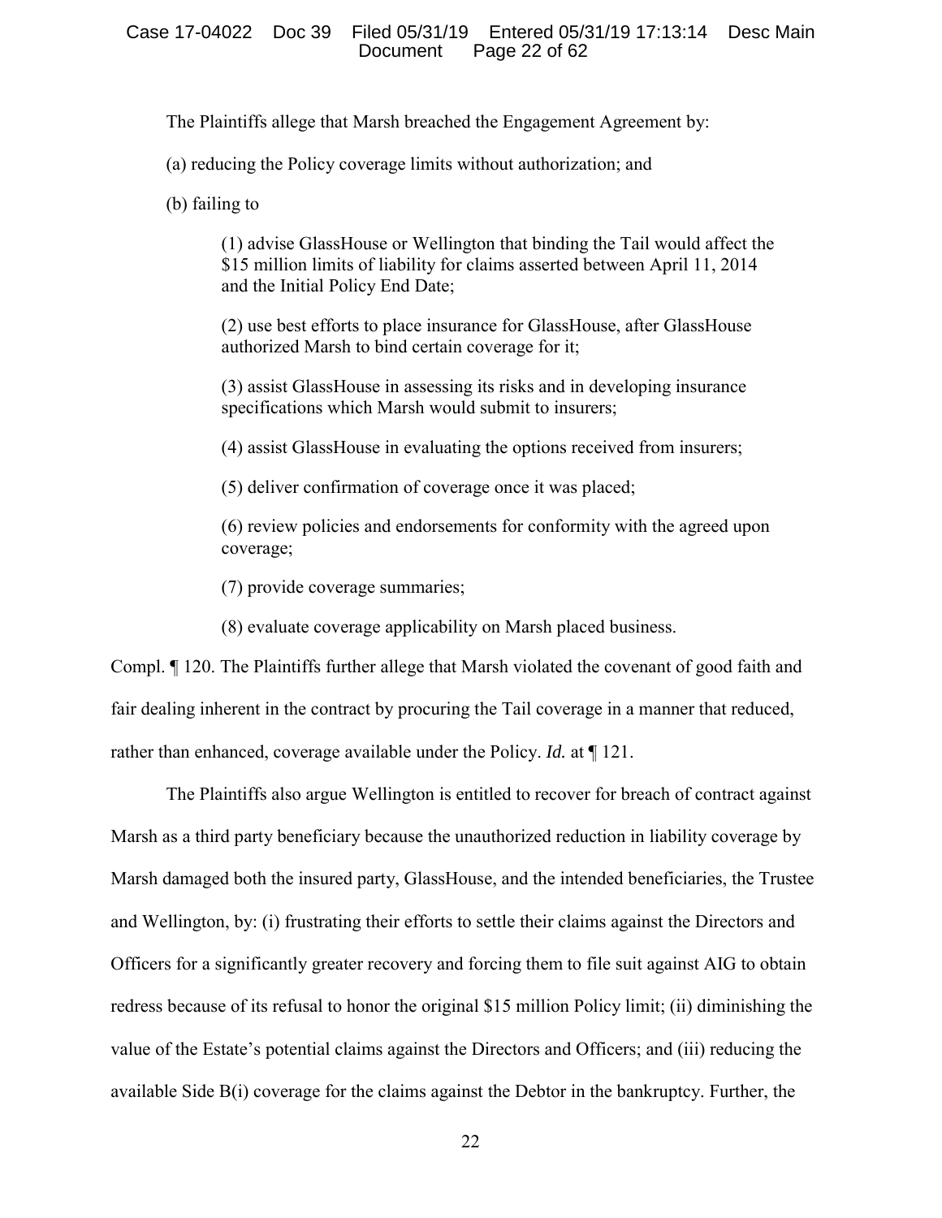The Plaintiffs allege that Marsh breached the Engagement Agreement by:

(a) reducing the Policy coverage limits without authorization; and

(b) failing to

> (1) advise GlassHouse or Wellington that binding the Tail would affect the $15 million limits of liability for claims asserted between April 11, 2014 and the Initial Policy End Date;
>
> (2) use best efforts to place insurance for GlassHouse, after GlassHouse authorized Marsh to bind certain coverage for it;
>
> (3) assist GlassHouse in assessing its risks and in developing insurance specifications which Marsh would submit to insurers;
>
> (4) assist GlassHouse in evaluating the options received from insurers;
>
> (5) deliver confirmation of coverage once it was placed;
>
> (6) review policies and endorsements for conformity with the agreed upon coverage;
>
> (7) provide coverage summaries;
>
> (8) evaluate coverage applicability on Marsh placed business.

Compl. ¶ 120. The Plaintiffs further allege that Marsh violated the covenant of good faith and fair dealing inherent in the contract by procuring the Tail coverage in a manner that reduced, rather than enhanced, coverage available under the Policy. *Id.* at ¶ 121.

The Plaintiffs also argue Wellington is entitled to recover for breach of contract against Marsh as a third party beneficiary because the unauthorized reduction in liability coverage by Marsh damaged both the insured party, GlassHouse, and the intended beneficiaries, the Trustee and Wellington, by: (i) frustrating their efforts to settle their claims against the Directors and Officers for a significantly greater recovery and forcing them to file suit against AIG to obtain redress because of its refusal to honor the original $15 million Policy limit; (ii) diminishing the value of the Estate's potential claims against the Directors and Officers; and (iii) reducing the available Side B(i) coverage for the claims against the Debtor in the bankruptcy. Further, the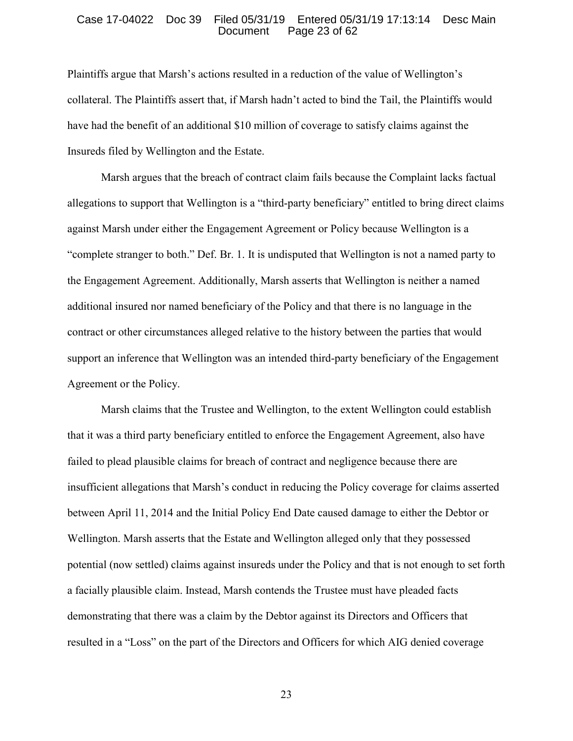Plaintiffs argue that Marsh's actions resulted in a reduction of the value of Wellington's collateral. The Plaintiffs assert that, if Marsh hadn't acted to bind the Tail, the Plaintiffs would have had the benefit of an additional $10 million of coverage to satisfy claims against the Insureds filed by Wellington and the Estate.

Marsh argues that the breach of contract claim fails because the Complaint lacks factual allegations to support that Wellington is a "third-party beneficiary" entitled to bring direct claims against Marsh under either the Engagement Agreement or Policy because Wellington is a "complete stranger to both." Def. Br. 1. It is undisputed that Wellington is not a named party to the Engagement Agreement. Additionally, Marsh asserts that Wellington is neither a named additional insured nor named beneficiary of the Policy and that there is no language in the contract or other circumstances alleged relative to the history between the parties that would support an inference that Wellington was an intended third-party beneficiary of the Engagement Agreement or the Policy.

Marsh claims that the Trustee and Wellington, to the extent Wellington could establish that it was a third party beneficiary entitled to enforce the Engagement Agreement, also have failed to plead plausible claims for breach of contract and negligence because there are insufficient allegations that Marsh's conduct in reducing the Policy coverage for claims asserted between April 11, 2014 and the Initial Policy End Date caused damage to either the Debtor or Wellington. Marsh asserts that the Estate and Wellington alleged only that they possessed potential (now settled) claims against insureds under the Policy and that is not enough to set forth a facially plausible claim. Instead, Marsh contends the Trustee must have pleaded facts demonstrating that there was a claim by the Debtor against its Directors and Officers that resulted in a "Loss" on the part of the Directors and Officers for which AIG denied coverage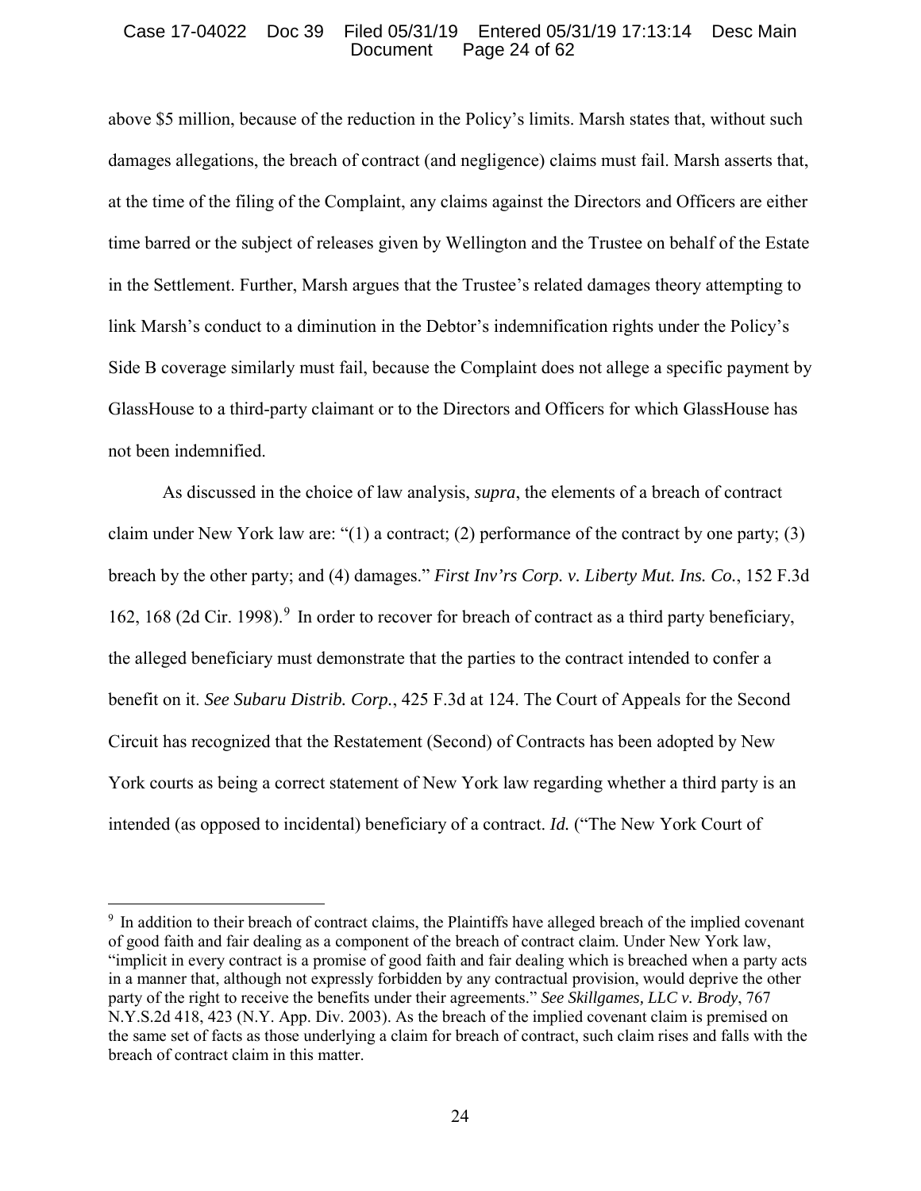above $5 million, because of the reduction in the Policy's limits. Marsh states that, without such damages allegations, the breach of contract (and negligence) claims must fail. Marsh asserts that, at the time of the filing of the Complaint, any claims against the Directors and Officers are either time barred or the subject of releases given by Wellington and the Trustee on behalf of the Estate in the Settlement. Further, Marsh argues that the Trustee's related damages theory attempting to link Marsh's conduct to a diminution in the Debtor's indemnification rights under the Policy's Side B coverage similarly must fail, because the Complaint does not allege a specific payment by GlassHouse to a third-party claimant or to the Directors and Officers for which GlassHouse has not been indemnified.

As discussed in the choice of law analysis, *supra*, the elements of a breach of contract claim under New York law are: "(1) a contract; (2) performance of the contract by one party; (3) breach by the other party; and (4) damages." *First Inv'rs Corp. v. Liberty Mut. Ins. Co.*, 152 F.3d 162, 168 (2d Cir. 1998).[9] In order to recover for breach of contract as a third party beneficiary, the alleged beneficiary must demonstrate that the parties to the contract intended to confer a benefit on it. *See Subaru Distrib. Corp.*, 425 F.3d at 124. The Court of Appeals for the Second Circuit has recognized that the Restatement (Second) of Contracts has been adopted by New York courts as being a correct statement of New York law regarding whether a third party is an intended (as opposed to incidental) beneficiary of a contract. *Id.* ("The New York Court of

---

[9] In addition to their breach of contract claims, the Plaintiffs have alleged breach of the implied covenant of good faith and fair dealing as a component of the breach of contract claim. Under New York law, "implicit in every contract is a promise of good faith and fair dealing which is breached when a party acts in a manner that, although not expressly forbidden by any contractual provision, would deprive the other party of the right to receive the benefits under their agreements." *See Skillgames, LLC v. Brody*, 767 N.Y.S.2d 418, 423 (N.Y. App. Div. 2003). As the breach of the implied covenant claim is premised on the same set of facts as those underlying a claim for breach of contract, such claim rises and falls with the breach of contract claim in this matter.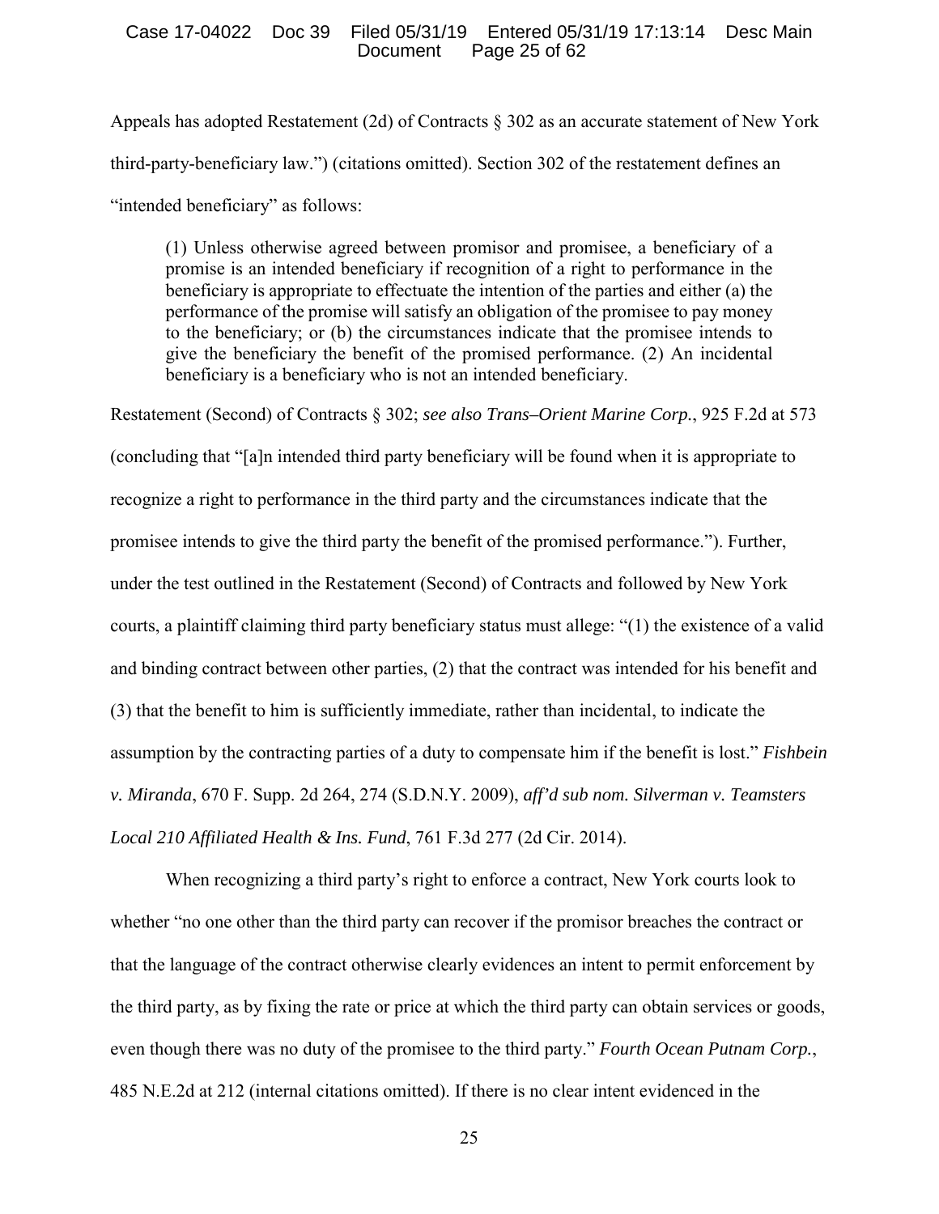Appeals has adopted Restatement (2d) of Contracts § 302 as an accurate statement of New York third-party-beneficiary law.") (citations omitted). Section 302 of the restatement defines an "intended beneficiary" as follows:

> (1) Unless otherwise agreed between promisor and promisee, a beneficiary of a promise is an intended beneficiary if recognition of a right to performance in the beneficiary is appropriate to effectuate the intention of the parties and either (a) the performance of the promise will satisfy an obligation of the promisee to pay money to the beneficiary; or (b) the circumstances indicate that the promisee intends to give the beneficiary the benefit of the promised performance. (2) An incidental beneficiary is a beneficiary who is not an intended beneficiary.

Restatement (Second) of Contracts § 302; *see also Trans–Orient Marine Corp.*, 925 F.2d at 573 (concluding that "[a]n intended third party beneficiary will be found when it is appropriate to recognize a right to performance in the third party and the circumstances indicate that the promisee intends to give the third party the benefit of the promised performance."). Further, under the test outlined in the Restatement (Second) of Contracts and followed by New York courts, a plaintiff claiming third party beneficiary status must allege: "(1) the existence of a valid and binding contract between other parties, (2) that the contract was intended for his benefit and (3) that the benefit to him is sufficiently immediate, rather than incidental, to indicate the assumption by the contracting parties of a duty to compensate him if the benefit is lost." *Fishbein v. Miranda*, 670 F. Supp. 2d 264, 274 (S.D.N.Y. 2009), *aff'd sub nom. Silverman v. Teamsters Local 210 Affiliated Health & Ins. Fund*, 761 F.3d 277 (2d Cir. 2014).

When recognizing a third party's right to enforce a contract, New York courts look to whether "no one other than the third party can recover if the promisor breaches the contract or that the language of the contract otherwise clearly evidences an intent to permit enforcement by the third party, as by fixing the rate or price at which the third party can obtain services or goods, even though there was no duty of the promisee to the third party." *Fourth Ocean Putnam Corp.*, 485 N.E.2d at 212 (internal citations omitted). If there is no clear intent evidenced in the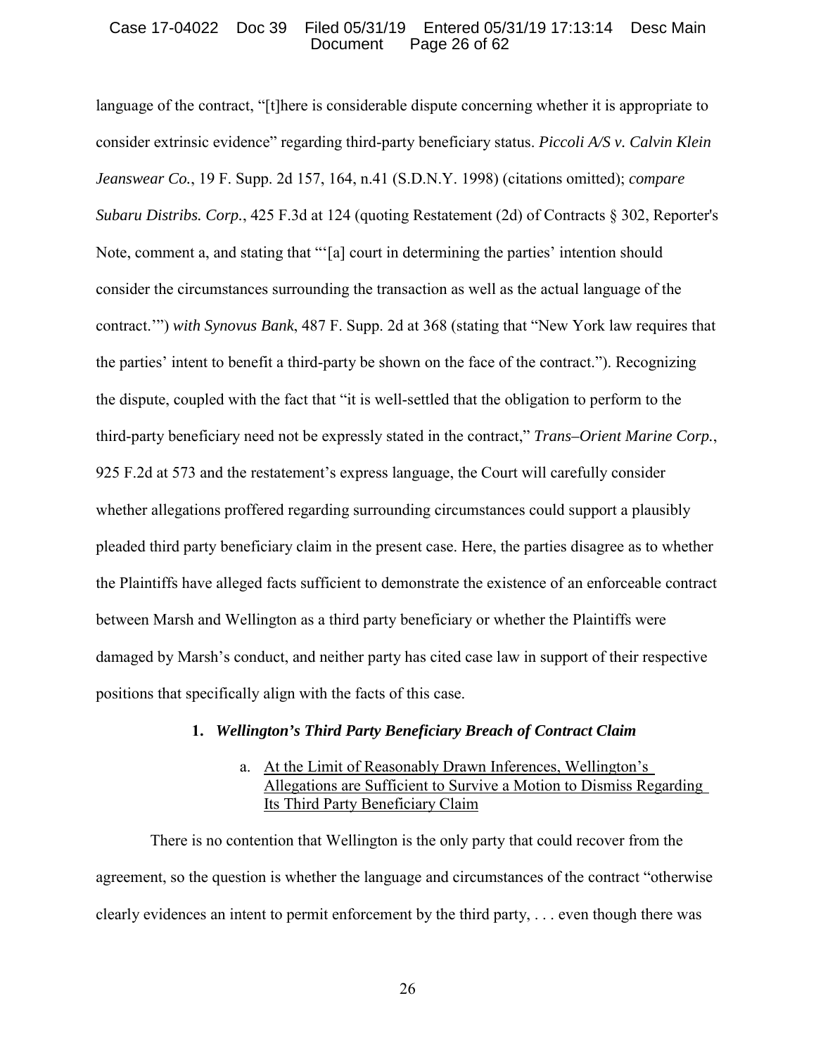language of the contract, "[t]here is considerable dispute concerning whether it is appropriate to consider extrinsic evidence" regarding third-party beneficiary status. *Piccoli A/S v. Calvin Klein Jeanswear Co.*, 19 F. Supp. 2d 157, 164, n.41 (S.D.N.Y. 1998) (citations omitted); *compare Subaru Distribs. Corp.*, 425 F.3d at 124 (quoting Restatement (2d) of Contracts § 302, Reporter's Note, comment a, and stating that "'[a] court in determining the parties' intention should consider the circumstances surrounding the transaction as well as the actual language of the contract.'") *with Synovus Bank*, 487 F. Supp. 2d at 368 (stating that "New York law requires that the parties' intent to benefit a third-party be shown on the face of the contract."). Recognizing the dispute, coupled with the fact that "it is well-settled that the obligation to perform to the third-party beneficiary need not be expressly stated in the contract," *Trans–Orient Marine Corp.*, 925 F.2d at 573 and the restatement's express language, the Court will carefully consider whether allegations proffered regarding surrounding circumstances could support a plausibly pleaded third party beneficiary claim in the present case. Here, the parties disagree as to whether the Plaintiffs have alleged facts sufficient to demonstrate the existence of an enforceable contract between Marsh and Wellington as a third party beneficiary or whether the Plaintiffs were damaged by Marsh's conduct, and neither party has cited case law in support of their respective positions that specifically align with the facts of this case.

### 1. *Wellington's Third Party Beneficiary Breach of Contract Claim*

#### a. At the Limit of Reasonably Drawn Inferences, Wellington's Allegations are Sufficient to Survive a Motion to Dismiss Regarding Its Third Party Beneficiary Claim

There is no contention that Wellington is the only party that could recover from the agreement, so the question is whether the language and circumstances of the contract "otherwise clearly evidences an intent to permit enforcement by the third party, . . . even though there was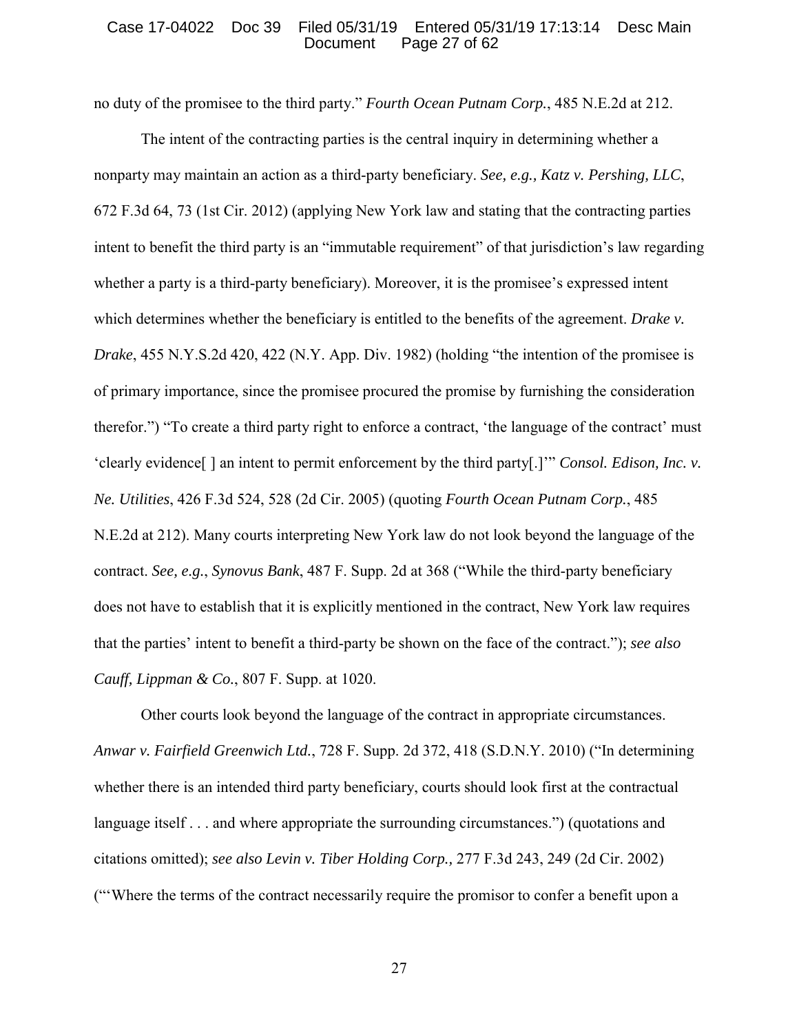no duty of the promisee to the third party." *Fourth Ocean Putnam Corp.*, 485 N.E.2d at 212.

The intent of the contracting parties is the central inquiry in determining whether a nonparty may maintain an action as a third-party beneficiary. *See, e.g., Katz v. Pershing, LLC*, 672 F.3d 64, 73 (1st Cir. 2012) (applying New York law and stating that the contracting parties intent to benefit the third party is an "immutable requirement" of that jurisdiction's law regarding whether a party is a third-party beneficiary). Moreover, it is the promisee's expressed intent which determines whether the beneficiary is entitled to the benefits of the agreement. *Drake v. Drake*, 455 N.Y.S.2d 420, 422 (N.Y. App. Div. 1982) (holding "the intention of the promisee is of primary importance, since the promisee procured the promise by furnishing the consideration therefor.") "To create a third party right to enforce a contract, 'the language of the contract' must 'clearly evidence[ ] an intent to permit enforcement by the third party[.]'" *Consol. Edison, Inc. v. Ne. Utilities*, 426 F.3d 524, 528 (2d Cir. 2005) (quoting *Fourth Ocean Putnam Corp.*, 485 N.E.2d at 212). Many courts interpreting New York law do not look beyond the language of the contract. *See, e.g.*, *Synovus Bank*, 487 F. Supp. 2d at 368 ("While the third-party beneficiary does not have to establish that it is explicitly mentioned in the contract, New York law requires that the parties' intent to benefit a third-party be shown on the face of the contract."); *see also Cauff, Lippman & Co.*, 807 F. Supp. at 1020.

Other courts look beyond the language of the contract in appropriate circumstances. *Anwar v. Fairfield Greenwich Ltd.*, 728 F. Supp. 2d 372, 418 (S.D.N.Y. 2010) ("In determining whether there is an intended third party beneficiary, courts should look first at the contractual language itself . . . and where appropriate the surrounding circumstances.") (quotations and citations omitted); *see also Levin v. Tiber Holding Corp.,* 277 F.3d 243, 249 (2d Cir. 2002) ("'Where the terms of the contract necessarily require the promisor to confer a benefit upon a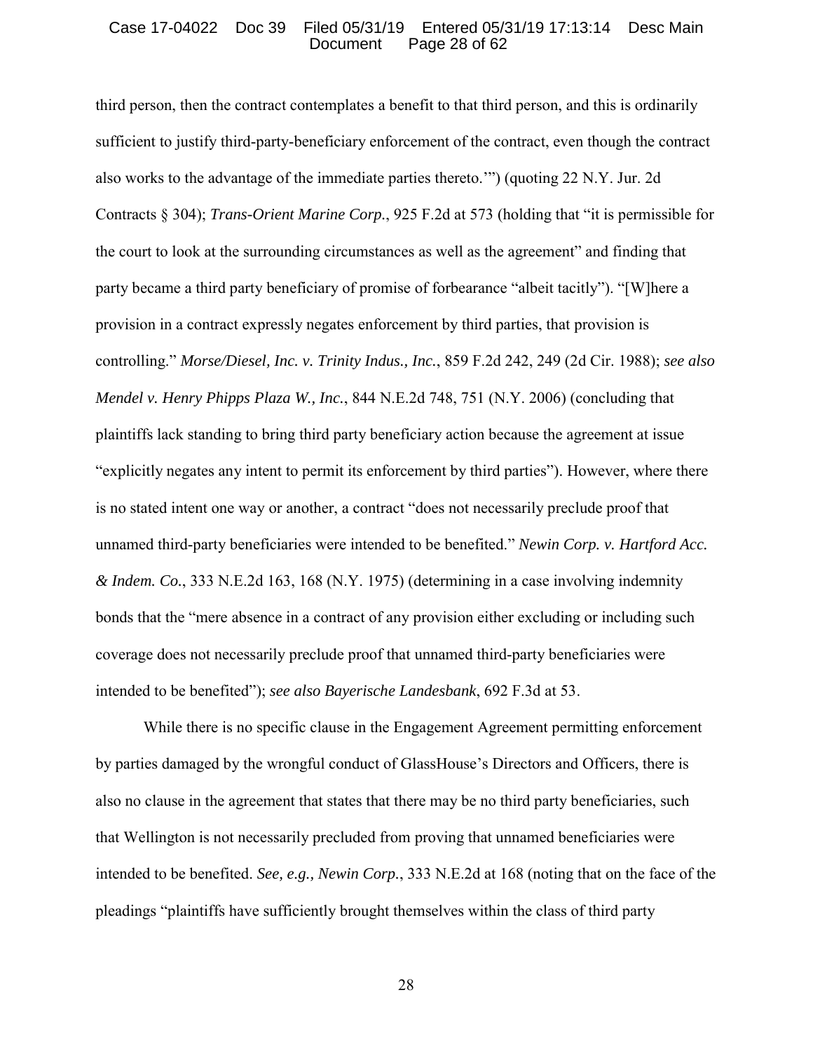third person, then the contract contemplates a benefit to that third person, and this is ordinarily sufficient to justify third-party-beneficiary enforcement of the contract, even though the contract also works to the advantage of the immediate parties thereto.'") (quoting 22 N.Y. Jur. 2d Contracts § 304); *Trans-Orient Marine Corp.*, 925 F.2d at 573 (holding that "it is permissible for the court to look at the surrounding circumstances as well as the agreement" and finding that party became a third party beneficiary of promise of forbearance "albeit tacitly"). "[W]here a provision in a contract expressly negates enforcement by third parties, that provision is controlling." *Morse/Diesel, Inc. v. Trinity Indus., Inc.*, 859 F.2d 242, 249 (2d Cir. 1988); *see also Mendel v. Henry Phipps Plaza W., Inc.*, 844 N.E.2d 748, 751 (N.Y. 2006) (concluding that plaintiffs lack standing to bring third party beneficiary action because the agreement at issue "explicitly negates any intent to permit its enforcement by third parties"). However, where there is no stated intent one way or another, a contract "does not necessarily preclude proof that unnamed third-party beneficiaries were intended to be benefited." *Newin Corp. v. Hartford Acc. & Indem. Co.*, 333 N.E.2d 163, 168 (N.Y. 1975) (determining in a case involving indemnity bonds that the "mere absence in a contract of any provision either excluding or including such coverage does not necessarily preclude proof that unnamed third-party beneficiaries were intended to be benefited"); *see also Bayerische Landesbank*, 692 F.3d at 53.

While there is no specific clause in the Engagement Agreement permitting enforcement by parties damaged by the wrongful conduct of GlassHouse's Directors and Officers, there is also no clause in the agreement that states that there may be no third party beneficiaries, such that Wellington is not necessarily precluded from proving that unnamed beneficiaries were intended to be benefited. *See, e.g., Newin Corp.*, 333 N.E.2d at 168 (noting that on the face of the pleadings "plaintiffs have sufficiently brought themselves within the class of third party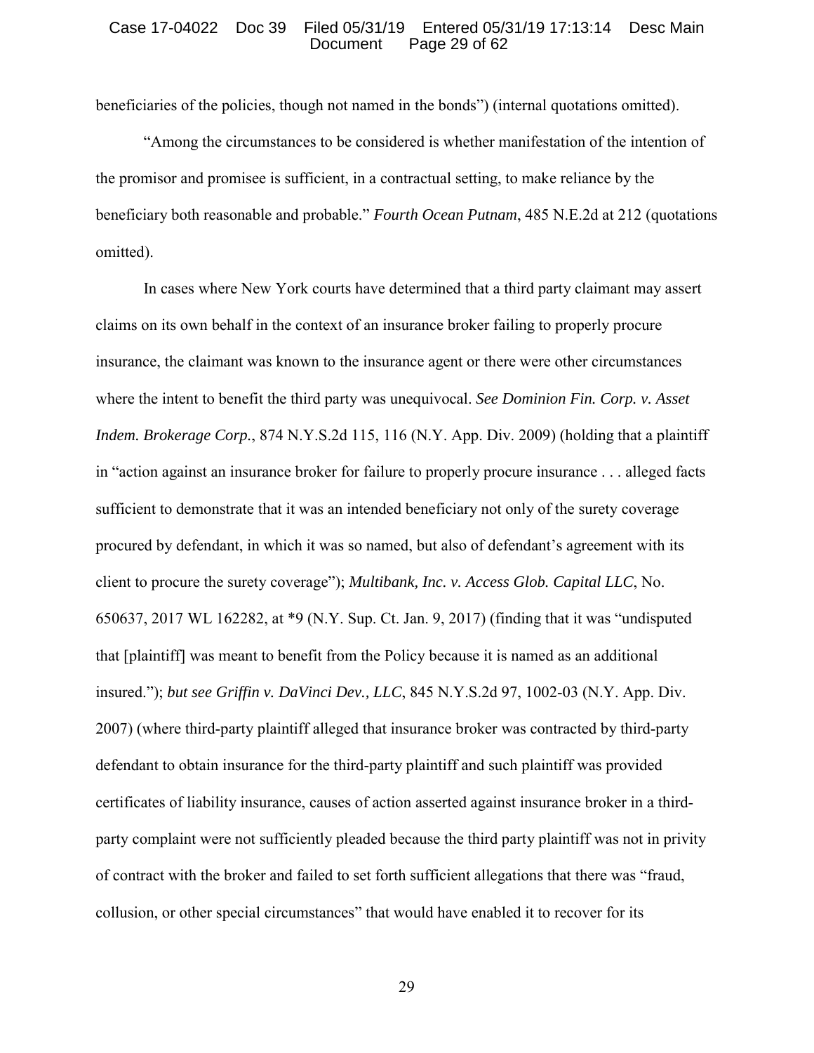beneficiaries of the policies, though not named in the bonds") (internal quotations omitted).

"Among the circumstances to be considered is whether manifestation of the intention of the promisor and promisee is sufficient, in a contractual setting, to make reliance by the beneficiary both reasonable and probable." *Fourth Ocean Putnam*, 485 N.E.2d at 212 (quotations omitted).

In cases where New York courts have determined that a third party claimant may assert claims on its own behalf in the context of an insurance broker failing to properly procure insurance, the claimant was known to the insurance agent or there were other circumstances where the intent to benefit the third party was unequivocal. *See Dominion Fin. Corp. v. Asset Indem. Brokerage Corp.*, 874 N.Y.S.2d 115, 116 (N.Y. App. Div. 2009) (holding that a plaintiff in "action against an insurance broker for failure to properly procure insurance . . . alleged facts sufficient to demonstrate that it was an intended beneficiary not only of the surety coverage procured by defendant, in which it was so named, but also of defendant's agreement with its client to procure the surety coverage"); *Multibank, Inc. v. Access Glob. Capital LLC*, No. 650637, 2017 WL 162282, at *9 (N.Y. Sup. Ct. Jan. 9, 2017) (finding that it was "undisputed that [plaintiff] was meant to benefit from the Policy because it is named as an additional insured."); *but see Griffin v. DaVinci Dev., LLC*, 845 N.Y.S.2d 97, 1002-03 (N.Y. App. Div. 2007) (where third-party plaintiff alleged that insurance broker was contracted by third-party defendant to obtain insurance for the third-party plaintiff and such plaintiff was provided certificates of liability insurance, causes of action asserted against insurance broker in a third-party complaint were not sufficiently pleaded because the third party plaintiff was not in privity of contract with the broker and failed to set forth sufficient allegations that there was "fraud, collusion, or other special circumstances" that would have enabled it to recover for its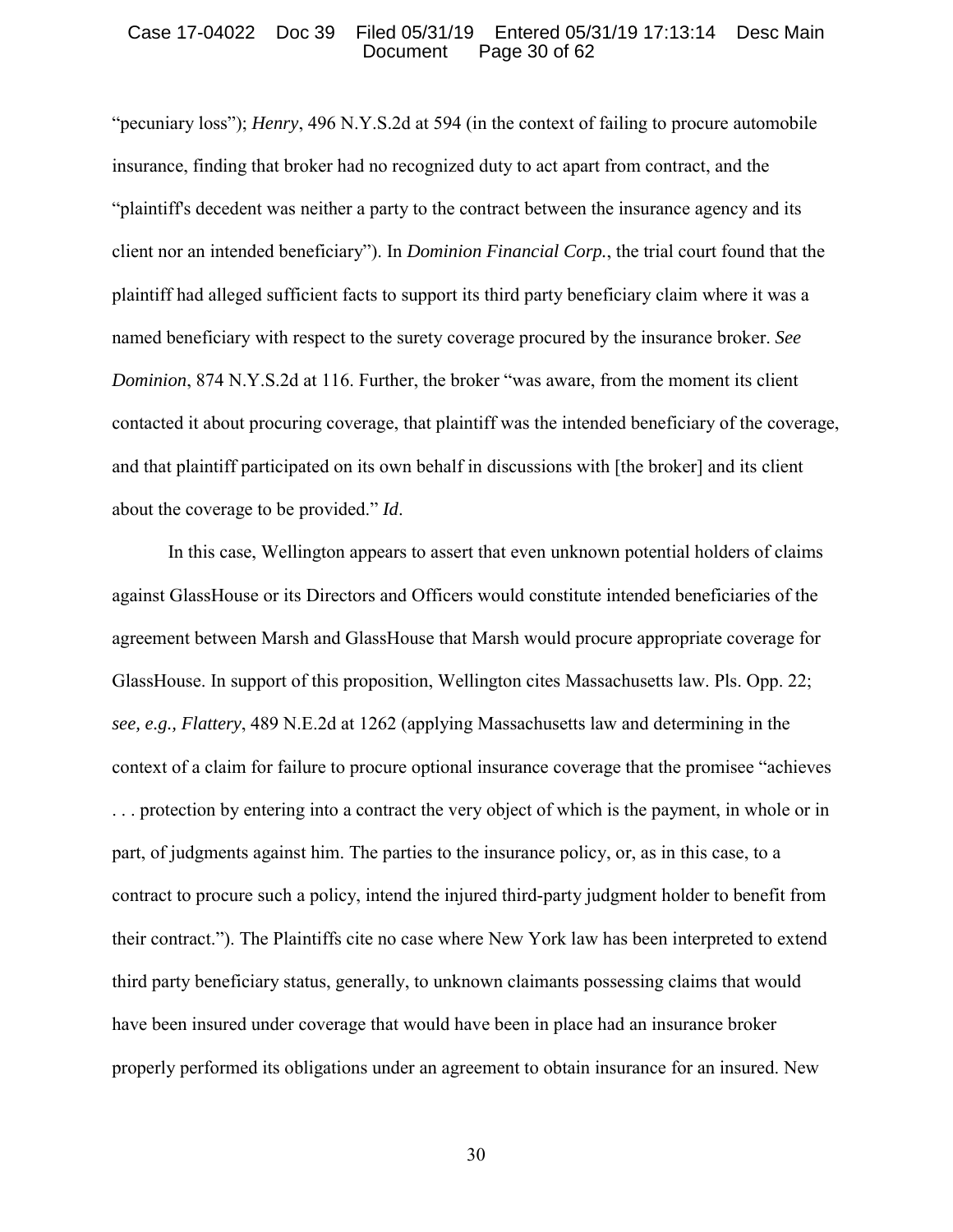"pecuniary loss"); *Henry*, 496 N.Y.S.2d at 594 (in the context of failing to procure automobile insurance, finding that broker had no recognized duty to act apart from contract, and the "plaintiff's decedent was neither a party to the contract between the insurance agency and its client nor an intended beneficiary"). In *Dominion Financial Corp.*, the trial court found that the plaintiff had alleged sufficient facts to support its third party beneficiary claim where it was a named beneficiary with respect to the surety coverage procured by the insurance broker. *See Dominion*, 874 N.Y.S.2d at 116. Further, the broker "was aware, from the moment its client contacted it about procuring coverage, that plaintiff was the intended beneficiary of the coverage, and that plaintiff participated on its own behalf in discussions with [the broker] and its client about the coverage to be provided." *Id*.

In this case, Wellington appears to assert that even unknown potential holders of claims against GlassHouse or its Directors and Officers would constitute intended beneficiaries of the agreement between Marsh and GlassHouse that Marsh would procure appropriate coverage for GlassHouse. In support of this proposition, Wellington cites Massachusetts law. Pls. Opp. 22; *see, e.g., Flattery*, 489 N.E.2d at 1262 (applying Massachusetts law and determining in the context of a claim for failure to procure optional insurance coverage that the promisee "achieves . . . protection by entering into a contract the very object of which is the payment, in whole or in part, of judgments against him. The parties to the insurance policy, or, as in this case, to a contract to procure such a policy, intend the injured third-party judgment holder to benefit from their contract."). The Plaintiffs cite no case where New York law has been interpreted to extend third party beneficiary status, generally, to unknown claimants possessing claims that would have been insured under coverage that would have been in place had an insurance broker properly performed its obligations under an agreement to obtain insurance for an insured. New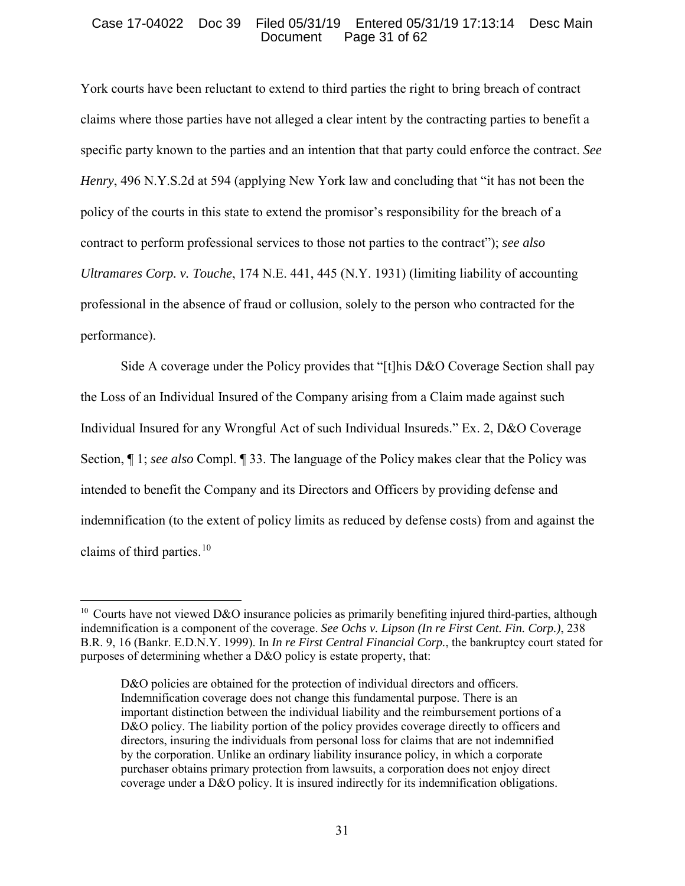York courts have been reluctant to extend to third parties the right to bring breach of contract claims where those parties have not alleged a clear intent by the contracting parties to benefit a specific party known to the parties and an intention that that party could enforce the contract. *See Henry*, 496 N.Y.S.2d at 594 (applying New York law and concluding that "it has not been the policy of the courts in this state to extend the promisor's responsibility for the breach of a contract to perform professional services to those not parties to the contract"); *see also Ultramares Corp. v. Touche*, 174 N.E. 441, 445 (N.Y. 1931) (limiting liability of accounting professional in the absence of fraud or collusion, solely to the person who contracted for the performance).

Side A coverage under the Policy provides that "[t]his D&O Coverage Section shall pay the Loss of an Individual Insured of the Company arising from a Claim made against such Individual Insured for any Wrongful Act of such Individual Insureds." Ex. 2, D&O Coverage Section, ¶ 1; *see also* Compl. ¶ 33. The language of the Policy makes clear that the Policy was intended to benefit the Company and its Directors and Officers by providing defense and indemnification (to the extent of policy limits as reduced by defense costs) from and against the claims of third parties.[10]

---

[10] Courts have not viewed D&O insurance policies as primarily benefiting injured third-parties, although indemnification is a component of the coverage. *See Ochs v. Lipson (In re First Cent. Fin. Corp.)*, 238 B.R. 9, 16 (Bankr. E.D.N.Y. 1999). In *In re First Central Financial Corp.*, the bankruptcy court stated for purposes of determining whether a D&O policy is estate property, that:

> D&O policies are obtained for the protection of individual directors and officers. Indemnification coverage does not change this fundamental purpose. There is an important distinction between the individual liability and the reimbursement portions of a D&O policy. The liability portion of the policy provides coverage directly to officers and directors, insuring the individuals from personal loss for claims that are not indemnified by the corporation. Unlike an ordinary liability insurance policy, in which a corporate purchaser obtains primary protection from lawsuits, a corporation does not enjoy direct coverage under a D&O policy. It is insured indirectly for its indemnification obligations.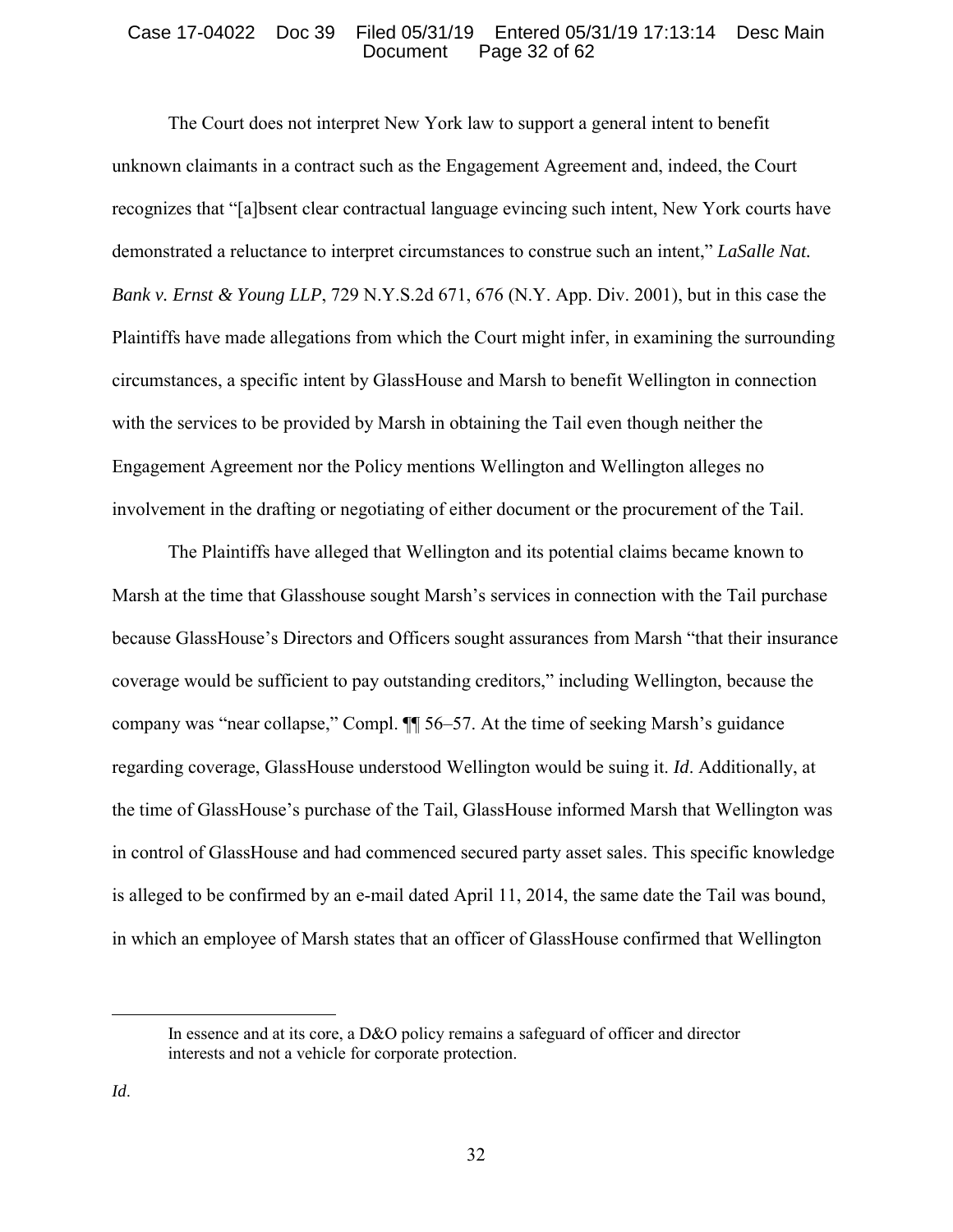The Court does not interpret New York law to support a general intent to benefit unknown claimants in a contract such as the Engagement Agreement and, indeed, the Court recognizes that "[a]bsent clear contractual language evincing such intent, New York courts have demonstrated a reluctance to interpret circumstances to construe such an intent," *LaSalle Nat. Bank v. Ernst & Young LLP*, 729 N.Y.S.2d 671, 676 (N.Y. App. Div. 2001), but in this case the Plaintiffs have made allegations from which the Court might infer, in examining the surrounding circumstances, a specific intent by GlassHouse and Marsh to benefit Wellington in connection with the services to be provided by Marsh in obtaining the Tail even though neither the Engagement Agreement nor the Policy mentions Wellington and Wellington alleges no involvement in the drafting or negotiating of either document or the procurement of the Tail.

The Plaintiffs have alleged that Wellington and its potential claims became known to Marsh at the time that Glasshouse sought Marsh's services in connection with the Tail purchase because GlassHouse's Directors and Officers sought assurances from Marsh "that their insurance coverage would be sufficient to pay outstanding creditors," including Wellington, because the company was "near collapse," Compl. ¶¶ 56–57. At the time of seeking Marsh's guidance regarding coverage, GlassHouse understood Wellington would be suing it. *Id*. Additionally, at the time of GlassHouse's purchase of the Tail, GlassHouse informed Marsh that Wellington was in control of GlassHouse and had commenced secured party asset sales. This specific knowledge is alleged to be confirmed by an e-mail dated April 11, 2014, the same date the Tail was bound, in which an employee of Marsh states that an officer of GlassHouse confirmed that Wellington

---

> In essence and at its core, a D&O policy remains a safeguard of officer and director interests and not a vehicle for corporate protection.

*Id*.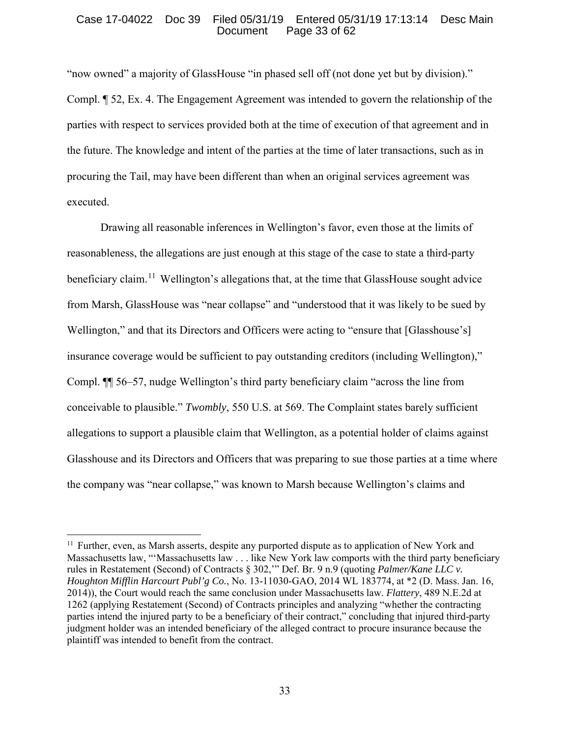"now owned" a majority of GlassHouse "in phased sell off (not done yet but by division)." Compl. ¶ 52, Ex. 4. The Engagement Agreement was intended to govern the relationship of the parties with respect to services provided both at the time of execution of that agreement and in the future. The knowledge and intent of the parties at the time of later transactions, such as in procuring the Tail, may have been different than when an original services agreement was executed.

Drawing all reasonable inferences in Wellington's favor, even those at the limits of reasonableness, the allegations are just enough at this stage of the case to state a third-party beneficiary claim.[11] Wellington's allegations that, at the time that GlassHouse sought advice from Marsh, GlassHouse was "near collapse" and "understood that it was likely to be sued by Wellington," and that its Directors and Officers were acting to "ensure that [Glasshouse's] insurance coverage would be sufficient to pay outstanding creditors (including Wellington)," Compl. ¶¶ 56–57, nudge Wellington's third party beneficiary claim "across the line from conceivable to plausible." *Twombly*, 550 U.S. at 569. The Complaint states barely sufficient allegations to support a plausible claim that Wellington, as a potential holder of claims against Glasshouse and its Directors and Officers that was preparing to sue those parties at a time where the company was "near collapse," was known to Marsh because Wellington's claims and

---

[11] Further, even, as Marsh asserts, despite any purported dispute as to application of New York and Massachusetts law, "'Massachusetts law . . . like New York law comports with the third party beneficiary rules in Restatement (Second) of Contracts § 302,'" Def. Br. 9 n.9 (quoting *Palmer/Kane LLC v. Houghton Mifflin Harcourt Publ'g Co.*, No. 13-11030-GAO, 2014 WL 183774, at *2 (D. Mass. Jan. 16, 2014)), the Court would reach the same conclusion under Massachusetts law. *Flattery*, 489 N.E.2d at 1262 (applying Restatement (Second) of Contracts principles and analyzing "whether the contracting parties intend the injured party to be a beneficiary of their contract," concluding that injured third-party judgment holder was an intended beneficiary of the alleged contract to procure insurance because the plaintiff was intended to benefit from the contract.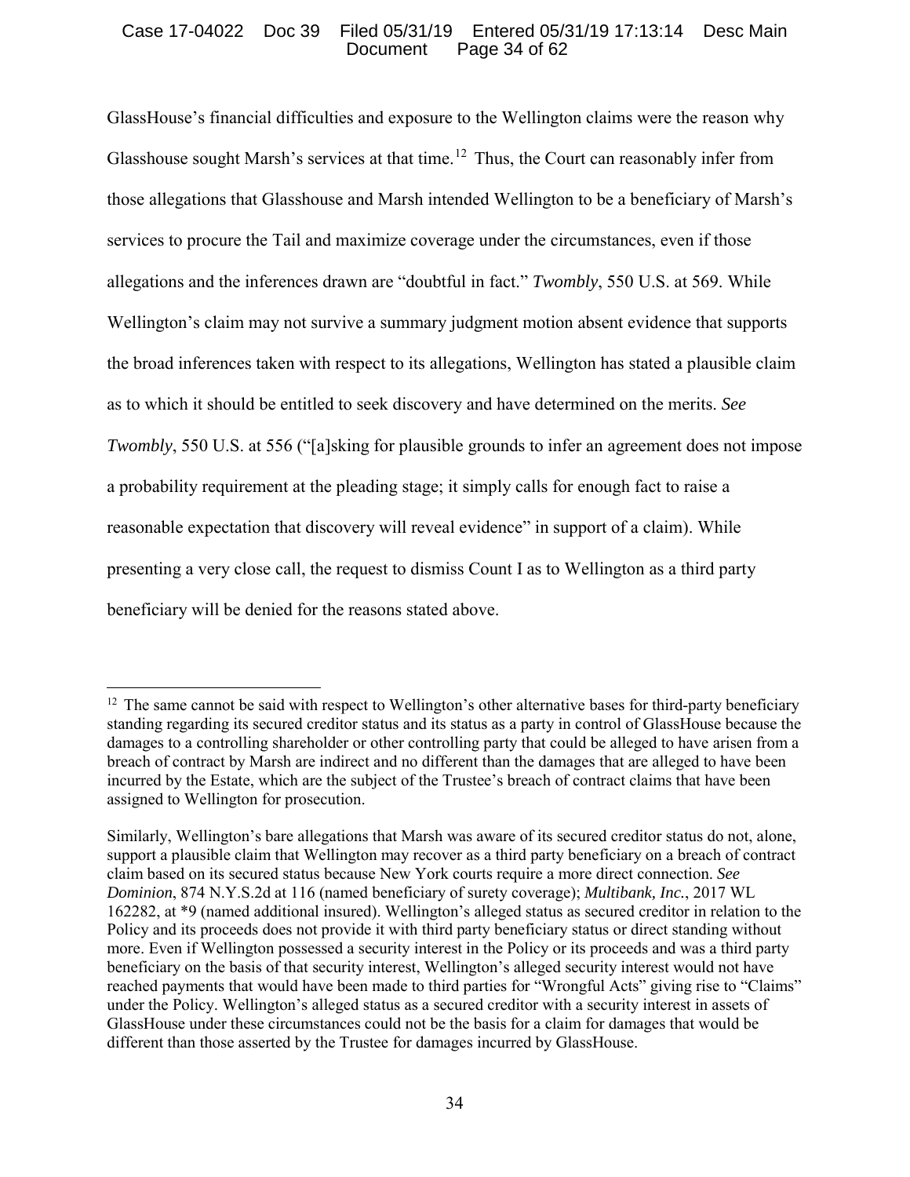GlassHouse's financial difficulties and exposure to the Wellington claims were the reason why Glasshouse sought Marsh's services at that time.[12] Thus, the Court can reasonably infer from those allegations that Glasshouse and Marsh intended Wellington to be a beneficiary of Marsh's services to procure the Tail and maximize coverage under the circumstances, even if those allegations and the inferences drawn are "doubtful in fact." *Twombly*, 550 U.S. at 569. While Wellington's claim may not survive a summary judgment motion absent evidence that supports the broad inferences taken with respect to its allegations, Wellington has stated a plausible claim as to which it should be entitled to seek discovery and have determined on the merits. *See Twombly*, 550 U.S. at 556 ("[a]sking for plausible grounds to infer an agreement does not impose a probability requirement at the pleading stage; it simply calls for enough fact to raise a reasonable expectation that discovery will reveal evidence" in support of a claim). While presenting a very close call, the request to dismiss Count I as to Wellington as a third party beneficiary will be denied for the reasons stated above.

---

[12] The same cannot be said with respect to Wellington's other alternative bases for third-party beneficiary standing regarding its secured creditor status and its status as a party in control of GlassHouse because the damages to a controlling shareholder or other controlling party that could be alleged to have arisen from a breach of contract by Marsh are indirect and no different than the damages that are alleged to have been incurred by the Estate, which are the subject of the Trustee's breach of contract claims that have been assigned to Wellington for prosecution.

Similarly, Wellington's bare allegations that Marsh was aware of its secured creditor status do not, alone, support a plausible claim that Wellington may recover as a third party beneficiary on a breach of contract claim based on its secured status because New York courts require a more direct connection. *See Dominion*, 874 N.Y.S.2d at 116 (named beneficiary of surety coverage); *Multibank, Inc.*, 2017 WL 162282, at *9 (named additional insured). Wellington's alleged status as secured creditor in relation to the Policy and its proceeds does not provide it with third party beneficiary status or direct standing without more. Even if Wellington possessed a security interest in the Policy or its proceeds and was a third party beneficiary on the basis of that security interest, Wellington's alleged security interest would not have reached payments that would have been made to third parties for "Wrongful Acts" giving rise to "Claims" under the Policy. Wellington's alleged status as a secured creditor with a security interest in assets of GlassHouse under these circumstances could not be the basis for a claim for damages that would be different than those asserted by the Trustee for damages incurred by GlassHouse.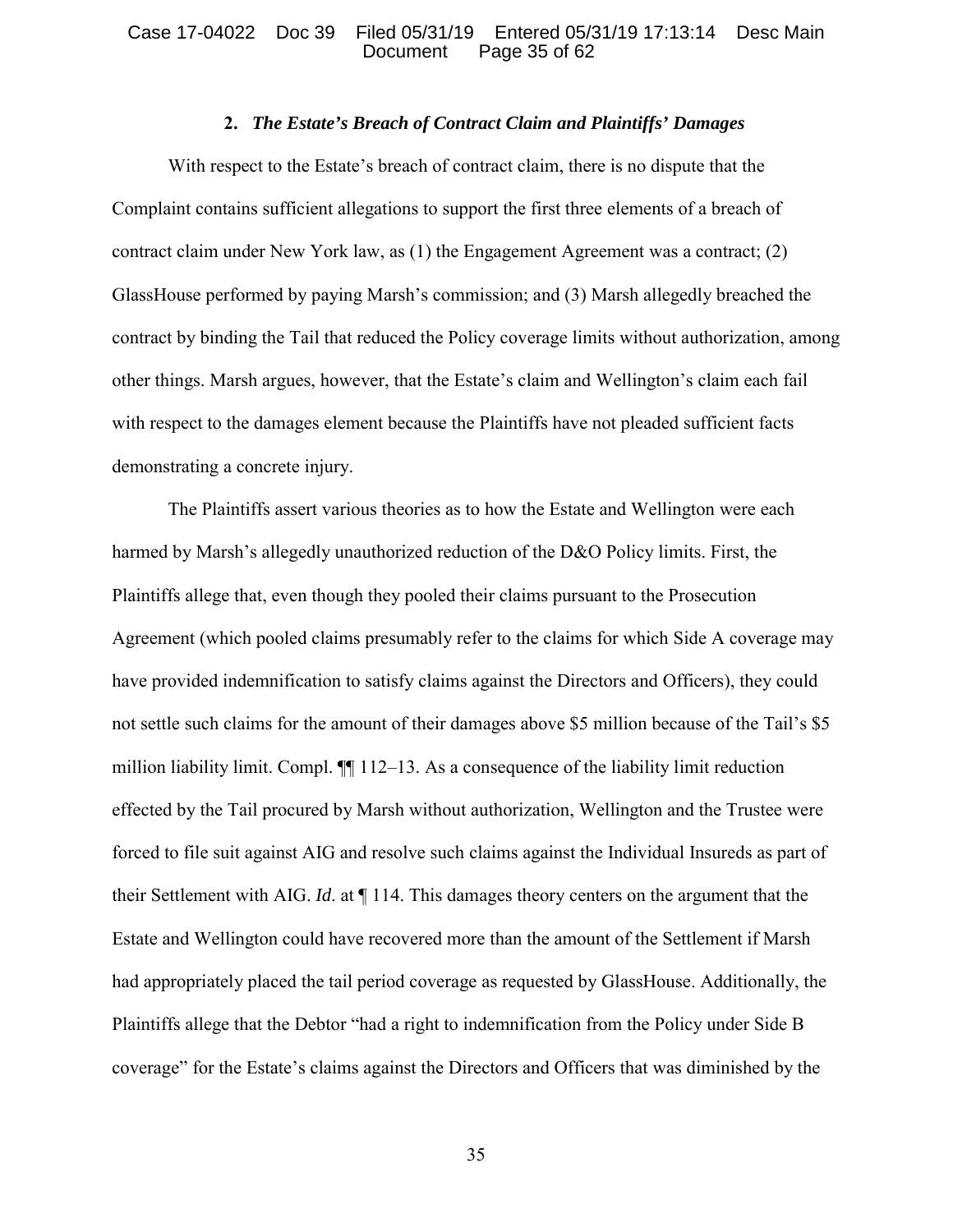### 2. *The Estate's Breach of Contract Claim and Plaintiffs' Damages*

With respect to the Estate's breach of contract claim, there is no dispute that the Complaint contains sufficient allegations to support the first three elements of a breach of contract claim under New York law, as (1) the Engagement Agreement was a contract; (2) GlassHouse performed by paying Marsh's commission; and (3) Marsh allegedly breached the contract by binding the Tail that reduced the Policy coverage limits without authorization, among other things. Marsh argues, however, that the Estate's claim and Wellington's claim each fail with respect to the damages element because the Plaintiffs have not pleaded sufficient facts demonstrating a concrete injury.

The Plaintiffs assert various theories as to how the Estate and Wellington were each harmed by Marsh's allegedly unauthorized reduction of the D&O Policy limits. First, the Plaintiffs allege that, even though they pooled their claims pursuant to the Prosecution Agreement (which pooled claims presumably refer to the claims for which Side A coverage may have provided indemnification to satisfy claims against the Directors and Officers), they could not settle such claims for the amount of their damages above $5 million because of the Tail's $5 million liability limit. Compl. ¶¶ 112–13. As a consequence of the liability limit reduction effected by the Tail procured by Marsh without authorization, Wellington and the Trustee were forced to file suit against AIG and resolve such claims against the Individual Insureds as part of their Settlement with AIG. *Id*. at ¶ 114. This damages theory centers on the argument that the Estate and Wellington could have recovered more than the amount of the Settlement if Marsh had appropriately placed the tail period coverage as requested by GlassHouse. Additionally, the Plaintiffs allege that the Debtor "had a right to indemnification from the Policy under Side B coverage" for the Estate's claims against the Directors and Officers that was diminished by the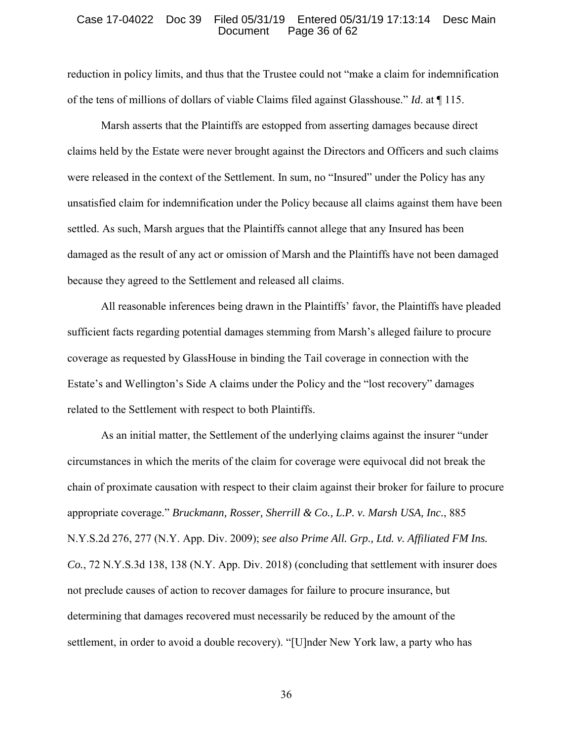reduction in policy limits, and thus that the Trustee could not "make a claim for indemnification of the tens of millions of dollars of viable Claims filed against Glasshouse." *Id*. at ¶ 115.

Marsh asserts that the Plaintiffs are estopped from asserting damages because direct claims held by the Estate were never brought against the Directors and Officers and such claims were released in the context of the Settlement. In sum, no "Insured" under the Policy has any unsatisfied claim for indemnification under the Policy because all claims against them have been settled. As such, Marsh argues that the Plaintiffs cannot allege that any Insured has been damaged as the result of any act or omission of Marsh and the Plaintiffs have not been damaged because they agreed to the Settlement and released all claims.

All reasonable inferences being drawn in the Plaintiffs' favor, the Plaintiffs have pleaded sufficient facts regarding potential damages stemming from Marsh's alleged failure to procure coverage as requested by GlassHouse in binding the Tail coverage in connection with the Estate's and Wellington's Side A claims under the Policy and the "lost recovery" damages related to the Settlement with respect to both Plaintiffs.

As an initial matter, the Settlement of the underlying claims against the insurer "under circumstances in which the merits of the claim for coverage were equivocal did not break the chain of proximate causation with respect to their claim against their broker for failure to procure appropriate coverage." *Bruckmann, Rosser, Sherrill & Co., L.P. v. Marsh USA, Inc.*, 885 N.Y.S.2d 276, 277 (N.Y. App. Div. 2009); *see also Prime All. Grp., Ltd. v. Affiliated FM Ins. Co.*, 72 N.Y.S.3d 138, 138 (N.Y. App. Div. 2018) (concluding that settlement with insurer does not preclude causes of action to recover damages for failure to procure insurance, but determining that damages recovered must necessarily be reduced by the amount of the settlement, in order to avoid a double recovery). "[U]nder New York law, a party who has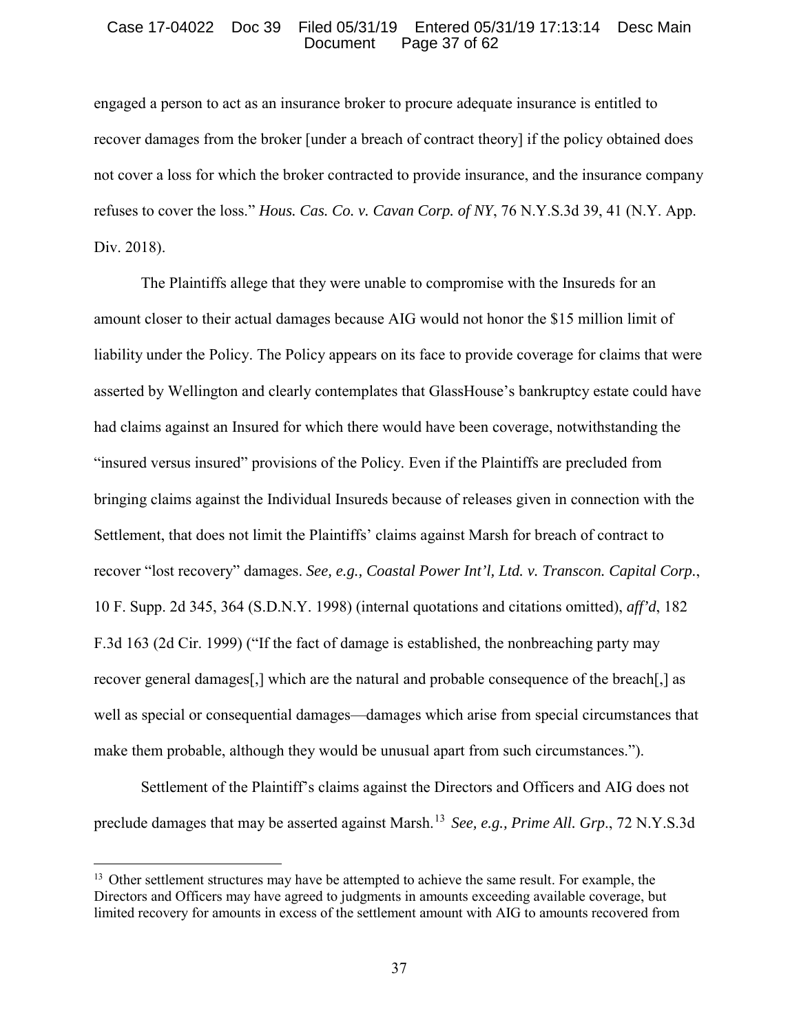engaged a person to act as an insurance broker to procure adequate insurance is entitled to recover damages from the broker [under a breach of contract theory] if the policy obtained does not cover a loss for which the broker contracted to provide insurance, and the insurance company refuses to cover the loss." *Hous. Cas. Co. v. Cavan Corp. of NY*, 76 N.Y.S.3d 39, 41 (N.Y. App. Div. 2018).

The Plaintiffs allege that they were unable to compromise with the Insureds for an amount closer to their actual damages because AIG would not honor the $15 million limit of liability under the Policy. The Policy appears on its face to provide coverage for claims that were asserted by Wellington and clearly contemplates that GlassHouse's bankruptcy estate could have had claims against an Insured for which there would have been coverage, notwithstanding the "insured versus insured" provisions of the Policy. Even if the Plaintiffs are precluded from bringing claims against the Individual Insureds because of releases given in connection with the Settlement, that does not limit the Plaintiffs' claims against Marsh for breach of contract to recover "lost recovery" damages. *See, e.g., Coastal Power Int'l, Ltd. v. Transcon. Capital Corp.*, 10 F. Supp. 2d 345, 364 (S.D.N.Y. 1998) (internal quotations and citations omitted), *aff'd*, 182 F.3d 163 (2d Cir. 1999) ("If the fact of damage is established, the nonbreaching party may recover general damages[,] which are the natural and probable consequence of the breach[,] as well as special or consequential damages—damages which arise from special circumstances that make them probable, although they would be unusual apart from such circumstances.").

Settlement of the Plaintiff's claims against the Directors and Officers and AIG does not preclude damages that may be asserted against Marsh.[13] *See, e.g., Prime All. Grp*., 72 N.Y.S.3d

[13] Other settlement structures may have be attempted to achieve the same result. For example, the Directors and Officers may have agreed to judgments in amounts exceeding available coverage, but limited recovery for amounts in excess of the settlement amount with AIG to amounts recovered from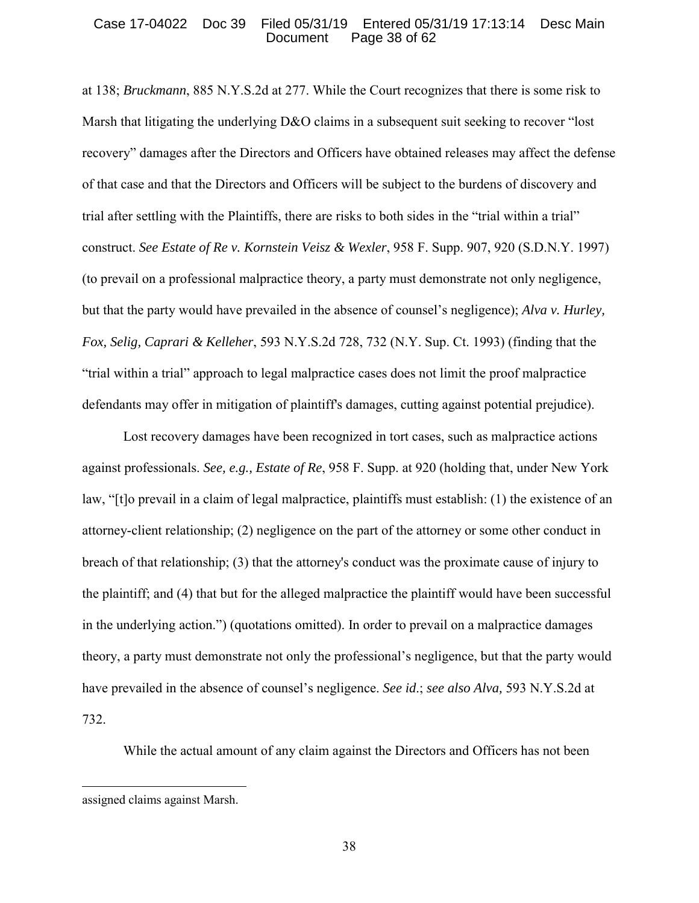at 138; *Bruckmann*, 885 N.Y.S.2d at 277. While the Court recognizes that there is some risk to Marsh that litigating the underlying D&O claims in a subsequent suit seeking to recover "lost recovery" damages after the Directors and Officers have obtained releases may affect the defense of that case and that the Directors and Officers will be subject to the burdens of discovery and trial after settling with the Plaintiffs, there are risks to both sides in the "trial within a trial" construct. *See Estate of Re v. Kornstein Veisz & Wexler*, 958 F. Supp. 907, 920 (S.D.N.Y. 1997) (to prevail on a professional malpractice theory, a party must demonstrate not only negligence, but that the party would have prevailed in the absence of counsel's negligence); *Alva v. Hurley, Fox, Selig, Caprari & Kelleher*, 593 N.Y.S.2d 728, 732 (N.Y. Sup. Ct. 1993) (finding that the "trial within a trial" approach to legal malpractice cases does not limit the proof malpractice defendants may offer in mitigation of plaintiff's damages, cutting against potential prejudice).

Lost recovery damages have been recognized in tort cases, such as malpractice actions against professionals. *See, e.g., Estate of Re*, 958 F. Supp. at 920 (holding that, under New York law, "[t]o prevail in a claim of legal malpractice, plaintiffs must establish: (1) the existence of an attorney-client relationship; (2) negligence on the part of the attorney or some other conduct in breach of that relationship; (3) that the attorney's conduct was the proximate cause of injury to the plaintiff; and (4) that but for the alleged malpractice the plaintiff would have been successful in the underlying action.") (quotations omitted). In order to prevail on a malpractice damages theory, a party must demonstrate not only the professional's negligence, but that the party would have prevailed in the absence of counsel's negligence. *See id*.; *see also Alva,* 593 N.Y.S.2d at 732.

While the actual amount of any claim against the Directors and Officers has not been

---

assigned claims against Marsh.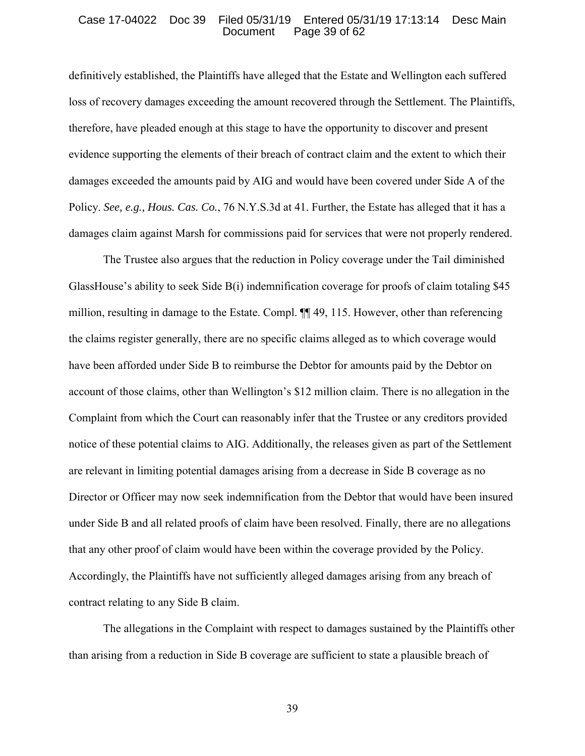definitively established, the Plaintiffs have alleged that the Estate and Wellington each suffered loss of recovery damages exceeding the amount recovered through the Settlement. The Plaintiffs, therefore, have pleaded enough at this stage to have the opportunity to discover and present evidence supporting the elements of their breach of contract claim and the extent to which their damages exceeded the amounts paid by AIG and would have been covered under Side A of the Policy. *See, e.g., Hous. Cas. Co.*, 76 N.Y.S.3d at 41. Further, the Estate has alleged that it has a damages claim against Marsh for commissions paid for services that were not properly rendered.

The Trustee also argues that the reduction in Policy coverage under the Tail diminished GlassHouse's ability to seek Side B(i) indemnification coverage for proofs of claim totaling $45 million, resulting in damage to the Estate. Compl. ¶¶ 49, 115. However, other than referencing the claims register generally, there are no specific claims alleged as to which coverage would have been afforded under Side B to reimburse the Debtor for amounts paid by the Debtor on account of those claims, other than Wellington's $12 million claim. There is no allegation in the Complaint from which the Court can reasonably infer that the Trustee or any creditors provided notice of these potential claims to AIG. Additionally, the releases given as part of the Settlement are relevant in limiting potential damages arising from a decrease in Side B coverage as no Director or Officer may now seek indemnification from the Debtor that would have been insured under Side B and all related proofs of claim have been resolved. Finally, there are no allegations that any other proof of claim would have been within the coverage provided by the Policy. Accordingly, the Plaintiffs have not sufficiently alleged damages arising from any breach of contract relating to any Side B claim.

The allegations in the Complaint with respect to damages sustained by the Plaintiffs other than arising from a reduction in Side B coverage are sufficient to state a plausible breach of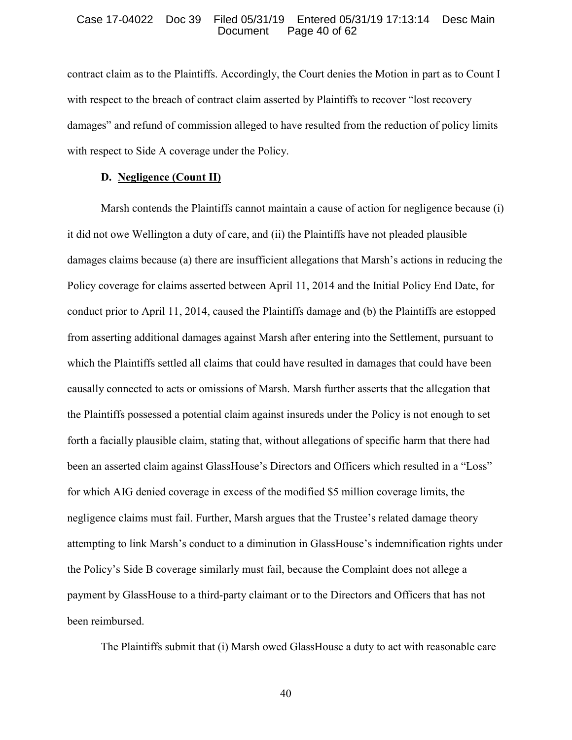contract claim as to the Plaintiffs. Accordingly, the Court denies the Motion in part as to Count I with respect to the breach of contract claim asserted by Plaintiffs to recover "lost recovery damages" and refund of commission alleged to have resulted from the reduction of policy limits with respect to Side A coverage under the Policy.

### D. Negligence (Count II)

Marsh contends the Plaintiffs cannot maintain a cause of action for negligence because (i) it did not owe Wellington a duty of care, and (ii) the Plaintiffs have not pleaded plausible damages claims because (a) there are insufficient allegations that Marsh's actions in reducing the Policy coverage for claims asserted between April 11, 2014 and the Initial Policy End Date, for conduct prior to April 11, 2014, caused the Plaintiffs damage and (b) the Plaintiffs are estopped from asserting additional damages against Marsh after entering into the Settlement, pursuant to which the Plaintiffs settled all claims that could have resulted in damages that could have been causally connected to acts or omissions of Marsh. Marsh further asserts that the allegation that the Plaintiffs possessed a potential claim against insureds under the Policy is not enough to set forth a facially plausible claim, stating that, without allegations of specific harm that there had been an asserted claim against GlassHouse's Directors and Officers which resulted in a "Loss" for which AIG denied coverage in excess of the modified $5 million coverage limits, the negligence claims must fail. Further, Marsh argues that the Trustee's related damage theory attempting to link Marsh's conduct to a diminution in GlassHouse's indemnification rights under the Policy's Side B coverage similarly must fail, because the Complaint does not allege a payment by GlassHouse to a third-party claimant or to the Directors and Officers that has not been reimbursed.

The Plaintiffs submit that (i) Marsh owed GlassHouse a duty to act with reasonable care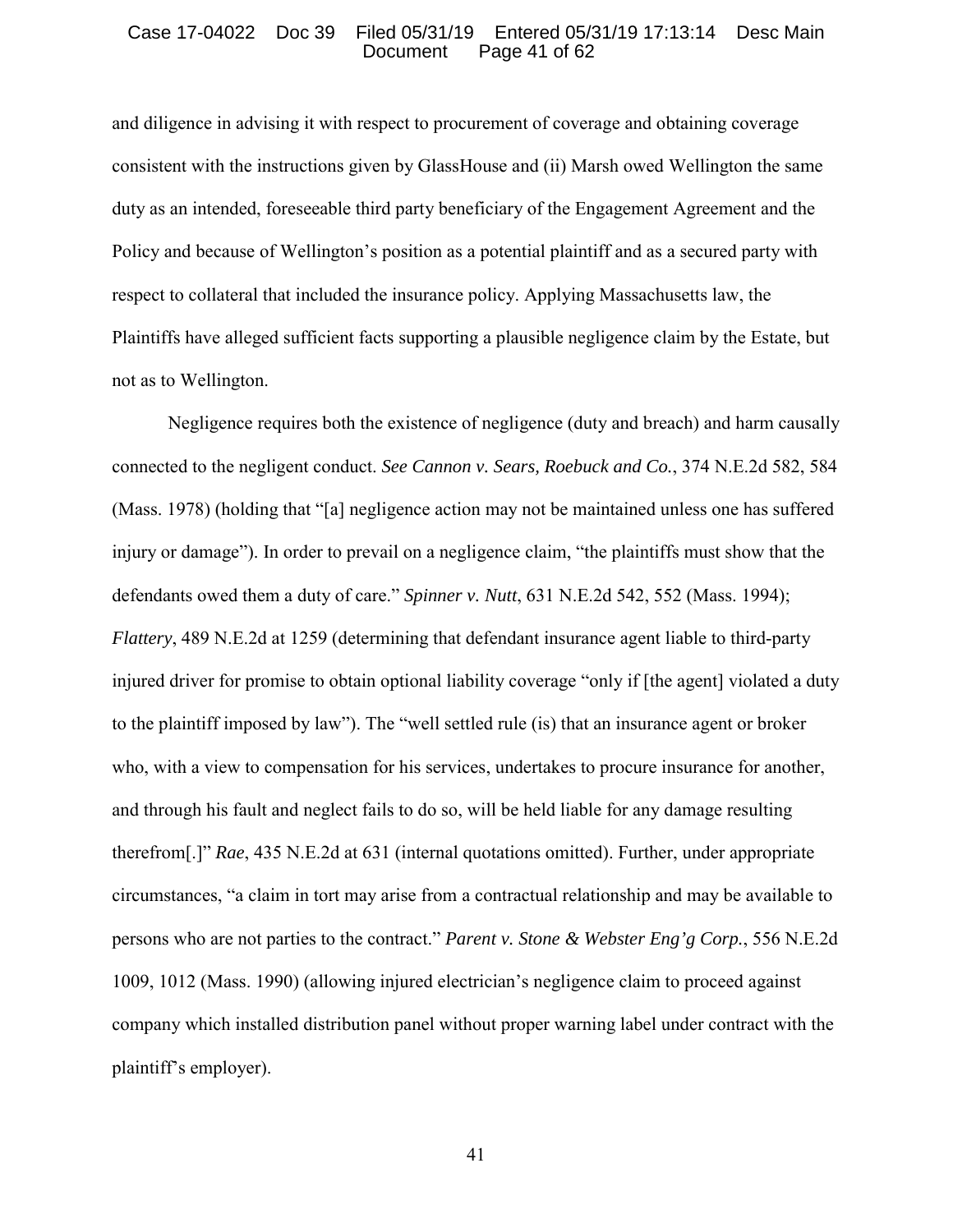and diligence in advising it with respect to procurement of coverage and obtaining coverage consistent with the instructions given by GlassHouse and (ii) Marsh owed Wellington the same duty as an intended, foreseeable third party beneficiary of the Engagement Agreement and the Policy and because of Wellington's position as a potential plaintiff and as a secured party with respect to collateral that included the insurance policy. Applying Massachusetts law, the Plaintiffs have alleged sufficient facts supporting a plausible negligence claim by the Estate, but not as to Wellington.

Negligence requires both the existence of negligence (duty and breach) and harm causally connected to the negligent conduct. *See Cannon v. Sears, Roebuck and Co.*, 374 N.E.2d 582, 584 (Mass. 1978) (holding that "[a] negligence action may not be maintained unless one has suffered injury or damage"). In order to prevail on a negligence claim, "the plaintiffs must show that the defendants owed them a duty of care." *Spinner v. Nutt*, 631 N.E.2d 542, 552 (Mass. 1994); *Flattery*, 489 N.E.2d at 1259 (determining that defendant insurance agent liable to third-party injured driver for promise to obtain optional liability coverage "only if [the agent] violated a duty to the plaintiff imposed by law"). The "well settled rule (is) that an insurance agent or broker who, with a view to compensation for his services, undertakes to procure insurance for another, and through his fault and neglect fails to do so, will be held liable for any damage resulting therefrom[.]" *Rae*, 435 N.E.2d at 631 (internal quotations omitted). Further, under appropriate circumstances, "a claim in tort may arise from a contractual relationship and may be available to persons who are not parties to the contract." *Parent v. Stone & Webster Eng'g Corp.*, 556 N.E.2d 1009, 1012 (Mass. 1990) (allowing injured electrician's negligence claim to proceed against company which installed distribution panel without proper warning label under contract with the plaintiff's employer).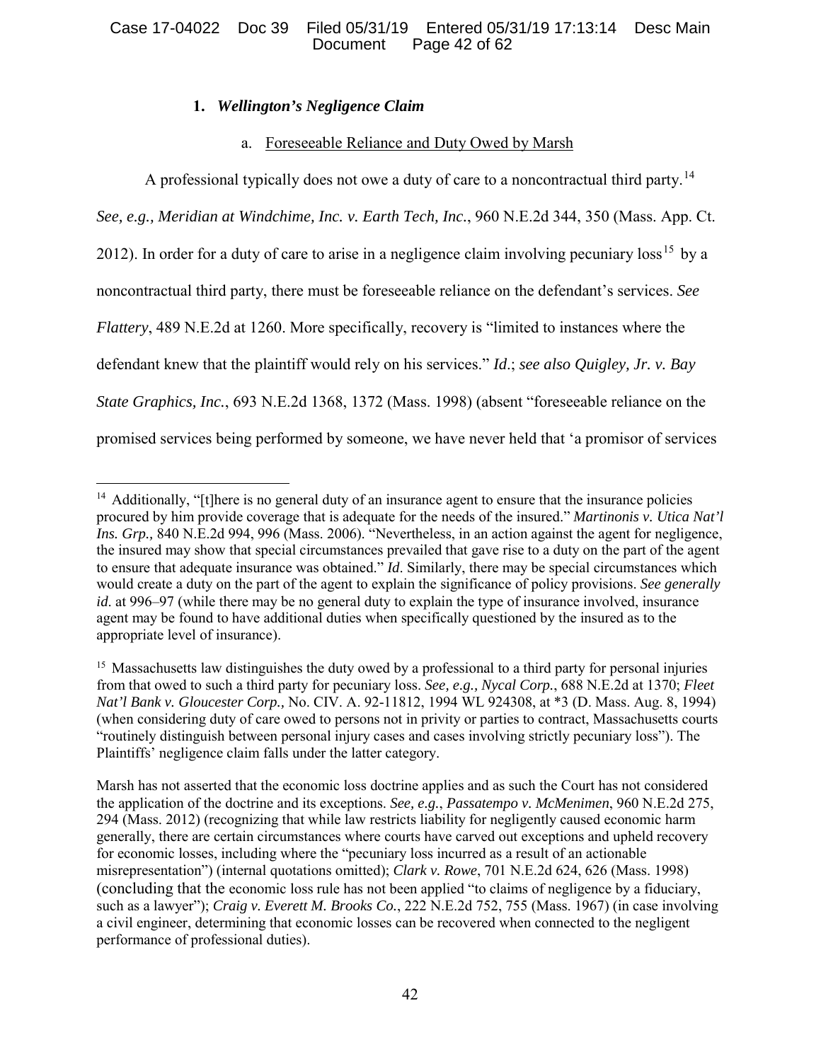### 1. *Wellington's Negligence Claim*

a. Foreseeable Reliance and Duty Owed by Marsh

A professional typically does not owe a duty of care to a noncontractual third party.[14] *See, e.g., Meridian at Windchime, Inc. v. Earth Tech, Inc.*, 960 N.E.2d 344, 350 (Mass. App. Ct. 2012). In order for a duty of care to arise in a negligence claim involving pecuniary loss[15] by a noncontractual third party, there must be foreseeable reliance on the defendant's services. *See Flattery*, 489 N.E.2d at 1260. More specifically, recovery is "limited to instances where the defendant knew that the plaintiff would rely on his services." *Id*.; *see also Quigley, Jr. v. Bay State Graphics, Inc.*, 693 N.E.2d 1368, 1372 (Mass. 1998) (absent "foreseeable reliance on the promised services being performed by someone, we have never held that 'a promisor of services

---

[14] Additionally, "[t]here is no general duty of an insurance agent to ensure that the insurance policies procured by him provide coverage that is adequate for the needs of the insured." *Martinonis v. Utica Nat'l Ins. Grp.,* 840 N.E.2d 994, 996 (Mass. 2006). "Nevertheless, in an action against the agent for negligence, the insured may show that special circumstances prevailed that gave rise to a duty on the part of the agent to ensure that adequate insurance was obtained." *Id*. Similarly, there may be special circumstances which would create a duty on the part of the agent to explain the significance of policy provisions. *See generally id*. at 996–97 (while there may be no general duty to explain the type of insurance involved, insurance agent may be found to have additional duties when specifically questioned by the insured as to the appropriate level of insurance).

[15] Massachusetts law distinguishes the duty owed by a professional to a third party for personal injuries from that owed to such a third party for pecuniary loss. *See, e.g., Nycal Corp.*, 688 N.E.2d at 1370; *Fleet Nat'l Bank v. Gloucester Corp.,* No. CIV. A. 92-11812, 1994 WL 924308, at *3 (D. Mass. Aug. 8, 1994) (when considering duty of care owed to persons not in privity or parties to contract, Massachusetts courts "routinely distinguish between personal injury cases and cases involving strictly pecuniary loss"). The Plaintiffs' negligence claim falls under the latter category.

Marsh has not asserted that the economic loss doctrine applies and as such the Court has not considered the application of the doctrine and its exceptions. *See, e.g.*, *Passatempo v. McMenimen*, 960 N.E.2d 275, 294 (Mass. 2012) (recognizing that while law restricts liability for negligently caused economic harm generally, there are certain circumstances where courts have carved out exceptions and upheld recovery for economic losses, including where the "pecuniary loss incurred as a result of an actionable misrepresentation") (internal quotations omitted); *Clark v. Rowe*, 701 N.E.2d 624, 626 (Mass. 1998) (concluding that the economic loss rule has not been applied "to claims of negligence by a fiduciary, such as a lawyer"); *Craig v. Everett M. Brooks Co.*, 222 N.E.2d 752, 755 (Mass. 1967) (in case involving a civil engineer, determining that economic losses can be recovered when connected to the negligent performance of professional duties).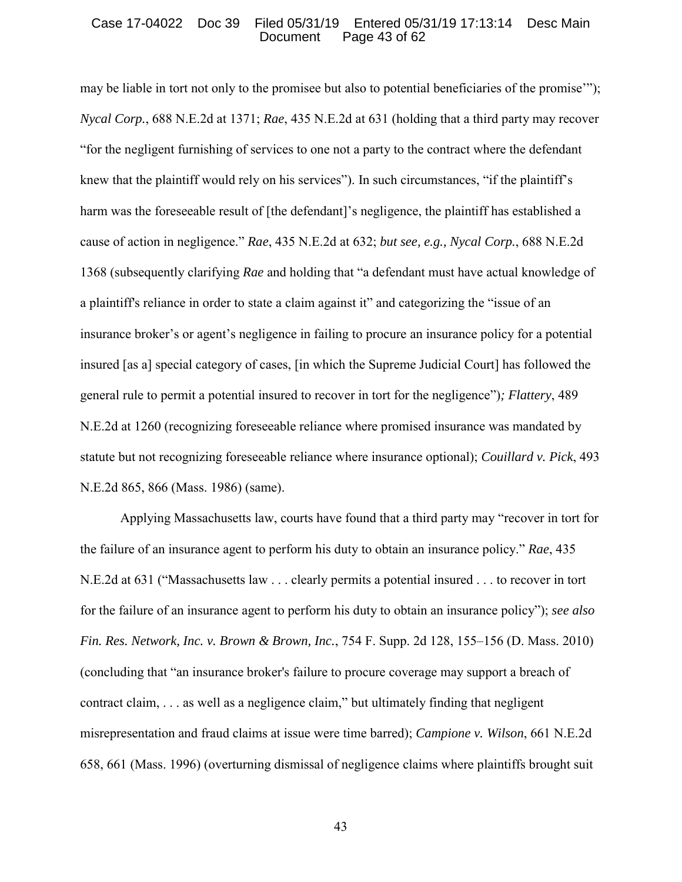may be liable in tort not only to the promisee but also to potential beneficiaries of the promise'"); *Nycal Corp.*, 688 N.E.2d at 1371; *Rae*, 435 N.E.2d at 631 (holding that a third party may recover "for the negligent furnishing of services to one not a party to the contract where the defendant knew that the plaintiff would rely on his services"). In such circumstances, "if the plaintiff's harm was the foreseeable result of [the defendant]'s negligence, the plaintiff has established a cause of action in negligence." *Rae*, 435 N.E.2d at 632; *but see, e.g., Nycal Corp.*, 688 N.E.2d 1368 (subsequently clarifying *Rae* and holding that "a defendant must have actual knowledge of a plaintiff's reliance in order to state a claim against it" and categorizing the "issue of an insurance broker's or agent's negligence in failing to procure an insurance policy for a potential insured [as a] special category of cases, [in which the Supreme Judicial Court] has followed the general rule to permit a potential insured to recover in tort for the negligence"); *Flattery*, 489 N.E.2d at 1260 (recognizing foreseeable reliance where promised insurance was mandated by statute but not recognizing foreseeable reliance where insurance optional); *Couillard v. Pick*, 493 N.E.2d 865, 866 (Mass. 1986) (same).

Applying Massachusetts law, courts have found that a third party may "recover in tort for the failure of an insurance agent to perform his duty to obtain an insurance policy." *Rae*, 435 N.E.2d at 631 ("Massachusetts law . . . clearly permits a potential insured . . . to recover in tort for the failure of an insurance agent to perform his duty to obtain an insurance policy"); *see also Fin. Res. Network, Inc. v. Brown & Brown, Inc.*, 754 F. Supp. 2d 128, 155–156 (D. Mass. 2010) (concluding that "an insurance broker's failure to procure coverage may support a breach of contract claim, . . . as well as a negligence claim," but ultimately finding that negligent misrepresentation and fraud claims at issue were time barred); *Campione v. Wilson*, 661 N.E.2d 658, 661 (Mass. 1996) (overturning dismissal of negligence claims where plaintiffs brought suit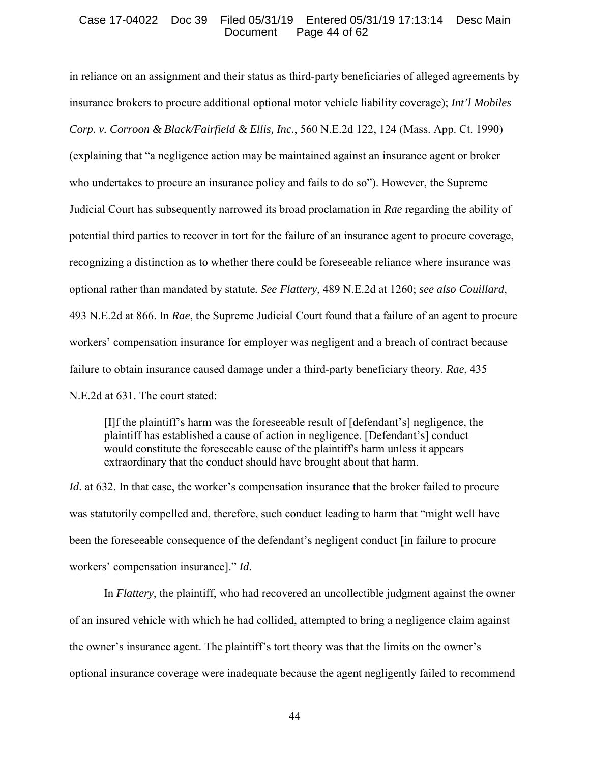in reliance on an assignment and their status as third-party beneficiaries of alleged agreements by insurance brokers to procure additional optional motor vehicle liability coverage); *Int'l Mobiles Corp. v. Corroon & Black/Fairfield & Ellis, Inc.*, 560 N.E.2d 122, 124 (Mass. App. Ct. 1990) (explaining that "a negligence action may be maintained against an insurance agent or broker who undertakes to procure an insurance policy and fails to do so"). However, the Supreme Judicial Court has subsequently narrowed its broad proclamation in *Rae* regarding the ability of potential third parties to recover in tort for the failure of an insurance agent to procure coverage, recognizing a distinction as to whether there could be foreseeable reliance where insurance was optional rather than mandated by statute. *See Flattery*, 489 N.E.2d at 1260; *see also Couillard*, 493 N.E.2d at 866. In *Rae*, the Supreme Judicial Court found that a failure of an agent to procure workers' compensation insurance for employer was negligent and a breach of contract because failure to obtain insurance caused damage under a third-party beneficiary theory. *Rae*, 435 N.E.2d at 631. The court stated:

> [I]f the plaintiff's harm was the foreseeable result of [defendant's] negligence, the plaintiff has established a cause of action in negligence. [Defendant's] conduct would constitute the foreseeable cause of the plaintiff's harm unless it appears extraordinary that the conduct should have brought about that harm.

*Id*. at 632. In that case, the worker's compensation insurance that the broker failed to procure was statutorily compelled and, therefore, such conduct leading to harm that "might well have been the foreseeable consequence of the defendant's negligent conduct [in failure to procure workers' compensation insurance]." *Id*.

In *Flattery*, the plaintiff, who had recovered an uncollectible judgment against the owner of an insured vehicle with which he had collided, attempted to bring a negligence claim against the owner's insurance agent. The plaintiff's tort theory was that the limits on the owner's optional insurance coverage were inadequate because the agent negligently failed to recommend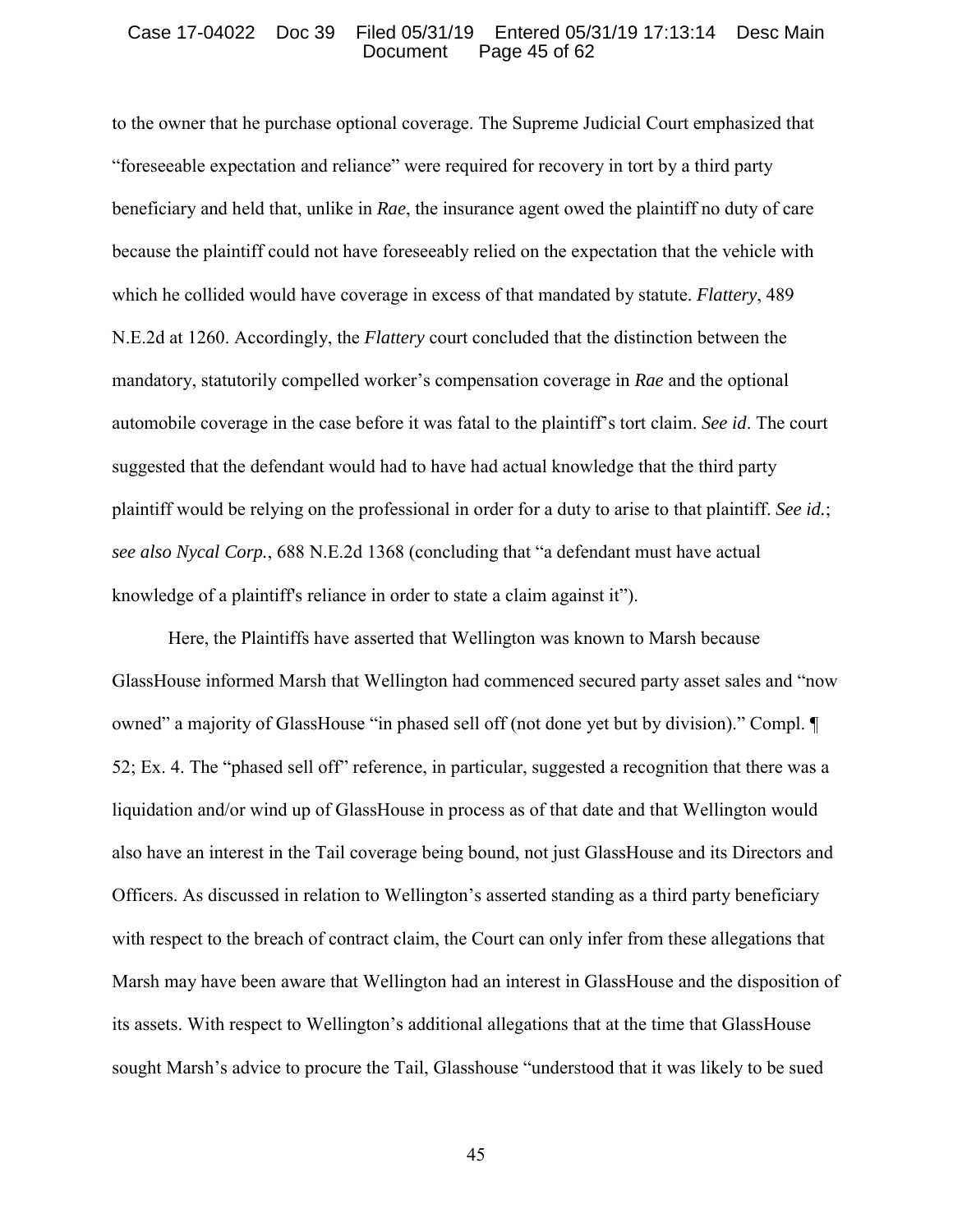to the owner that he purchase optional coverage. The Supreme Judicial Court emphasized that "foreseeable expectation and reliance" were required for recovery in tort by a third party beneficiary and held that, unlike in *Rae*, the insurance agent owed the plaintiff no duty of care because the plaintiff could not have foreseeably relied on the expectation that the vehicle with which he collided would have coverage in excess of that mandated by statute. *Flattery*, 489 N.E.2d at 1260. Accordingly, the *Flattery* court concluded that the distinction between the mandatory, statutorily compelled worker's compensation coverage in *Rae* and the optional automobile coverage in the case before it was fatal to the plaintiff's tort claim. *See id*. The court suggested that the defendant would had to have had actual knowledge that the third party plaintiff would be relying on the professional in order for a duty to arise to that plaintiff. *See id.*; *see also Nycal Corp.*, 688 N.E.2d 1368 (concluding that "a defendant must have actual knowledge of a plaintiff's reliance in order to state a claim against it").

Here, the Plaintiffs have asserted that Wellington was known to Marsh because GlassHouse informed Marsh that Wellington had commenced secured party asset sales and "now owned" a majority of GlassHouse "in phased sell off (not done yet but by division)." Compl. ¶ 52; Ex. 4. The "phased sell off" reference, in particular, suggested a recognition that there was a liquidation and/or wind up of GlassHouse in process as of that date and that Wellington would also have an interest in the Tail coverage being bound, not just GlassHouse and its Directors and Officers. As discussed in relation to Wellington's asserted standing as a third party beneficiary with respect to the breach of contract claim, the Court can only infer from these allegations that Marsh may have been aware that Wellington had an interest in GlassHouse and the disposition of its assets. With respect to Wellington's additional allegations that at the time that GlassHouse sought Marsh's advice to procure the Tail, Glasshouse "understood that it was likely to be sued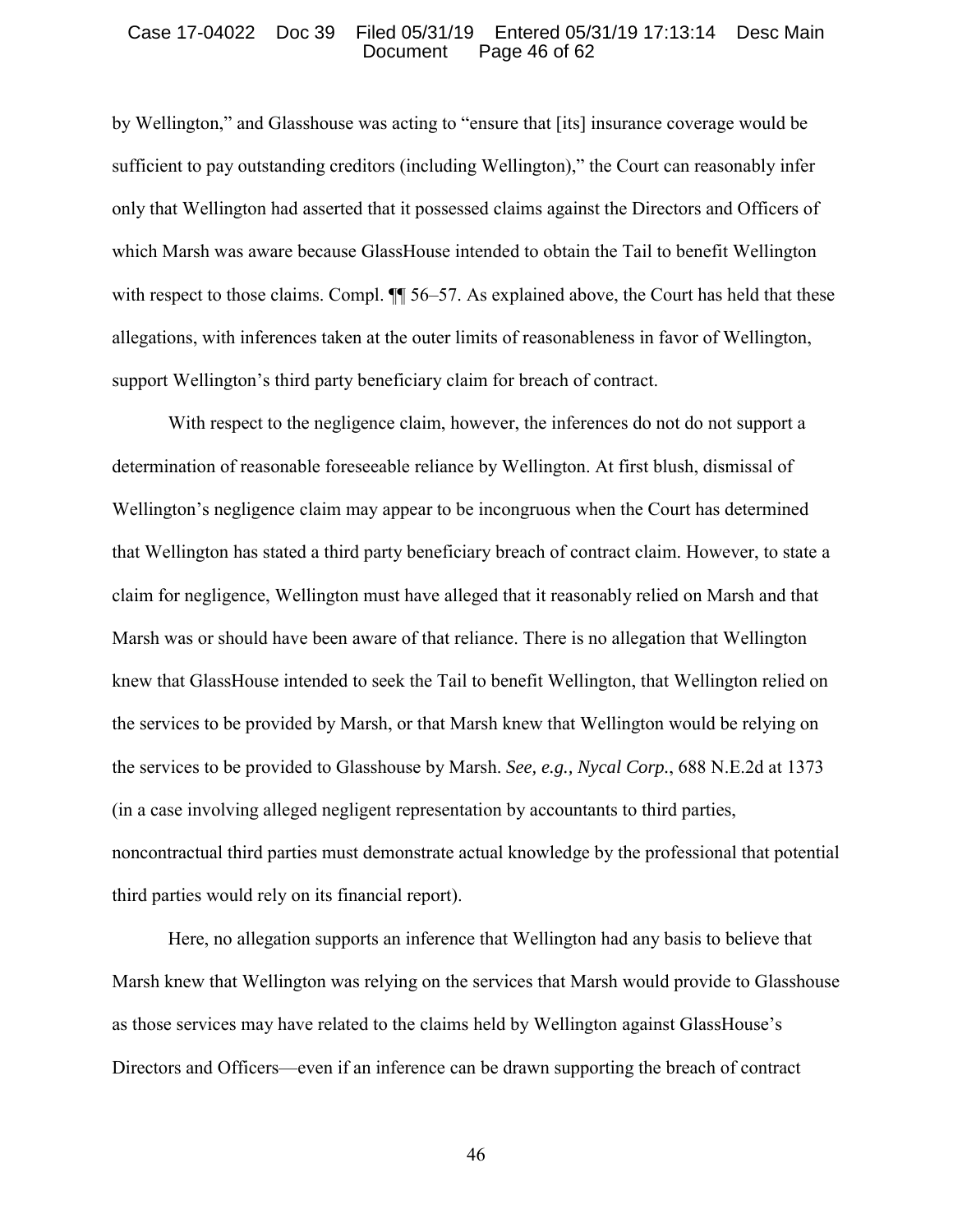by Wellington," and Glasshouse was acting to "ensure that [its] insurance coverage would be sufficient to pay outstanding creditors (including Wellington)," the Court can reasonably infer only that Wellington had asserted that it possessed claims against the Directors and Officers of which Marsh was aware because GlassHouse intended to obtain the Tail to benefit Wellington with respect to those claims. Compl. ¶¶ 56–57. As explained above, the Court has held that these allegations, with inferences taken at the outer limits of reasonableness in favor of Wellington, support Wellington's third party beneficiary claim for breach of contract.

With respect to the negligence claim, however, the inferences do not do not support a determination of reasonable foreseeable reliance by Wellington. At first blush, dismissal of Wellington's negligence claim may appear to be incongruous when the Court has determined that Wellington has stated a third party beneficiary breach of contract claim. However, to state a claim for negligence, Wellington must have alleged that it reasonably relied on Marsh and that Marsh was or should have been aware of that reliance. There is no allegation that Wellington knew that GlassHouse intended to seek the Tail to benefit Wellington, that Wellington relied on the services to be provided by Marsh, or that Marsh knew that Wellington would be relying on the services to be provided to Glasshouse by Marsh. *See, e.g., Nycal Corp.*, 688 N.E.2d at 1373 (in a case involving alleged negligent representation by accountants to third parties, noncontractual third parties must demonstrate actual knowledge by the professional that potential third parties would rely on its financial report).

Here, no allegation supports an inference that Wellington had any basis to believe that Marsh knew that Wellington was relying on the services that Marsh would provide to Glasshouse as those services may have related to the claims held by Wellington against GlassHouse's Directors and Officers—even if an inference can be drawn supporting the breach of contract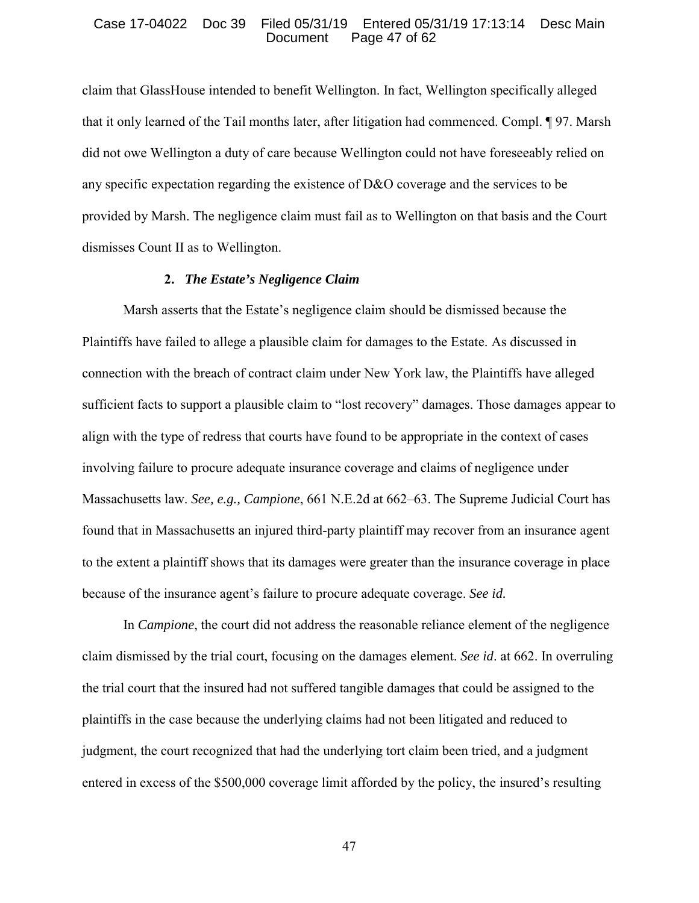claim that GlassHouse intended to benefit Wellington. In fact, Wellington specifically alleged that it only learned of the Tail months later, after litigation had commenced. Compl. ¶ 97. Marsh did not owe Wellington a duty of care because Wellington could not have foreseeably relied on any specific expectation regarding the existence of D&O coverage and the services to be provided by Marsh. The negligence claim must fail as to Wellington on that basis and the Court dismisses Count II as to Wellington.

### 2. *The Estate's Negligence Claim*

Marsh asserts that the Estate's negligence claim should be dismissed because the Plaintiffs have failed to allege a plausible claim for damages to the Estate. As discussed in connection with the breach of contract claim under New York law, the Plaintiffs have alleged sufficient facts to support a plausible claim to "lost recovery" damages. Those damages appear to align with the type of redress that courts have found to be appropriate in the context of cases involving failure to procure adequate insurance coverage and claims of negligence under Massachusetts law. *See, e.g., Campione*, 661 N.E.2d at 662–63. The Supreme Judicial Court has found that in Massachusetts an injured third-party plaintiff may recover from an insurance agent to the extent a plaintiff shows that its damages were greater than the insurance coverage in place because of the insurance agent's failure to procure adequate coverage. *See id.*

In *Campione*, the court did not address the reasonable reliance element of the negligence claim dismissed by the trial court, focusing on the damages element. *See id*. at 662. In overruling the trial court that the insured had not suffered tangible damages that could be assigned to the plaintiffs in the case because the underlying claims had not been litigated and reduced to judgment, the court recognized that had the underlying tort claim been tried, and a judgment entered in excess of the $500,000 coverage limit afforded by the policy, the insured's resulting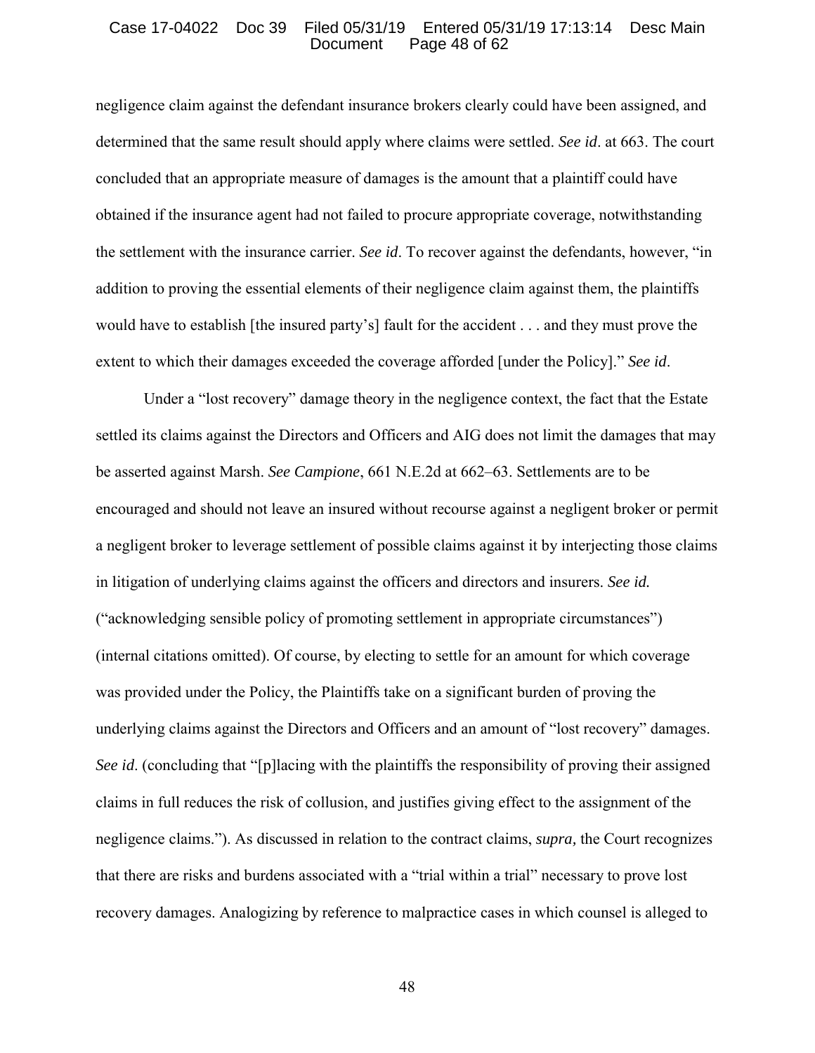negligence claim against the defendant insurance brokers clearly could have been assigned, and determined that the same result should apply where claims were settled. *See id*. at 663. The court concluded that an appropriate measure of damages is the amount that a plaintiff could have obtained if the insurance agent had not failed to procure appropriate coverage, notwithstanding the settlement with the insurance carrier. *See id*. To recover against the defendants, however, "in addition to proving the essential elements of their negligence claim against them, the plaintiffs would have to establish [the insured party's] fault for the accident . . . and they must prove the extent to which their damages exceeded the coverage afforded [under the Policy]." *See id*.

Under a "lost recovery" damage theory in the negligence context, the fact that the Estate settled its claims against the Directors and Officers and AIG does not limit the damages that may be asserted against Marsh. *See Campione*, 661 N.E.2d at 662–63. Settlements are to be encouraged and should not leave an insured without recourse against a negligent broker or permit a negligent broker to leverage settlement of possible claims against it by interjecting those claims in litigation of underlying claims against the officers and directors and insurers. *See id.* ("acknowledging sensible policy of promoting settlement in appropriate circumstances") (internal citations omitted). Of course, by electing to settle for an amount for which coverage was provided under the Policy, the Plaintiffs take on a significant burden of proving the underlying claims against the Directors and Officers and an amount of "lost recovery" damages. *See id*. (concluding that "[p]lacing with the plaintiffs the responsibility of proving their assigned claims in full reduces the risk of collusion, and justifies giving effect to the assignment of the negligence claims."). As discussed in relation to the contract claims, *supra,* the Court recognizes that there are risks and burdens associated with a "trial within a trial" necessary to prove lost recovery damages. Analogizing by reference to malpractice cases in which counsel is alleged to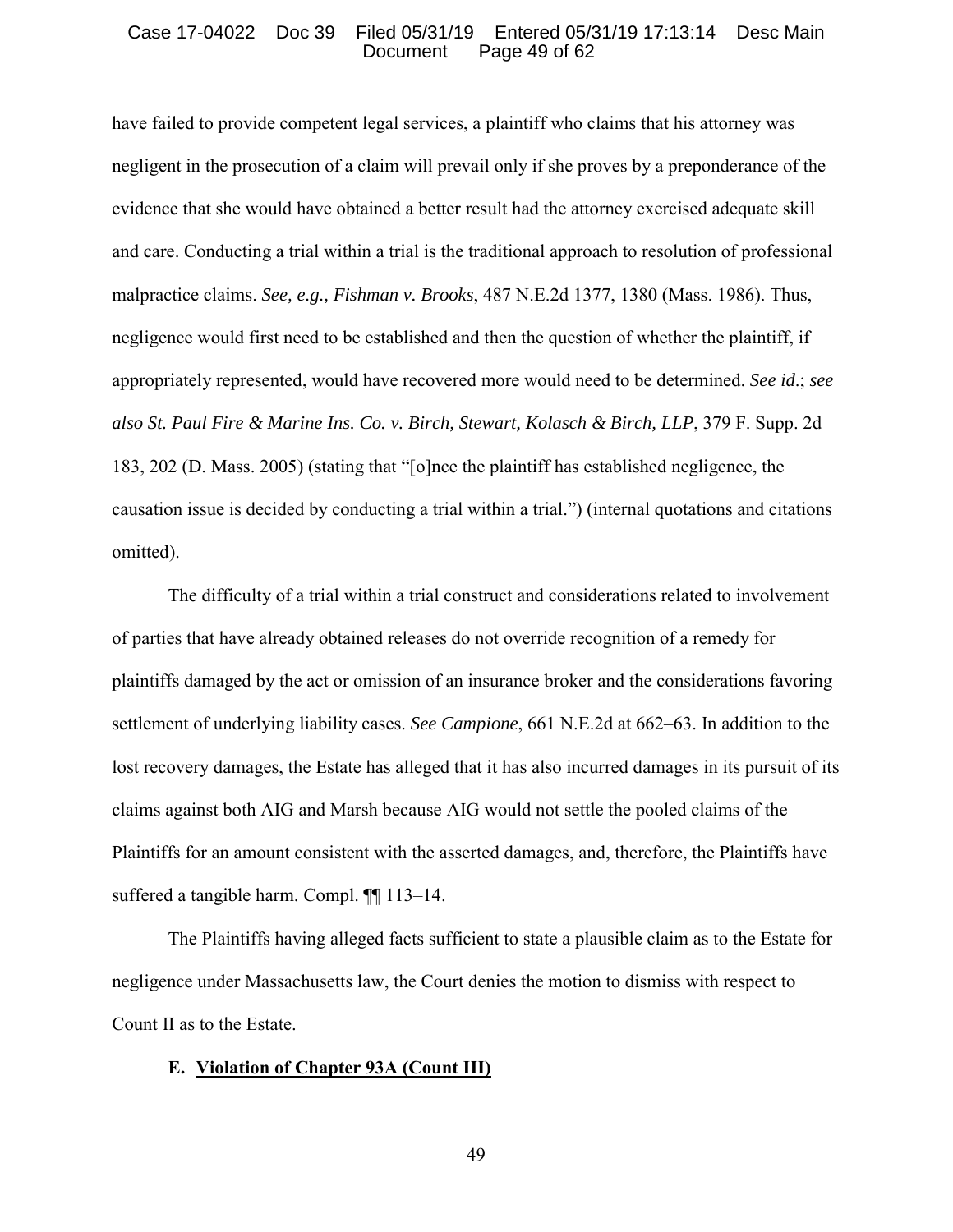have failed to provide competent legal services, a plaintiff who claims that his attorney was negligent in the prosecution of a claim will prevail only if she proves by a preponderance of the evidence that she would have obtained a better result had the attorney exercised adequate skill and care. Conducting a trial within a trial is the traditional approach to resolution of professional malpractice claims. *See, e.g., Fishman v. Brooks*, 487 N.E.2d 1377, 1380 (Mass. 1986). Thus, negligence would first need to be established and then the question of whether the plaintiff, if appropriately represented, would have recovered more would need to be determined. *See id*.; *see also St. Paul Fire & Marine Ins. Co. v. Birch, Stewart, Kolasch & Birch, LLP*, 379 F. Supp. 2d 183, 202 (D. Mass. 2005) (stating that "[o]nce the plaintiff has established negligence, the causation issue is decided by conducting a trial within a trial.") (internal quotations and citations omitted).

The difficulty of a trial within a trial construct and considerations related to involvement of parties that have already obtained releases do not override recognition of a remedy for plaintiffs damaged by the act or omission of an insurance broker and the considerations favoring settlement of underlying liability cases. *See Campione*, 661 N.E.2d at 662–63. In addition to the lost recovery damages, the Estate has alleged that it has also incurred damages in its pursuit of its claims against both AIG and Marsh because AIG would not settle the pooled claims of the Plaintiffs for an amount consistent with the asserted damages, and, therefore, the Plaintiffs have suffered a tangible harm. Compl. ¶¶ 113–14.

The Plaintiffs having alleged facts sufficient to state a plausible claim as to the Estate for negligence under Massachusetts law, the Court denies the motion to dismiss with respect to Count II as to the Estate.

### E. Violation of Chapter 93A (Count III)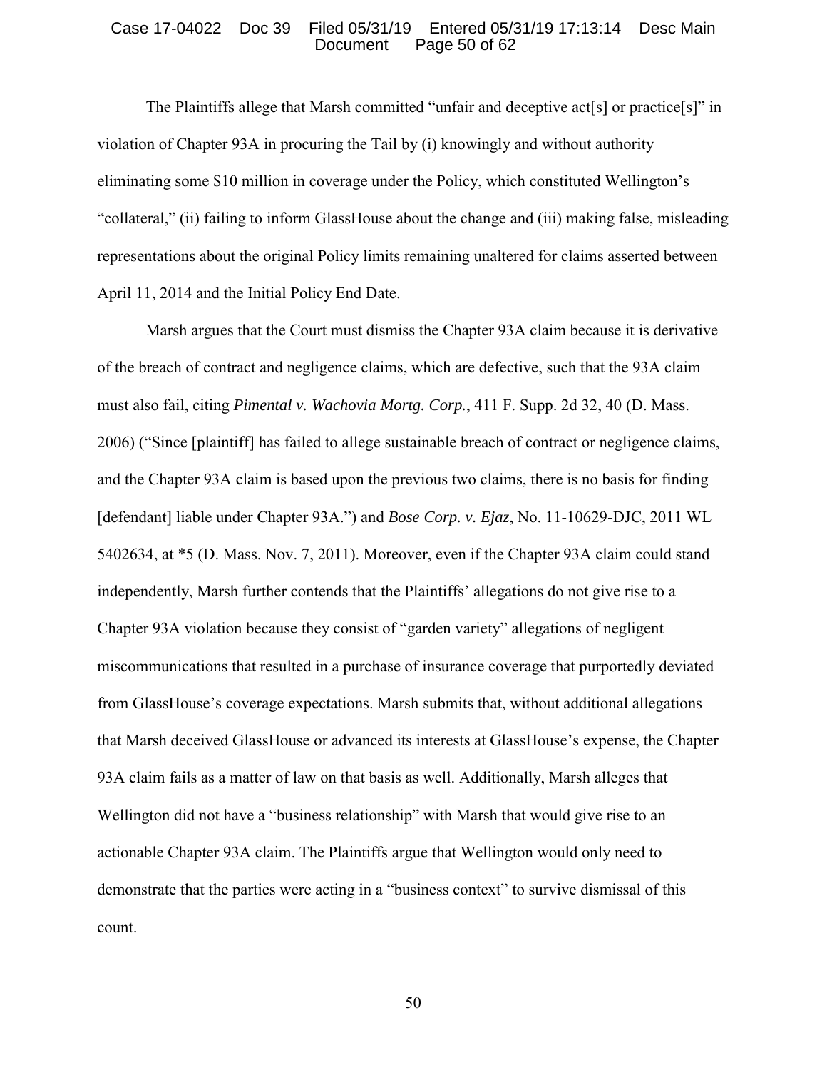The Plaintiffs allege that Marsh committed "unfair and deceptive act[s] or practice[s]" in violation of Chapter 93A in procuring the Tail by (i) knowingly and without authority eliminating some $10 million in coverage under the Policy, which constituted Wellington's "collateral," (ii) failing to inform GlassHouse about the change and (iii) making false, misleading representations about the original Policy limits remaining unaltered for claims asserted between April 11, 2014 and the Initial Policy End Date.

Marsh argues that the Court must dismiss the Chapter 93A claim because it is derivative of the breach of contract and negligence claims, which are defective, such that the 93A claim must also fail, citing *Pimental v. Wachovia Mortg. Corp.*, 411 F. Supp. 2d 32, 40 (D. Mass. 2006) ("Since [plaintiff] has failed to allege sustainable breach of contract or negligence claims, and the Chapter 93A claim is based upon the previous two claims, there is no basis for finding [defendant] liable under Chapter 93A.") and *Bose Corp. v. Ejaz*, No. 11-10629-DJC, 2011 WL 5402634, at *5 (D. Mass. Nov. 7, 2011). Moreover, even if the Chapter 93A claim could stand independently, Marsh further contends that the Plaintiffs' allegations do not give rise to a Chapter 93A violation because they consist of "garden variety" allegations of negligent miscommunications that resulted in a purchase of insurance coverage that purportedly deviated from GlassHouse's coverage expectations. Marsh submits that, without additional allegations that Marsh deceived GlassHouse or advanced its interests at GlassHouse's expense, the Chapter 93A claim fails as a matter of law on that basis as well. Additionally, Marsh alleges that Wellington did not have a "business relationship" with Marsh that would give rise to an actionable Chapter 93A claim. The Plaintiffs argue that Wellington would only need to demonstrate that the parties were acting in a "business context" to survive dismissal of this count.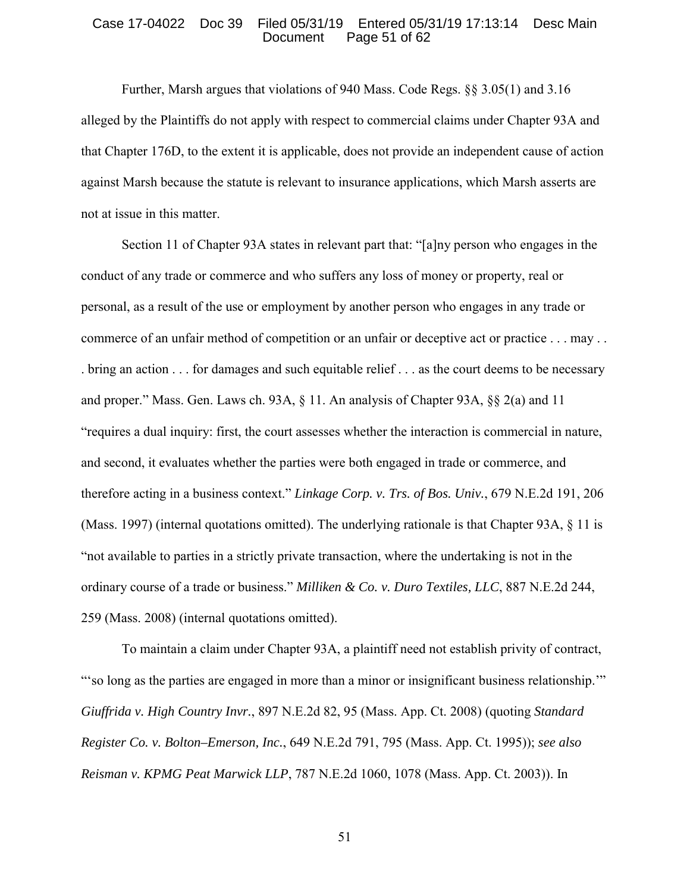Further, Marsh argues that violations of 940 Mass. Code Regs. §§ 3.05(1) and 3.16 alleged by the Plaintiffs do not apply with respect to commercial claims under Chapter 93A and that Chapter 176D, to the extent it is applicable, does not provide an independent cause of action against Marsh because the statute is relevant to insurance applications, which Marsh asserts are not at issue in this matter.

Section 11 of Chapter 93A states in relevant part that: "[a]ny person who engages in the conduct of any trade or commerce and who suffers any loss of money or property, real or personal, as a result of the use or employment by another person who engages in any trade or commerce of an unfair method of competition or an unfair or deceptive act or practice . . . may . . . bring an action . . . for damages and such equitable relief . . . as the court deems to be necessary and proper." Mass. Gen. Laws ch. 93A, § 11. An analysis of Chapter 93A, §§ 2(a) and 11 "requires a dual inquiry: first, the court assesses whether the interaction is commercial in nature, and second, it evaluates whether the parties were both engaged in trade or commerce, and therefore acting in a business context." *Linkage Corp. v. Trs. of Bos. Univ.*, 679 N.E.2d 191, 206 (Mass. 1997) (internal quotations omitted). The underlying rationale is that Chapter 93A, § 11 is "not available to parties in a strictly private transaction, where the undertaking is not in the ordinary course of a trade or business." *Milliken & Co. v. Duro Textiles, LLC*, 887 N.E.2d 244, 259 (Mass. 2008) (internal quotations omitted).

To maintain a claim under Chapter 93A, a plaintiff need not establish privity of contract, "'so long as the parties are engaged in more than a minor or insignificant business relationship.'" *Giuffrida v. High Country Invr.*, 897 N.E.2d 82, 95 (Mass. App. Ct. 2008) (quoting *Standard Register Co. v. Bolton–Emerson, Inc.*, 649 N.E.2d 791, 795 (Mass. App. Ct. 1995)); *see also Reisman v. KPMG Peat Marwick LLP*, 787 N.E.2d 1060, 1078 (Mass. App. Ct. 2003)). In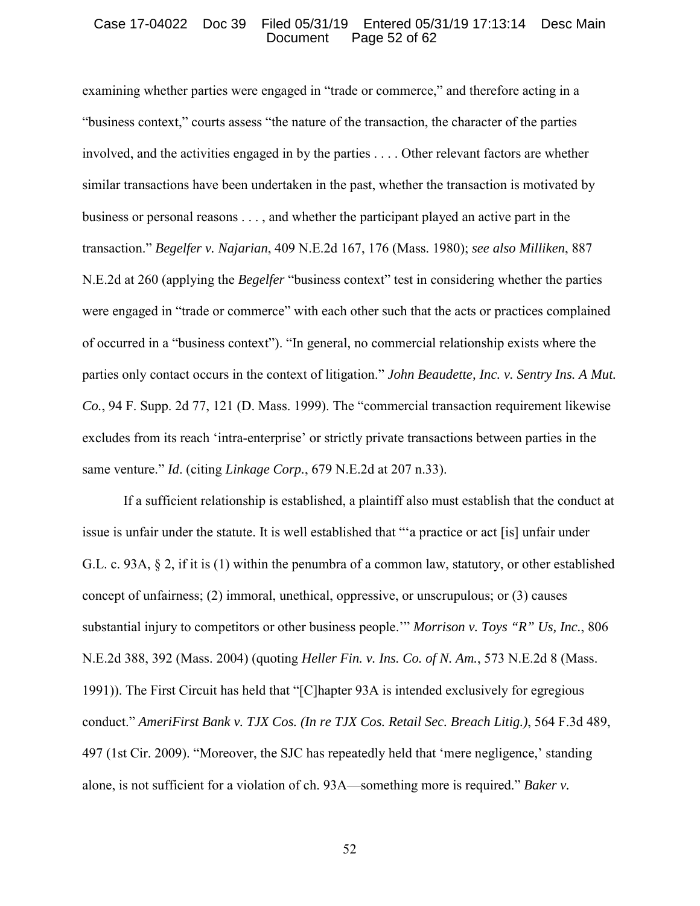examining whether parties were engaged in "trade or commerce," and therefore acting in a "business context," courts assess "the nature of the transaction, the character of the parties involved, and the activities engaged in by the parties . . . . Other relevant factors are whether similar transactions have been undertaken in the past, whether the transaction is motivated by business or personal reasons . . . , and whether the participant played an active part in the transaction." *Begelfer v. Najarian*, 409 N.E.2d 167, 176 (Mass. 1980); *see also Milliken*, 887 N.E.2d at 260 (applying the *Begelfer* "business context" test in considering whether the parties were engaged in "trade or commerce" with each other such that the acts or practices complained of occurred in a "business context"). "In general, no commercial relationship exists where the parties only contact occurs in the context of litigation." *John Beaudette, Inc. v. Sentry Ins. A Mut. Co.*, 94 F. Supp. 2d 77, 121 (D. Mass. 1999). The "commercial transaction requirement likewise excludes from its reach 'intra-enterprise' or strictly private transactions between parties in the same venture." *Id*. (citing *Linkage Corp.*, 679 N.E.2d at 207 n.33).

If a sufficient relationship is established, a plaintiff also must establish that the conduct at issue is unfair under the statute. It is well established that "'a practice or act [is] unfair under G.L. c. 93A, § 2, if it is (1) within the penumbra of a common law, statutory, or other established concept of unfairness; (2) immoral, unethical, oppressive, or unscrupulous; or (3) causes substantial injury to competitors or other business people.'" *Morrison v. Toys "R" Us, Inc.*, 806 N.E.2d 388, 392 (Mass. 2004) (quoting *Heller Fin. v. Ins. Co. of N. Am.*, 573 N.E.2d 8 (Mass. 1991)). The First Circuit has held that "[C]hapter 93A is intended exclusively for egregious conduct." *AmeriFirst Bank v. TJX Cos. (In re TJX Cos. Retail Sec. Breach Litig.)*, 564 F.3d 489, 497 (1st Cir. 2009). "Moreover, the SJC has repeatedly held that 'mere negligence,' standing alone, is not sufficient for a violation of ch. 93A—something more is required." *Baker v.*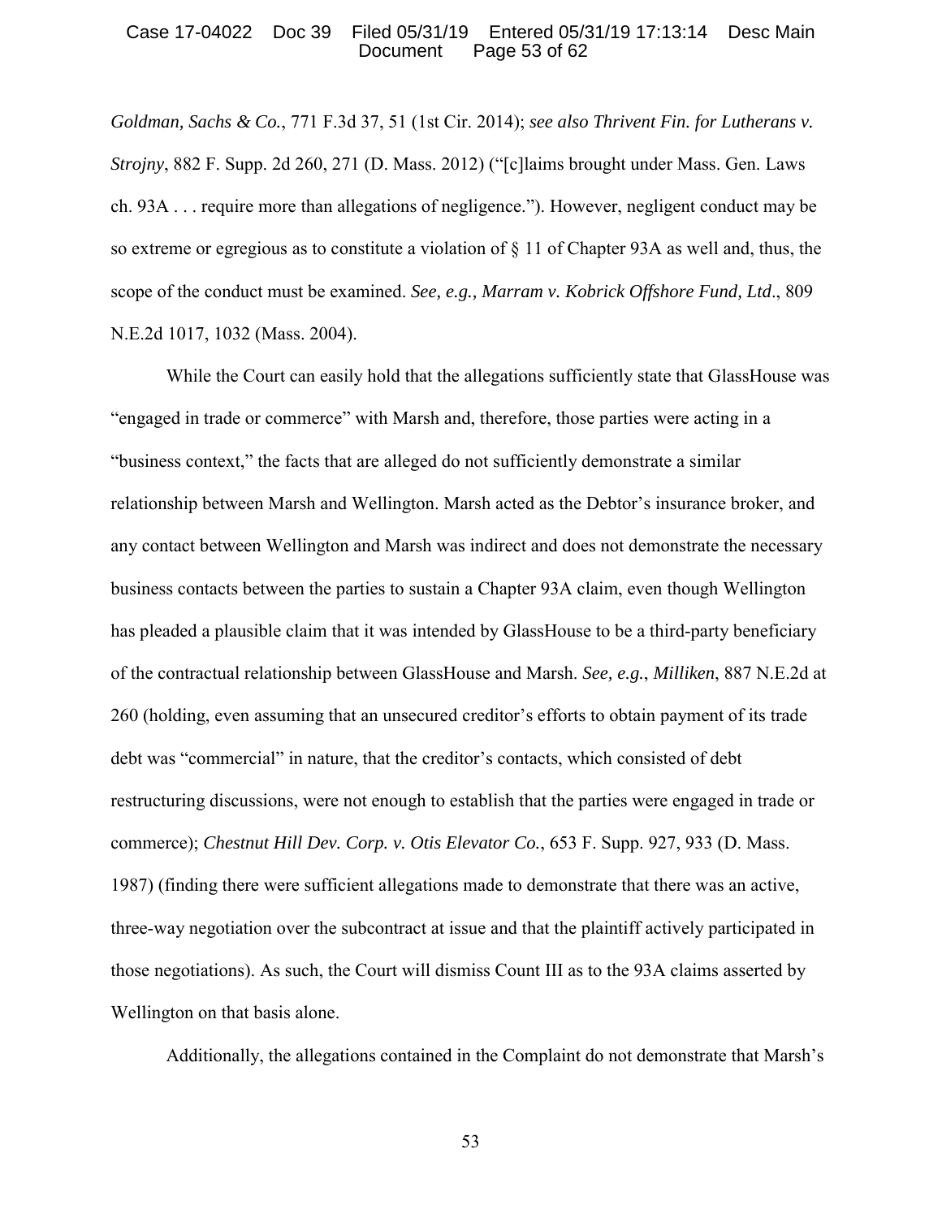*Goldman, Sachs & Co.*, 771 F.3d 37, 51 (1st Cir. 2014); *see also Thrivent Fin. for Lutherans v. Strojny*, 882 F. Supp. 2d 260, 271 (D. Mass. 2012) ("[c]laims brought under Mass. Gen. Laws ch. 93A . . . require more than allegations of negligence."). However, negligent conduct may be so extreme or egregious as to constitute a violation of § 11 of Chapter 93A as well and, thus, the scope of the conduct must be examined. *See, e.g., Marram v. Kobrick Offshore Fund, Ltd*., 809 N.E.2d 1017, 1032 (Mass. 2004).

While the Court can easily hold that the allegations sufficiently state that GlassHouse was "engaged in trade or commerce" with Marsh and, therefore, those parties were acting in a "business context," the facts that are alleged do not sufficiently demonstrate a similar relationship between Marsh and Wellington. Marsh acted as the Debtor's insurance broker, and any contact between Wellington and Marsh was indirect and does not demonstrate the necessary business contacts between the parties to sustain a Chapter 93A claim, even though Wellington has pleaded a plausible claim that it was intended by GlassHouse to be a third-party beneficiary of the contractual relationship between GlassHouse and Marsh. *See, e.g.*, *Milliken*, 887 N.E.2d at 260 (holding, even assuming that an unsecured creditor's efforts to obtain payment of its trade debt was "commercial" in nature, that the creditor's contacts, which consisted of debt restructuring discussions, were not enough to establish that the parties were engaged in trade or commerce); *Chestnut Hill Dev. Corp. v. Otis Elevator Co.*, 653 F. Supp. 927, 933 (D. Mass. 1987) (finding there were sufficient allegations made to demonstrate that there was an active, three-way negotiation over the subcontract at issue and that the plaintiff actively participated in those negotiations). As such, the Court will dismiss Count III as to the 93A claims asserted by Wellington on that basis alone.

Additionally, the allegations contained in the Complaint do not demonstrate that Marsh's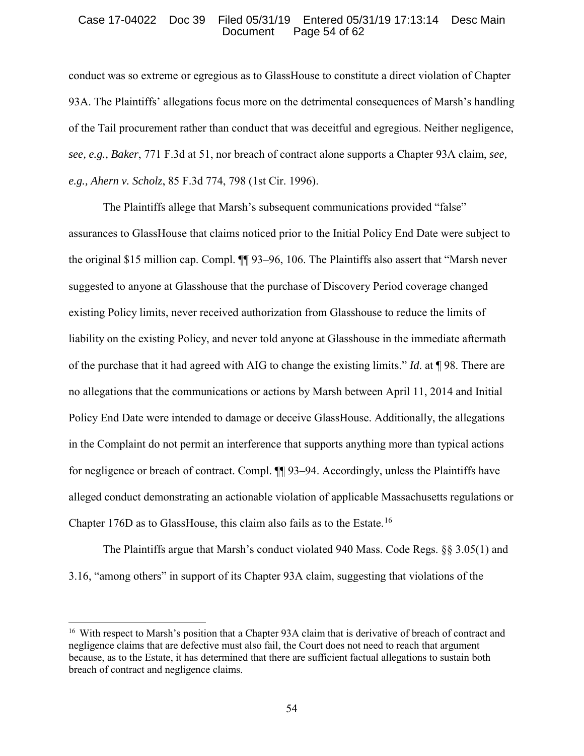conduct was so extreme or egregious as to GlassHouse to constitute a direct violation of Chapter 93A. The Plaintiffs' allegations focus more on the detrimental consequences of Marsh's handling of the Tail procurement rather than conduct that was deceitful and egregious. Neither negligence, *see, e.g., Baker*, 771 F.3d at 51, nor breach of contract alone supports a Chapter 93A claim, *see, e.g., Ahern v. Scholz*, 85 F.3d 774, 798 (1st Cir. 1996).

The Plaintiffs allege that Marsh's subsequent communications provided "false" assurances to GlassHouse that claims noticed prior to the Initial Policy End Date were subject to the original $15 million cap. Compl. ¶¶ 93–96, 106. The Plaintiffs also assert that "Marsh never suggested to anyone at Glasshouse that the purchase of Discovery Period coverage changed existing Policy limits, never received authorization from Glasshouse to reduce the limits of liability on the existing Policy, and never told anyone at Glasshouse in the immediate aftermath of the purchase that it had agreed with AIG to change the existing limits." *Id.* at ¶ 98. There are no allegations that the communications or actions by Marsh between April 11, 2014 and Initial Policy End Date were intended to damage or deceive GlassHouse. Additionally, the allegations in the Complaint do not permit an interference that supports anything more than typical actions for negligence or breach of contract. Compl. ¶¶ 93–94. Accordingly, unless the Plaintiffs have alleged conduct demonstrating an actionable violation of applicable Massachusetts regulations or Chapter 176D as to GlassHouse, this claim also fails as to the Estate.[16]

The Plaintiffs argue that Marsh's conduct violated 940 Mass. Code Regs. §§ 3.05(1) and 3.16, "among others" in support of its Chapter 93A claim, suggesting that violations of the

[16] With respect to Marsh's position that a Chapter 93A claim that is derivative of breach of contract and negligence claims that are defective must also fail, the Court does not need to reach that argument because, as to the Estate, it has determined that there are sufficient factual allegations to sustain both breach of contract and negligence claims.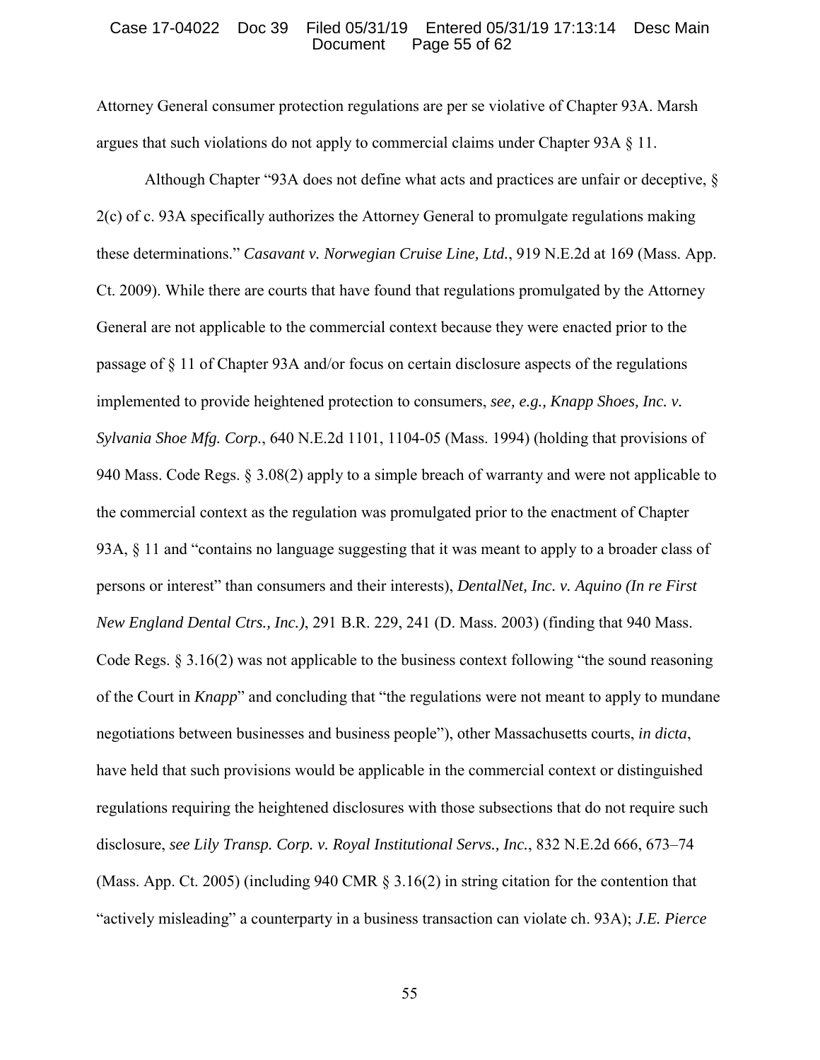Attorney General consumer protection regulations are per se violative of Chapter 93A. Marsh argues that such violations do not apply to commercial claims under Chapter 93A § 11.

Although Chapter "93A does not define what acts and practices are unfair or deceptive, § 2(c) of c. 93A specifically authorizes the Attorney General to promulgate regulations making these determinations." *Casavant v. Norwegian Cruise Line, Ltd.*, 919 N.E.2d at 169 (Mass. App. Ct. 2009). While there are courts that have found that regulations promulgated by the Attorney General are not applicable to the commercial context because they were enacted prior to the passage of § 11 of Chapter 93A and/or focus on certain disclosure aspects of the regulations implemented to provide heightened protection to consumers, *see, e.g., Knapp Shoes, Inc. v. Sylvania Shoe Mfg. Corp.*, 640 N.E.2d 1101, 1104-05 (Mass. 1994) (holding that provisions of 940 Mass. Code Regs. § 3.08(2) apply to a simple breach of warranty and were not applicable to the commercial context as the regulation was promulgated prior to the enactment of Chapter 93A, § 11 and "contains no language suggesting that it was meant to apply to a broader class of persons or interest" than consumers and their interests), *DentalNet, Inc. v. Aquino (In re First New England Dental Ctrs., Inc.)*, 291 B.R. 229, 241 (D. Mass. 2003) (finding that 940 Mass. Code Regs. § 3.16(2) was not applicable to the business context following "the sound reasoning of the Court in *Knapp*" and concluding that "the regulations were not meant to apply to mundane negotiations between businesses and business people"), other Massachusetts courts, *in dicta*, have held that such provisions would be applicable in the commercial context or distinguished regulations requiring the heightened disclosures with those subsections that do not require such disclosure, *see Lily Transp. Corp. v. Royal Institutional Servs., Inc.*, 832 N.E.2d 666, 673–74 (Mass. App. Ct. 2005) (including 940 CMR § 3.16(2) in string citation for the contention that "actively misleading" a counterparty in a business transaction can violate ch. 93A); *J.E. Pierce*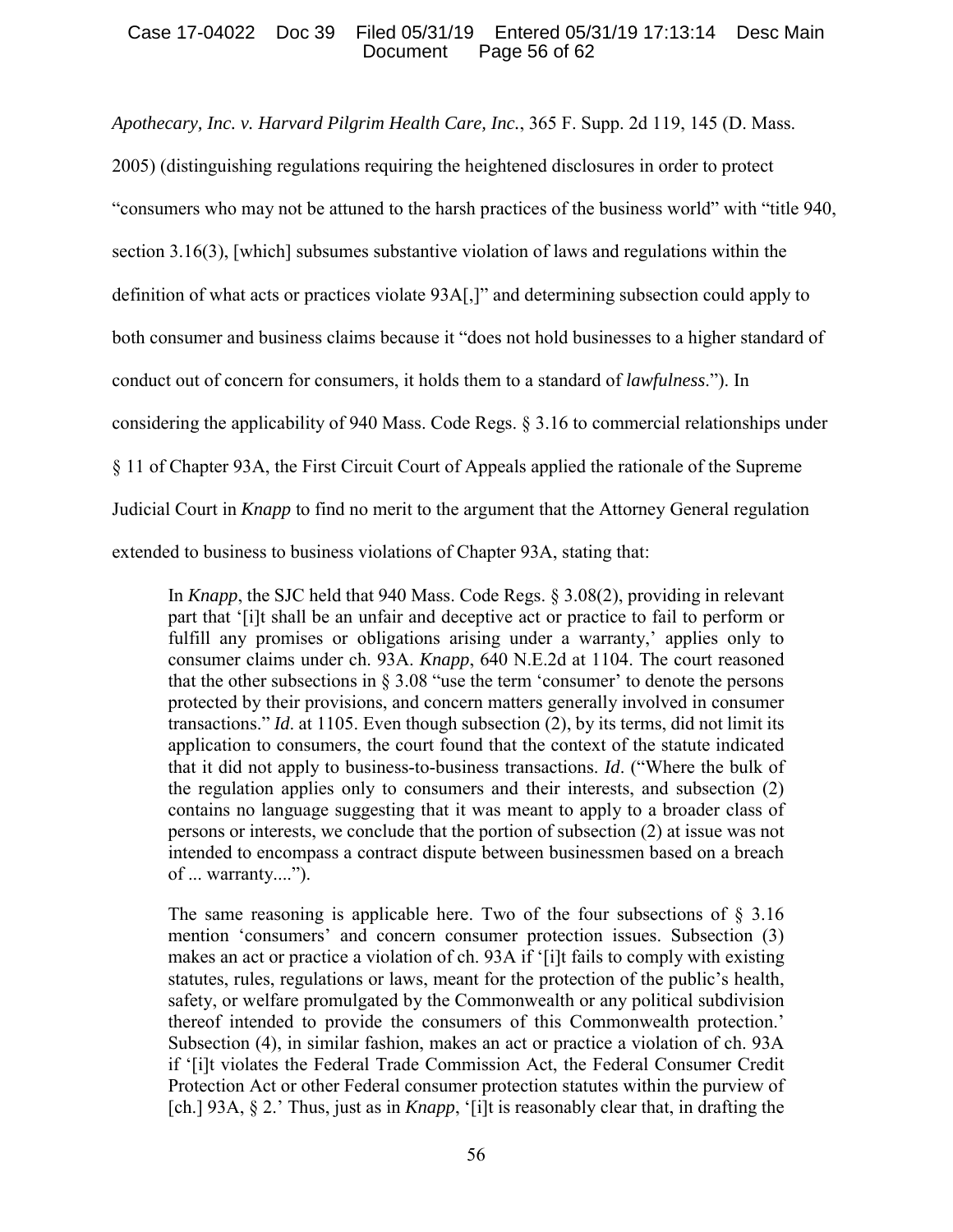*Apothecary, Inc. v. Harvard Pilgrim Health Care, Inc.*, 365 F. Supp. 2d 119, 145 (D. Mass. 2005) (distinguishing regulations requiring the heightened disclosures in order to protect "consumers who may not be attuned to the harsh practices of the business world" with "title 940, section 3.16(3), [which] subsumes substantive violation of laws and regulations within the definition of what acts or practices violate 93A[,]" and determining subsection could apply to both consumer and business claims because it "does not hold businesses to a higher standard of conduct out of concern for consumers, it holds them to a standard of *lawfulness*."). In considering the applicability of 940 Mass. Code Regs. § 3.16 to commercial relationships under § 11 of Chapter 93A, the First Circuit Court of Appeals applied the rationale of the Supreme Judicial Court in *Knapp* to find no merit to the argument that the Attorney General regulation extended to business to business violations of Chapter 93A, stating that:

> In *Knapp*, the SJC held that 940 Mass. Code Regs. § 3.08(2), providing in relevant part that '[i]t shall be an unfair and deceptive act or practice to fail to perform or fulfill any promises or obligations arising under a warranty,' applies only to consumer claims under ch. 93A. *Knapp*, 640 N.E.2d at 1104. The court reasoned that the other subsections in § 3.08 "use the term 'consumer' to denote the persons protected by their provisions, and concern matters generally involved in consumer transactions." *Id*. at 1105. Even though subsection (2), by its terms, did not limit its application to consumers, the court found that the context of the statute indicated that it did not apply to business-to-business transactions. *Id*. ("Where the bulk of the regulation applies only to consumers and their interests, and subsection (2) contains no language suggesting that it was meant to apply to a broader class of persons or interests, we conclude that the portion of subsection (2) at issue was not intended to encompass a contract dispute between businessmen based on a breach of ... warranty....").
>
> The same reasoning is applicable here. Two of the four subsections of § 3.16 mention 'consumers' and concern consumer protection issues. Subsection (3) makes an act or practice a violation of ch. 93A if '[i]t fails to comply with existing statutes, rules, regulations or laws, meant for the protection of the public's health, safety, or welfare promulgated by the Commonwealth or any political subdivision thereof intended to provide the consumers of this Commonwealth protection.' Subsection (4), in similar fashion, makes an act or practice a violation of ch. 93A if '[i]t violates the Federal Trade Commission Act, the Federal Consumer Credit Protection Act or other Federal consumer protection statutes within the purview of [ch.] 93A, § 2.' Thus, just as in *Knapp*, '[i]t is reasonably clear that, in drafting the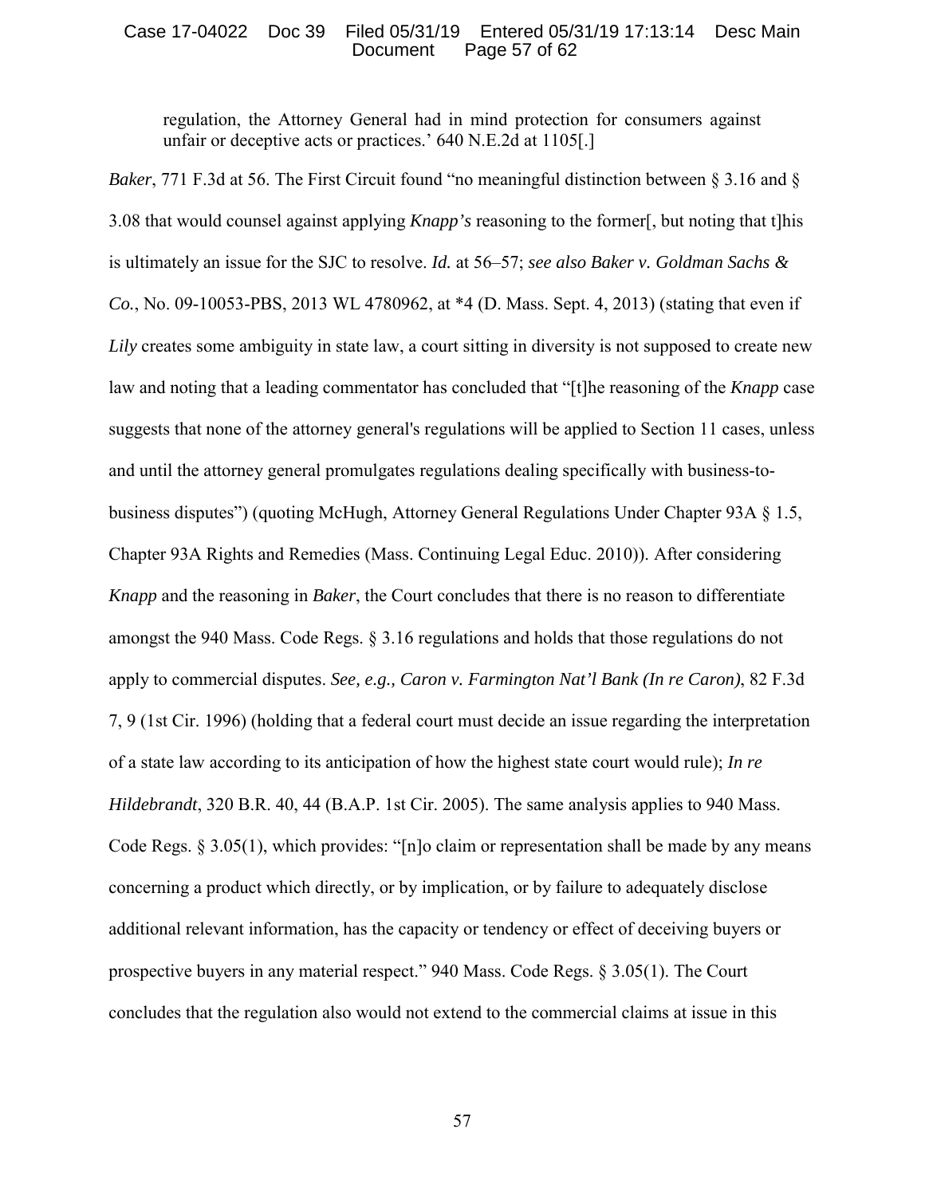> regulation, the Attorney General had in mind protection for consumers against unfair or deceptive acts or practices.' 640 N.E.2d at 1105[.]

*Baker*, 771 F.3d at 56. The First Circuit found "no meaningful distinction between § 3.16 and § 3.08 that would counsel against applying *Knapp's* reasoning to the former[, but noting that t]his is ultimately an issue for the SJC to resolve. *Id.* at 56–57; *see also Baker v. Goldman Sachs & Co.*, No. 09-10053-PBS, 2013 WL 4780962, at *4 (D. Mass. Sept. 4, 2013) (stating that even if *Lily* creates some ambiguity in state law, a court sitting in diversity is not supposed to create new law and noting that a leading commentator has concluded that "[t]he reasoning of the *Knapp* case suggests that none of the attorney general's regulations will be applied to Section 11 cases, unless and until the attorney general promulgates regulations dealing specifically with business-to-business disputes") (quoting McHugh, Attorney General Regulations Under Chapter 93A § 1.5, Chapter 93A Rights and Remedies (Mass. Continuing Legal Educ. 2010)). After considering *Knapp* and the reasoning in *Baker*, the Court concludes that there is no reason to differentiate amongst the 940 Mass. Code Regs. § 3.16 regulations and holds that those regulations do not apply to commercial disputes. *See, e.g., Caron v. Farmington Nat'l Bank (In re Caron)*, 82 F.3d 7, 9 (1st Cir. 1996) (holding that a federal court must decide an issue regarding the interpretation of a state law according to its anticipation of how the highest state court would rule); *In re Hildebrandt*, 320 B.R. 40, 44 (B.A.P. 1st Cir. 2005). The same analysis applies to 940 Mass. Code Regs. § 3.05(1), which provides: "[n]o claim or representation shall be made by any means concerning a product which directly, or by implication, or by failure to adequately disclose additional relevant information, has the capacity or tendency or effect of deceiving buyers or prospective buyers in any material respect." 940 Mass. Code Regs. § 3.05(1). The Court concludes that the regulation also would not extend to the commercial claims at issue in this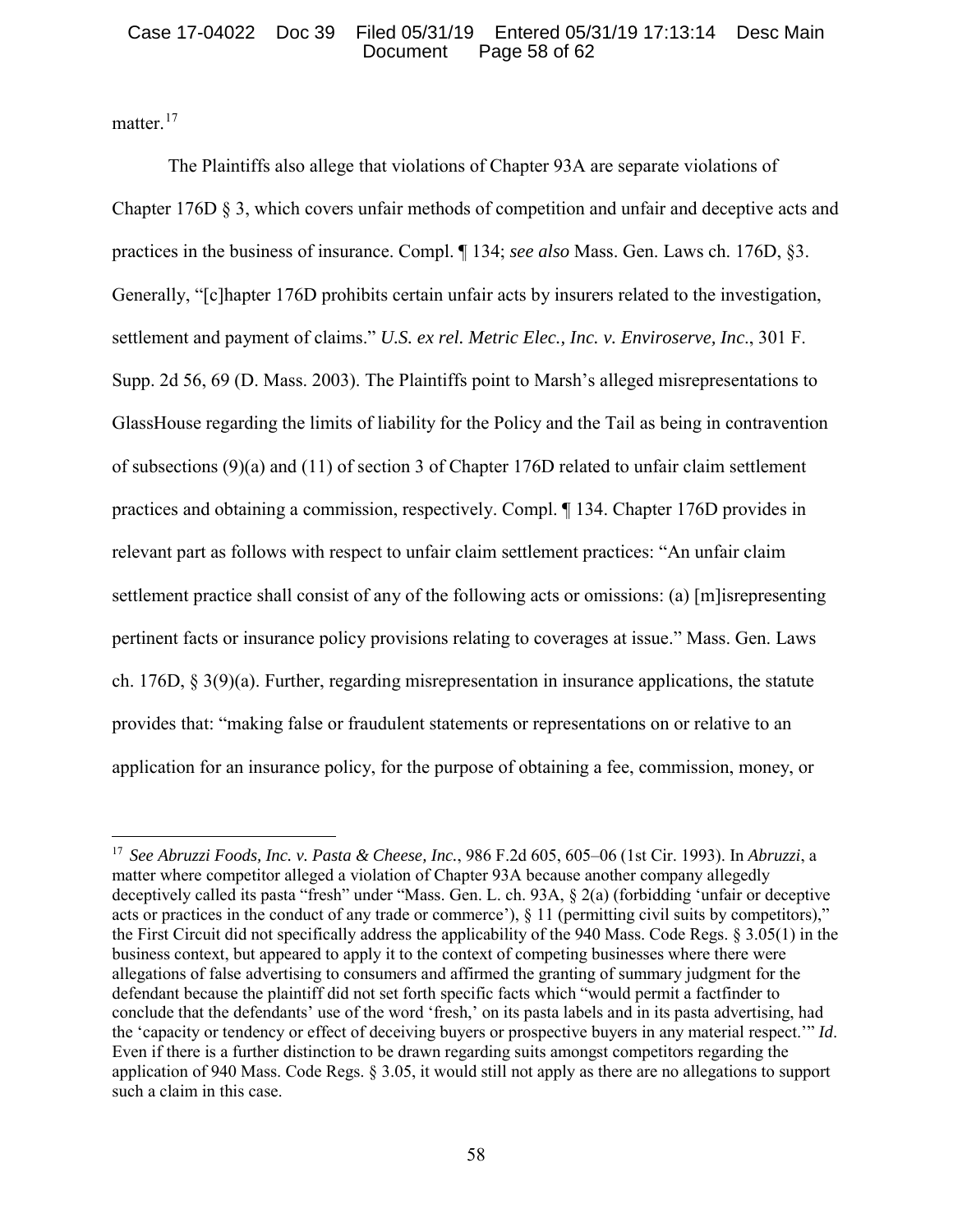matter.[17]

The Plaintiffs also allege that violations of Chapter 93A are separate violations of Chapter 176D § 3, which covers unfair methods of competition and unfair and deceptive acts and practices in the business of insurance. Compl. ¶ 134; *see also* Mass. Gen. Laws ch. 176D, §3. Generally, "[c]hapter 176D prohibits certain unfair acts by insurers related to the investigation, settlement and payment of claims." *U.S. ex rel. Metric Elec., Inc. v. Enviroserve, Inc*., 301 F. Supp. 2d 56, 69 (D. Mass. 2003). The Plaintiffs point to Marsh's alleged misrepresentations to GlassHouse regarding the limits of liability for the Policy and the Tail as being in contravention of subsections (9)(a) and (11) of section 3 of Chapter 176D related to unfair claim settlement practices and obtaining a commission, respectively. Compl. ¶ 134. Chapter 176D provides in relevant part as follows with respect to unfair claim settlement practices: "An unfair claim settlement practice shall consist of any of the following acts or omissions: (a) [m]isrepresenting pertinent facts or insurance policy provisions relating to coverages at issue." Mass. Gen. Laws ch. 176D, § 3(9)(a). Further, regarding misrepresentation in insurance applications, the statute provides that: "making false or fraudulent statements or representations on or relative to an application for an insurance policy, for the purpose of obtaining a fee, commission, money, or

---

[17] *See Abruzzi Foods, Inc. v. Pasta & Cheese, Inc.*, 986 F.2d 605, 605–06 (1st Cir. 1993). In *Abruzzi*, a matter where competitor alleged a violation of Chapter 93A because another company allegedly deceptively called its pasta "fresh" under "Mass. Gen. L. ch. 93A, § 2(a) (forbidding 'unfair or deceptive acts or practices in the conduct of any trade or commerce'), § 11 (permitting civil suits by competitors)," the First Circuit did not specifically address the applicability of the 940 Mass. Code Regs. § 3.05(1) in the business context, but appeared to apply it to the context of competing businesses where there were allegations of false advertising to consumers and affirmed the granting of summary judgment for the defendant because the plaintiff did not set forth specific facts which "would permit a factfinder to conclude that the defendants' use of the word 'fresh,' on its pasta labels and in its pasta advertising, had the 'capacity or tendency or effect of deceiving buyers or prospective buyers in any material respect.'" *Id*. Even if there is a further distinction to be drawn regarding suits amongst competitors regarding the application of 940 Mass. Code Regs. § 3.05, it would still not apply as there are no allegations to support such a claim in this case.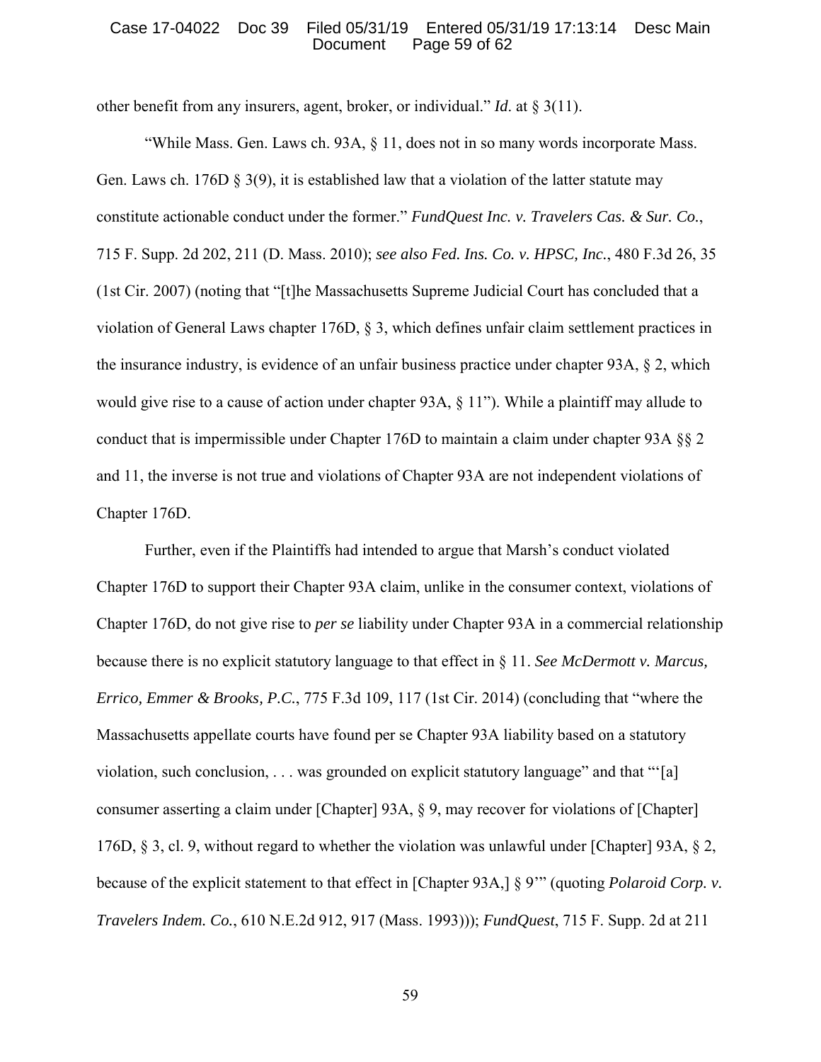other benefit from any insurers, agent, broker, or individual." *Id.* at § 3(11).

"While Mass. Gen. Laws ch. 93A, § 11, does not in so many words incorporate Mass. Gen. Laws ch. 176D § 3(9), it is established law that a violation of the latter statute may constitute actionable conduct under the former." *FundQuest Inc. v. Travelers Cas. & Sur. Co.*, 715 F. Supp. 2d 202, 211 (D. Mass. 2010); *see also Fed. Ins. Co. v. HPSC, Inc.*, 480 F.3d 26, 35 (1st Cir. 2007) (noting that "[t]he Massachusetts Supreme Judicial Court has concluded that a violation of General Laws chapter 176D, § 3, which defines unfair claim settlement practices in the insurance industry, is evidence of an unfair business practice under chapter 93A, § 2, which would give rise to a cause of action under chapter 93A, § 11"). While a plaintiff may allude to conduct that is impermissible under Chapter 176D to maintain a claim under chapter 93A §§ 2 and 11, the inverse is not true and violations of Chapter 93A are not independent violations of Chapter 176D.

Further, even if the Plaintiffs had intended to argue that Marsh's conduct violated Chapter 176D to support their Chapter 93A claim, unlike in the consumer context, violations of Chapter 176D, do not give rise to *per se* liability under Chapter 93A in a commercial relationship because there is no explicit statutory language to that effect in § 11. *See McDermott v. Marcus, Errico, Emmer & Brooks, P.C.*, 775 F.3d 109, 117 (1st Cir. 2014) (concluding that "where the Massachusetts appellate courts have found per se Chapter 93A liability based on a statutory violation, such conclusion, . . . was grounded on explicit statutory language" and that "'[a] consumer asserting a claim under [Chapter] 93A, § 9, may recover for violations of [Chapter] 176D, § 3, cl. 9, without regard to whether the violation was unlawful under [Chapter] 93A, § 2, because of the explicit statement to that effect in [Chapter 93A,] § 9'" (quoting *Polaroid Corp. v. Travelers Indem. Co.*, 610 N.E.2d 912, 917 (Mass. 1993))); *FundQuest*, 715 F. Supp. 2d at 211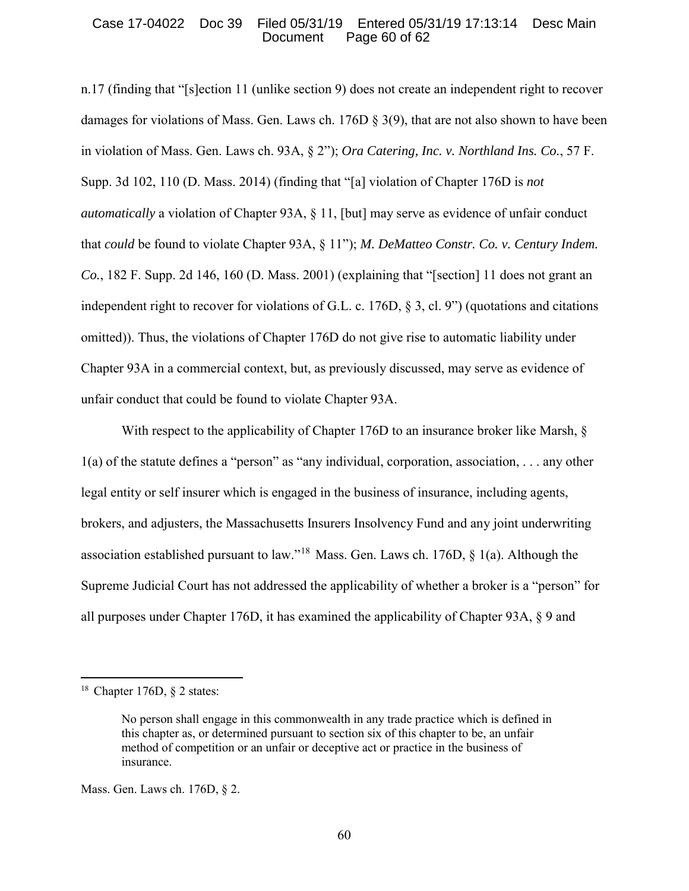n.17 (finding that "[s]ection 11 (unlike section 9) does not create an independent right to recover damages for violations of Mass. Gen. Laws ch. 176D § 3(9), that are not also shown to have been in violation of Mass. Gen. Laws ch. 93A, § 2"); *Ora Catering, Inc. v. Northland Ins. Co.*, 57 F. Supp. 3d 102, 110 (D. Mass. 2014) (finding that "[a] violation of Chapter 176D is *not automatically* a violation of Chapter 93A, § 11, [but] may serve as evidence of unfair conduct that *could* be found to violate Chapter 93A, § 11"); *M. DeMatteo Constr. Co. v. Century Indem. Co.*, 182 F. Supp. 2d 146, 160 (D. Mass. 2001) (explaining that "[section] 11 does not grant an independent right to recover for violations of G.L. c. 176D, § 3, cl. 9") (quotations and citations omitted)). Thus, the violations of Chapter 176D do not give rise to automatic liability under Chapter 93A in a commercial context, but, as previously discussed, may serve as evidence of unfair conduct that could be found to violate Chapter 93A.

With respect to the applicability of Chapter 176D to an insurance broker like Marsh, § 1(a) of the statute defines a "person" as "any individual, corporation, association, . . . any other legal entity or self insurer which is engaged in the business of insurance, including agents, brokers, and adjusters, the Massachusetts Insurers Insolvency Fund and any joint underwriting association established pursuant to law."[18] Mass. Gen. Laws ch. 176D, § 1(a). Although the Supreme Judicial Court has not addressed the applicability of whether a broker is a "person" for all purposes under Chapter 176D, it has examined the applicability of Chapter 93A, § 9 and

---

[18] Chapter 176D, § 2 states:

> No person shall engage in this commonwealth in any trade practice which is defined in this chapter as, or determined pursuant to section six of this chapter to be, an unfair method of competition or an unfair or deceptive act or practice in the business of insurance.

Mass. Gen. Laws ch. 176D, § 2.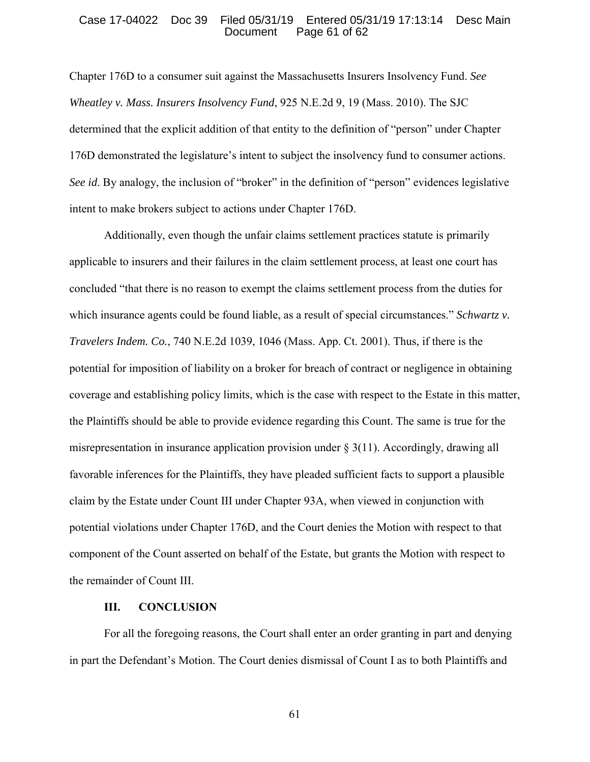Chapter 176D to a consumer suit against the Massachusetts Insurers Insolvency Fund. *See Wheatley v. Mass. Insurers Insolvency Fund*, 925 N.E.2d 9, 19 (Mass. 2010). The SJC determined that the explicit addition of that entity to the definition of "person" under Chapter 176D demonstrated the legislature's intent to subject the insolvency fund to consumer actions. *See id*. By analogy, the inclusion of "broker" in the definition of "person" evidences legislative intent to make brokers subject to actions under Chapter 176D.

Additionally, even though the unfair claims settlement practices statute is primarily applicable to insurers and their failures in the claim settlement process, at least one court has concluded "that there is no reason to exempt the claims settlement process from the duties for which insurance agents could be found liable, as a result of special circumstances." *Schwartz v. Travelers Indem. Co.*, 740 N.E.2d 1039, 1046 (Mass. App. Ct. 2001). Thus, if there is the potential for imposition of liability on a broker for breach of contract or negligence in obtaining coverage and establishing policy limits, which is the case with respect to the Estate in this matter, the Plaintiffs should be able to provide evidence regarding this Count. The same is true for the misrepresentation in insurance application provision under § 3(11). Accordingly, drawing all favorable inferences for the Plaintiffs, they have pleaded sufficient facts to support a plausible claim by the Estate under Count III under Chapter 93A, when viewed in conjunction with potential violations under Chapter 176D, and the Court denies the Motion with respect to that component of the Count asserted on behalf of the Estate, but grants the Motion with respect to the remainder of Count III.

## III. CONCLUSION

For all the foregoing reasons, the Court shall enter an order granting in part and denying in part the Defendant's Motion. The Court denies dismissal of Count I as to both Plaintiffs and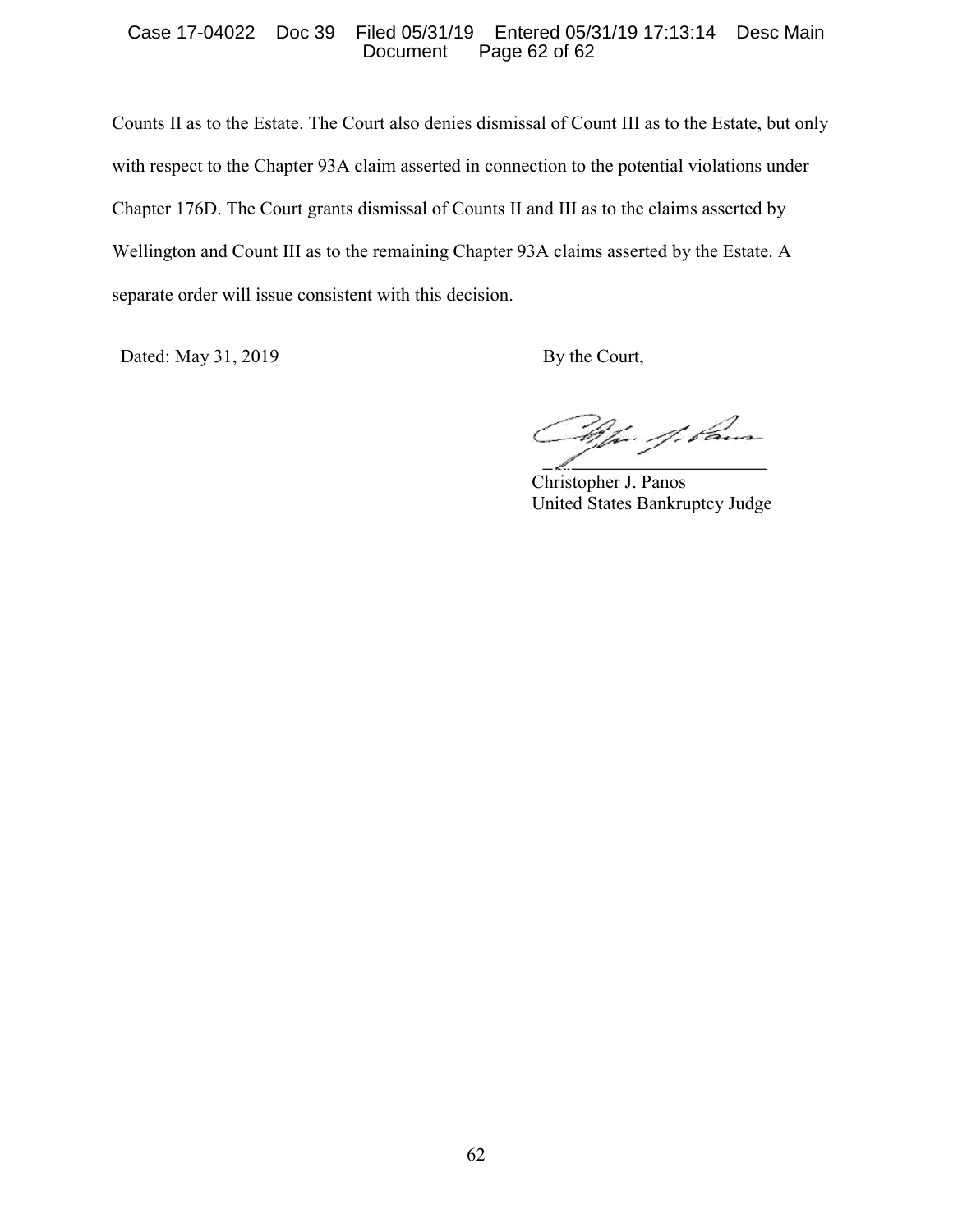Counts II as to the Estate. The Court also denies dismissal of Count III as to the Estate, but only with respect to the Chapter 93A claim asserted in connection to the potential violations under Chapter 176D. The Court grants dismissal of Counts II and III as to the claims asserted by Wellington and Count III as to the remaining Chapter 93A claims asserted by the Estate. A separate order will issue consistent with this decision.

Dated: May 31, 2019

By the Court,

Christopher J. Panos
United States Bankruptcy Judge